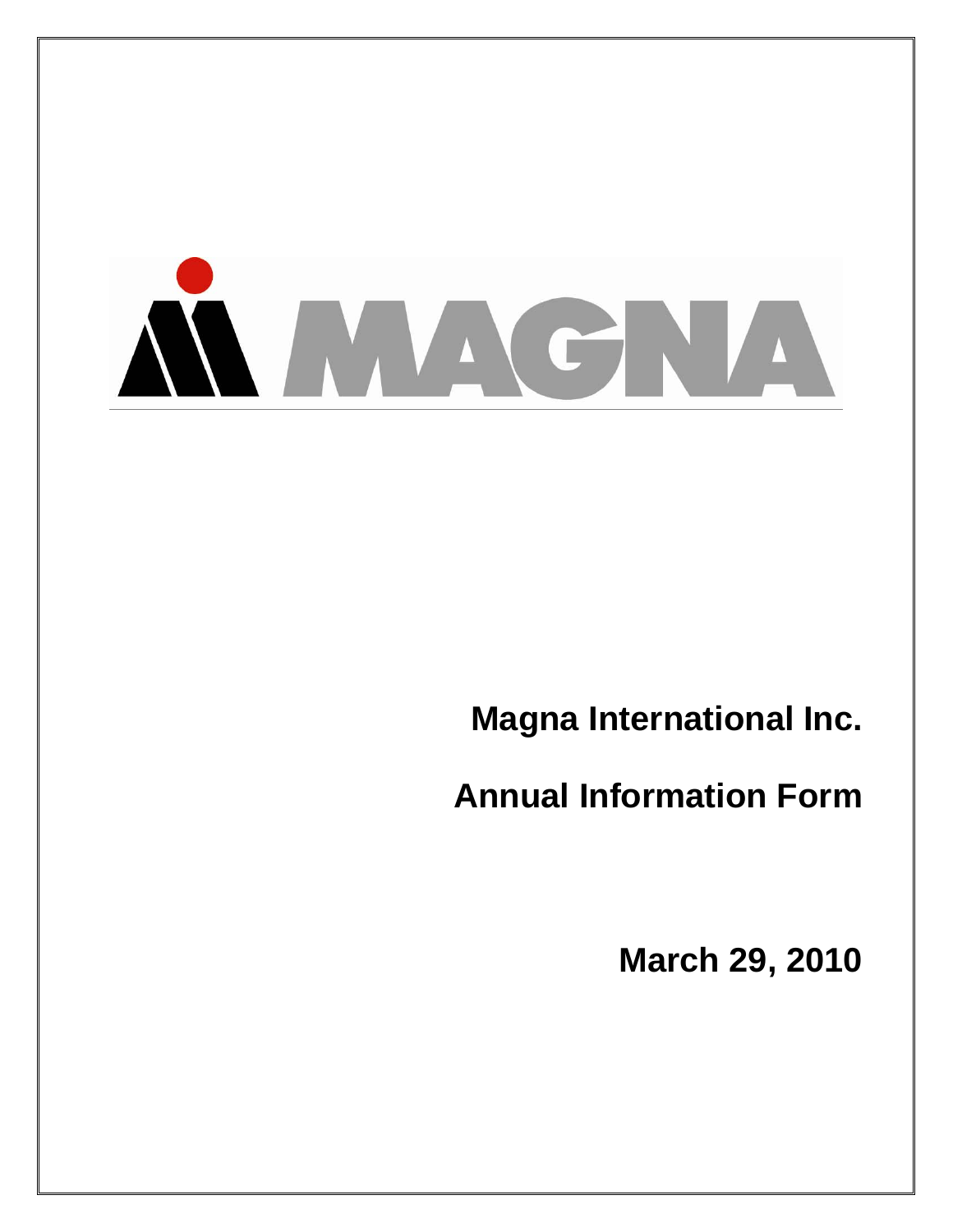MAGNA

# Magna International Inc.

# Annual Information Form

**March 29, 2010**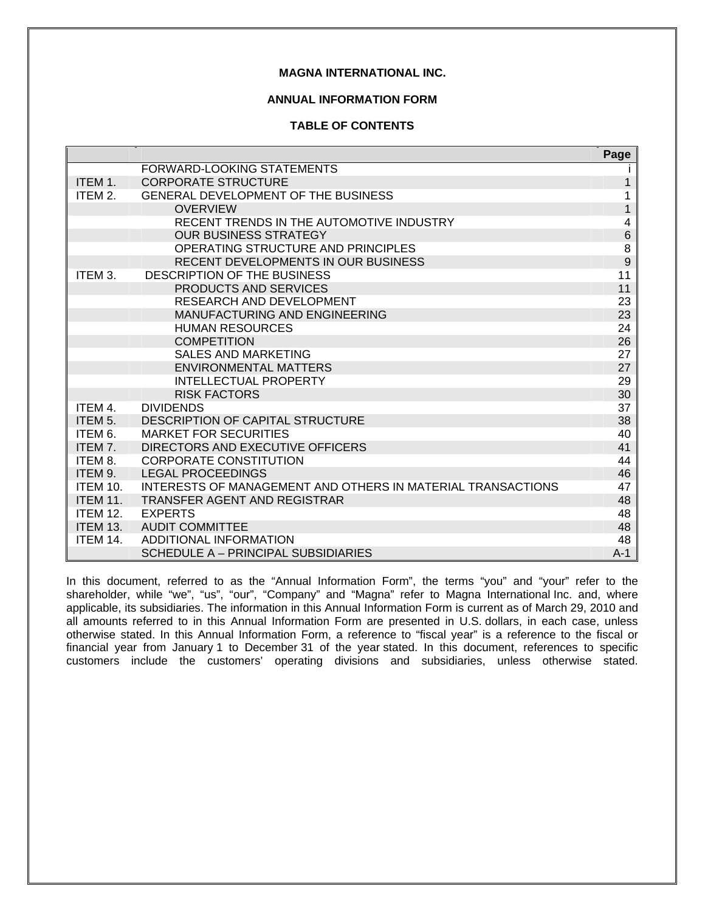**MAGNA INTERNATIONAL INC.**

**ANNUAL INFORMATION FORM**

**TABLE OF CONTENTS**

| | | Page |
|---|---|---|
| | FORWARD-LOOKING STATEMENTS | i |
| ITEM 1. | CORPORATE STRUCTURE | 1 |
| ITEM 2. | GENERAL DEVELOPMENT OF THE BUSINESS | 1 |
| | OVERVIEW | 1 |
| | RECENT TRENDS IN THE AUTOMOTIVE INDUSTRY | 4 |
| | OUR BUSINESS STRATEGY | 6 |
| | OPERATING STRUCTURE AND PRINCIPLES | 8 |
| | RECENT DEVELOPMENTS IN OUR BUSINESS | 9 |
| ITEM 3. | DESCRIPTION OF THE BUSINESS | 11 |
| | PRODUCTS AND SERVICES | 11 |
| | RESEARCH AND DEVELOPMENT | 23 |
| | MANUFACTURING AND ENGINEERING | 23 |
| | HUMAN RESOURCES | 24 |
| | COMPETITION | 26 |
| | SALES AND MARKETING | 27 |
| | ENVIRONMENTAL MATTERS | 27 |
| | INTELLECTUAL PROPERTY | 29 |
| | RISK FACTORS | 30 |
| ITEM 4. | DIVIDENDS | 37 |
| ITEM 5. | DESCRIPTION OF CAPITAL STRUCTURE | 38 |
| ITEM 6. | MARKET FOR SECURITIES | 40 |
| ITEM 7. | DIRECTORS AND EXECUTIVE OFFICERS | 41 |
| ITEM 8. | CORPORATE CONSTITUTION | 44 |
| ITEM 9. | LEGAL PROCEEDINGS | 46 |
| ITEM 10. | INTERESTS OF MANAGEMENT AND OTHERS IN MATERIAL TRANSACTIONS | 47 |
| ITEM 11. | TRANSFER AGENT AND REGISTRAR | 48 |
| ITEM 12. | EXPERTS | 48 |
| ITEM 13. | AUDIT COMMITTEE | 48 |
| ITEM 14. | ADDITIONAL INFORMATION | 48 |
| | SCHEDULE A – PRINCIPAL SUBSIDIARIES | A-1 |

In this document, referred to as the "Annual Information Form", the terms "you" and "your" refer to the shareholder, while "we", "us", "our", "Company" and "Magna" refer to Magna International Inc. and, where applicable, its subsidiaries. The information in this Annual Information Form is current as of March 29, 2010 and all amounts referred to in this Annual Information Form are presented in U.S. dollars, in each case, unless otherwise stated. In this Annual Information Form, a reference to "fiscal year" is a reference to the fiscal or financial year from January 1 to December 31 of the year stated. In this document, references to specific customers include the customers' operating divisions and subsidiaries, unless otherwise stated.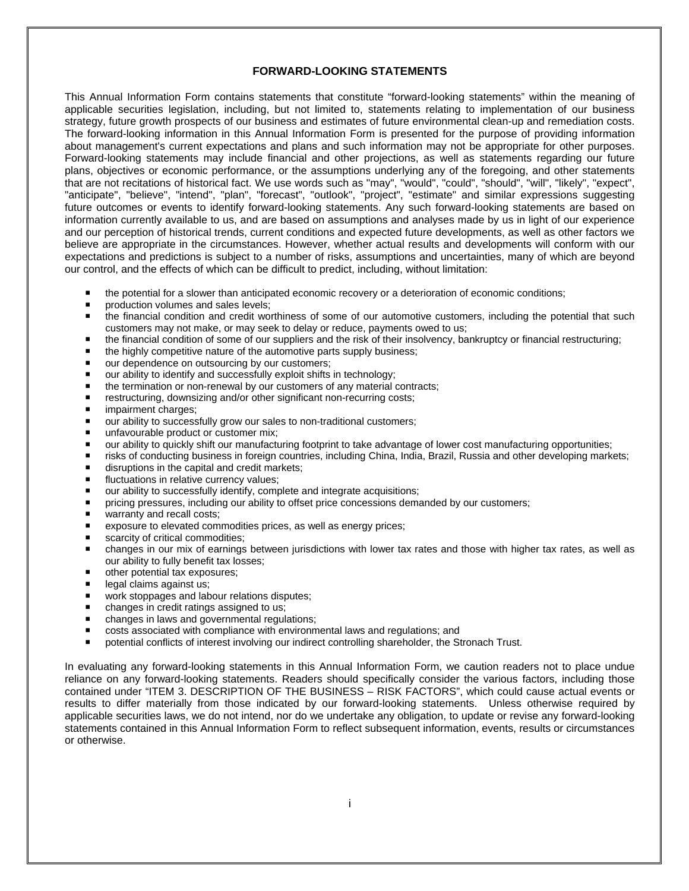## FORWARD-LOOKING STATEMENTS

This Annual Information Form contains statements that constitute "forward-looking statements" within the meaning of applicable securities legislation, including, but not limited to, statements relating to implementation of our business strategy, future growth prospects of our business and estimates of future environmental clean-up and remediation costs. The forward-looking information in this Annual Information Form is presented for the purpose of providing information about management's current expectations and plans and such information may not be appropriate for other purposes. Forward-looking statements may include financial and other projections, as well as statements regarding our future plans, objectives or economic performance, or the assumptions underlying any of the foregoing, and other statements that are not recitations of historical fact. We use words such as "may", "would", "could", "should", "will", "likely", "expect", "anticipate", "believe", "intend", "plan", "forecast", "outlook", "project", "estimate" and similar expressions suggesting future outcomes or events to identify forward-looking statements. Any such forward-looking statements are based on information currently available to us, and are based on assumptions and analyses made by us in light of our experience and our perception of historical trends, current conditions and expected future developments, as well as other factors we believe are appropriate in the circumstances. However, whether actual results and developments will conform with our expectations and predictions is subject to a number of risks, assumptions and uncertainties, many of which are beyond our control, and the effects of which can be difficult to predict, including, without limitation:

- the potential for a slower than anticipated economic recovery or a deterioration of economic conditions;
- production volumes and sales levels;
- the financial condition and credit worthiness of some of our automotive customers, including the potential that such customers may not make, or may seek to delay or reduce, payments owed to us;
- the financial condition of some of our suppliers and the risk of their insolvency, bankruptcy or financial restructuring;
- the highly competitive nature of the automotive parts supply business;
- our dependence on outsourcing by our customers;
- our ability to identify and successfully exploit shifts in technology;
- the termination or non-renewal by our customers of any material contracts;
- restructuring, downsizing and/or other significant non-recurring costs;
- impairment charges;
- our ability to successfully grow our sales to non-traditional customers;
- unfavourable product or customer mix;
- our ability to quickly shift our manufacturing footprint to take advantage of lower cost manufacturing opportunities;
- risks of conducting business in foreign countries, including China, India, Brazil, Russia and other developing markets;
- disruptions in the capital and credit markets;
- fluctuations in relative currency values;
- our ability to successfully identify, complete and integrate acquisitions;
- pricing pressures, including our ability to offset price concessions demanded by our customers;
- warranty and recall costs;
- exposure to elevated commodities prices, as well as energy prices;
- scarcity of critical commodities;
- changes in our mix of earnings between jurisdictions with lower tax rates and those with higher tax rates, as well as our ability to fully benefit tax losses;
- other potential tax exposures;
- legal claims against us;
- work stoppages and labour relations disputes;
- changes in credit ratings assigned to us;
- changes in laws and governmental regulations;
- costs associated with compliance with environmental laws and regulations; and
- potential conflicts of interest involving our indirect controlling shareholder, the Stronach Trust.

In evaluating any forward-looking statements in this Annual Information Form, we caution readers not to place undue reliance on any forward-looking statements. Readers should specifically consider the various factors, including those contained under "ITEM 3. DESCRIPTION OF THE BUSINESS – RISK FACTORS", which could cause actual events or results to differ materially from those indicated by our forward-looking statements. Unless otherwise required by applicable securities laws, we do not intend, nor do we undertake any obligation, to update or revise any forward-looking statements contained in this Annual Information Form to reflect subsequent information, events, results or circumstances or otherwise.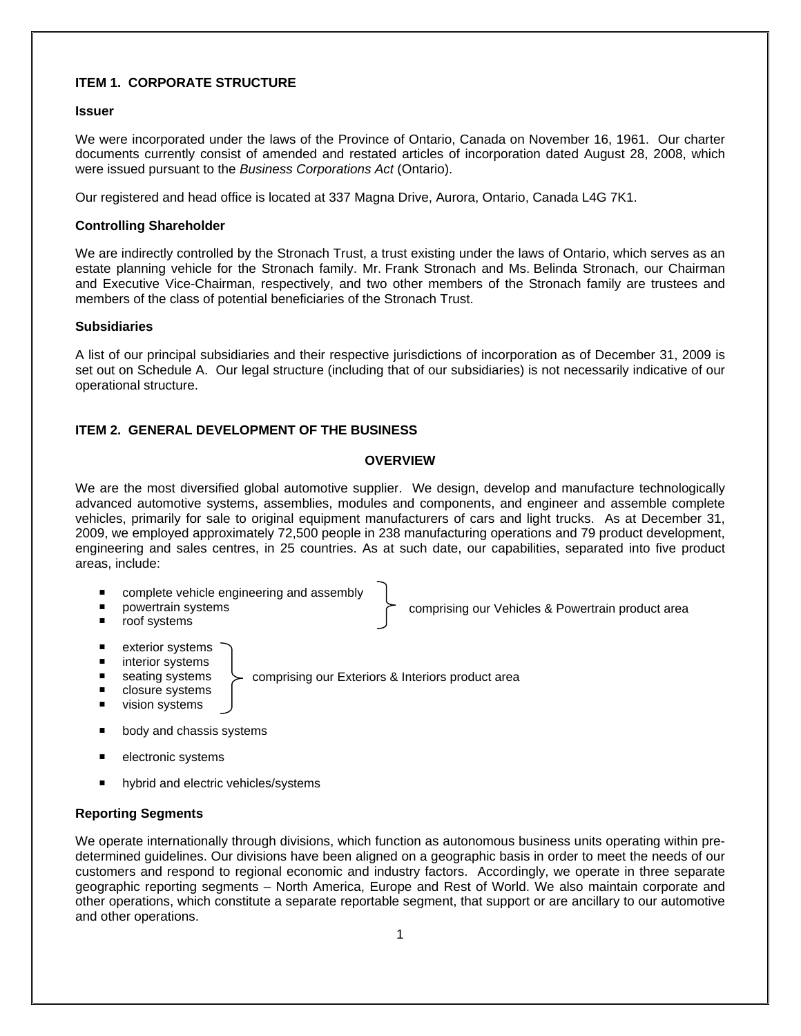## ITEM 1. CORPORATE STRUCTURE

### Issuer

We were incorporated under the laws of the Province of Ontario, Canada on November 16, 1961. Our charter documents currently consist of amended and restated articles of incorporation dated August 28, 2008, which were issued pursuant to the *Business Corporations Act* (Ontario).

Our registered and head office is located at 337 Magna Drive, Aurora, Ontario, Canada L4G 7K1.

### Controlling Shareholder

We are indirectly controlled by the Stronach Trust, a trust existing under the laws of Ontario, which serves as an estate planning vehicle for the Stronach family. Mr. Frank Stronach and Ms. Belinda Stronach, our Chairman and Executive Vice-Chairman, respectively, and two other members of the Stronach family are trustees and members of the class of potential beneficiaries of the Stronach Trust.

### Subsidiaries

A list of our principal subsidiaries and their respective jurisdictions of incorporation as of December 31, 2009 is set out on Schedule A. Our legal structure (including that of our subsidiaries) is not necessarily indicative of our operational structure.

## ITEM 2. GENERAL DEVELOPMENT OF THE BUSINESS

### OVERVIEW

We are the most diversified global automotive supplier. We design, develop and manufacture technologically advanced automotive systems, assemblies, modules and components, and engineer and assemble complete vehicles, primarily for sale to original equipment manufacturers of cars and light trucks. As at December 31, 2009, we employed approximately 72,500 people in 238 manufacturing operations and 79 product development, engineering and sales centres, in 25 countries. As at such date, our capabilities, separated into five product areas, include:

- complete vehicle engineering and assembly
- powertrain systems
- roof systems

} comprising our Vehicles & Powertrain product area

- exterior systems
- interior systems
- seating systems
- closure systems
- vision systems

} comprising our Exteriors & Interiors product area

- body and chassis systems
- electronic systems
- hybrid and electric vehicles/systems

### Reporting Segments

We operate internationally through divisions, which function as autonomous business units operating within pre-determined guidelines. Our divisions have been aligned on a geographic basis in order to meet the needs of our customers and respond to regional economic and industry factors. Accordingly, we operate in three separate geographic reporting segments – North America, Europe and Rest of World. We also maintain corporate and other operations, which constitute a separate reportable segment, that support or are ancillary to our automotive and other operations.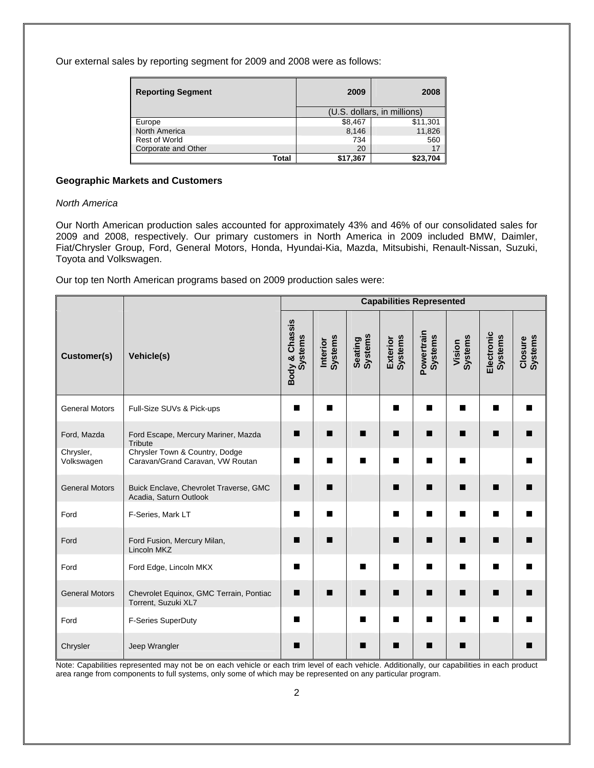Our external sales by reporting segment for 2009 and 2008 were as follows:

| Reporting Segment | 2009 | 2008 |
|---|---|---|
| | (U.S. dollars, in millions) | |
| Europe | $8,467 | $11,301 |
| North America | 8,146 | 11,826 |
| Rest of World | 734 | 560 |
| Corporate and Other | 20 | 17 |
| Total | $17,367 | $23,704 |

**Geographic Markets and Customers**

*North America*

Our North American production sales accounted for approximately 43% and 46% of our consolidated sales for 2009 and 2008, respectively. Our primary customers in North America in 2009 included BMW, Daimler, Fiat/Chrysler Group, Ford, General Motors, Honda, Hyundai-Kia, Mazda, Mitsubishi, Renault-Nissan, Suzuki, Toyota and Volkswagen.

Our top ten North American programs based on 2009 production sales were:

| | | Capabilities Represented | | | | | | | |
|---|---|---|---|---|---|---|---|---|---|
| Customer(s) | Vehicle(s) | Body & Chassis Systems | Interior Systems | Seating Systems | Exterior Systems | Powertrain Systems | Vision Systems | Electronic Systems | Closure Systems |
| General Motors | Full-Size SUVs & Pick-ups | ■ | ■ | | ■ | ■ | ■ | ■ | ■ |
| Ford, Mazda | Ford Escape, Mercury Mariner, Mazda Tribute | ■ | ■ | ■ | ■ | ■ | ■ | ■ | ■ |
| Chrysler, Volkswagen | Chrysler Town & Country, Dodge Caravan/Grand Caravan, VW Routan | ■ | ■ | ■ | ■ | ■ | ■ | | ■ |
| General Motors | Buick Enclave, Chevrolet Traverse, GMC Acadia, Saturn Outlook | ■ | ■ | | ■ | ■ | ■ | ■ | ■ |
| Ford | F-Series, Mark LT | ■ | ■ | | ■ | ■ | ■ | ■ | ■ |
| Ford | Ford Fusion, Mercury Milan, Lincoln MKZ | ■ | ■ | | ■ | ■ | ■ | ■ | ■ |
| Ford | Ford Edge, Lincoln MKX | ■ | | ■ | ■ | ■ | ■ | ■ | ■ |
| General Motors | Chevrolet Equinox, GMC Terrain, Pontiac Torrent, Suzuki XL7 | ■ | ■ | ■ | ■ | ■ | ■ | ■ | ■ |
| Ford | F-Series SuperDuty | ■ | | ■ | ■ | ■ | ■ | ■ | ■ |
| Chrysler | Jeep Wrangler | ■ | | ■ | ■ | ■ | ■ | | ■ |

Note: Capabilities represented may not be on each vehicle or each trim level of each vehicle. Additionally, our capabilities in each product area range from components to full systems, only some of which may be represented on any particular program.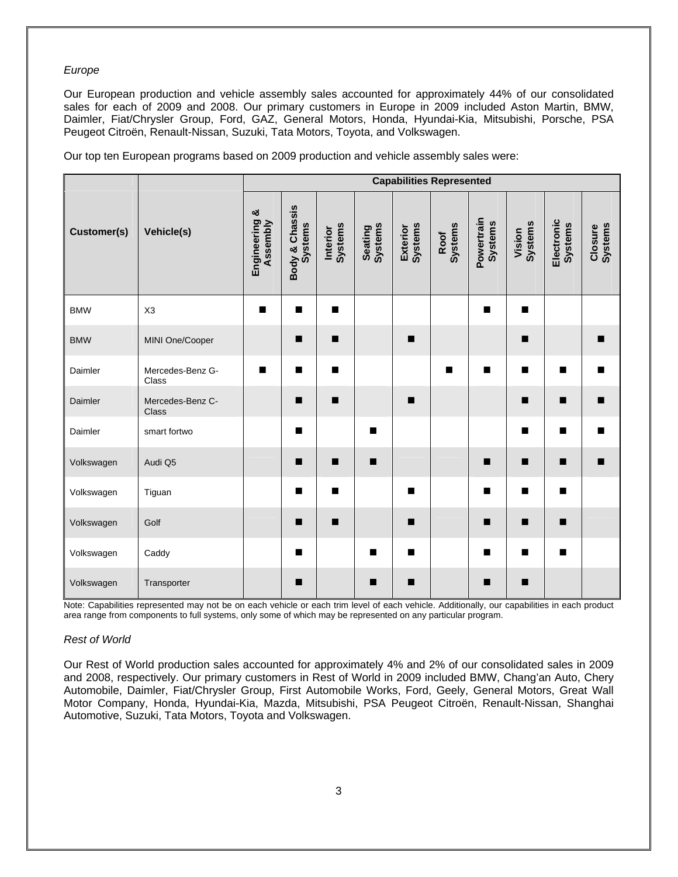*Europe*

Our European production and vehicle assembly sales accounted for approximately 44% of our consolidated sales for each of 2009 and 2008. Our primary customers in Europe in 2009 included Aston Martin, BMW, Daimler, Fiat/Chrysler Group, Ford, GAZ, General Motors, Honda, Hyundai-Kia, Mitsubishi, Porsche, PSA Peugeot Citroën, Renault-Nissan, Suzuki, Tata Motors, Toyota, and Volkswagen.

Our top ten European programs based on 2009 production and vehicle assembly sales were:

| | | Capabilities Represented | | | | | | | | | |
|---|---|---|---|---|---|---|---|---|---|---|---|
| **Customer(s)** | **Vehicle(s)** | **Engineering & Assembly** | **Body & Chassis Systems** | **Interior Systems** | **Seating Systems** | **Exterior Systems** | **Roof Systems** | **Powertrain Systems** | **Vision Systems** | **Electronic Systems** | **Closure Systems** |
| BMW | X3 | ■ | ■ | ■ | | | | ■ | ■ | | |
| BMW | MINI One/Cooper | | ■ | ■ | | ■ | | | ■ | | ■ |
| Daimler | Mercedes-Benz G-Class | ■ | ■ | ■ | | | ■ | ■ | ■ | ■ | ■ |
| Daimler | Mercedes-Benz C-Class | | ■ | ■ | | ■ | | | ■ | ■ | ■ |
| Daimler | smart fortwo | | ■ | | ■ | | | | ■ | ■ | ■ |
| Volkswagen | Audi Q5 | | ■ | ■ | ■ | | | ■ | ■ | ■ | ■ |
| Volkswagen | Tiguan | | ■ | ■ | | ■ | | ■ | ■ | ■ | |
| Volkswagen | Golf | | ■ | ■ | | ■ | | ■ | ■ | ■ | |
| Volkswagen | Caddy | | ■ | | ■ | ■ | | ■ | ■ | ■ | |
| Volkswagen | Transporter | | ■ | | ■ | ■ | | ■ | ■ | | |

Note: Capabilities represented may not be on each vehicle or each trim level of each vehicle. Additionally, our capabilities in each product area range from components to full systems, only some of which may be represented on any particular program.

*Rest of World*

Our Rest of World production sales accounted for approximately 4% and 2% of our consolidated sales in 2009 and 2008, respectively. Our primary customers in Rest of World in 2009 included BMW, Chang'an Auto, Chery Automobile, Daimler, Fiat/Chrysler Group, First Automobile Works, Ford, Geely, General Motors, Great Wall Motor Company, Honda, Hyundai-Kia, Mazda, Mitsubishi, PSA Peugeot Citroën, Renault-Nissan, Shanghai Automotive, Suzuki, Tata Motors, Toyota and Volkswagen.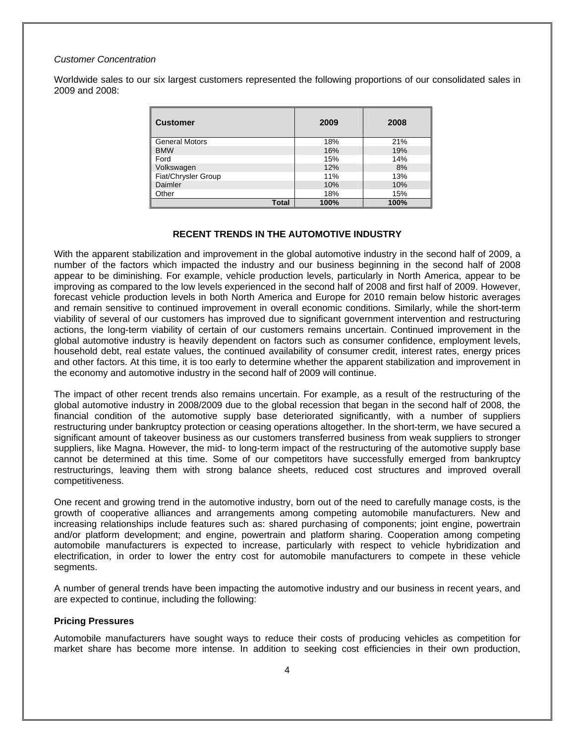*Customer Concentration*

Worldwide sales to our six largest customers represented the following proportions of our consolidated sales in 2009 and 2008:

| Customer | 2009 | 2008 |
|---|---|---|
| General Motors | 18% | 21% |
| BMW | 16% | 19% |
| Ford | 15% | 14% |
| Volkswagen | 12% | 8% |
| Fiat/Chrysler Group | 11% | 13% |
| Daimler | 10% | 10% |
| Other | 18% | 15% |
| **Total** | **100%** | **100%** |

## RECENT TRENDS IN THE AUTOMOTIVE INDUSTRY

With the apparent stabilization and improvement in the global automotive industry in the second half of 2009, a number of the factors which impacted the industry and our business beginning in the second half of 2008 appear to be diminishing. For example, vehicle production levels, particularly in North America, appear to be improving as compared to the low levels experienced in the second half of 2008 and first half of 2009. However, forecast vehicle production levels in both North America and Europe for 2010 remain below historic averages and remain sensitive to continued improvement in overall economic conditions. Similarly, while the short-term viability of several of our customers has improved due to significant government intervention and restructuring actions, the long-term viability of certain of our customers remains uncertain. Continued improvement in the global automotive industry is heavily dependent on factors such as consumer confidence, employment levels, household debt, real estate values, the continued availability of consumer credit, interest rates, energy prices and other factors. At this time, it is too early to determine whether the apparent stabilization and improvement in the economy and automotive industry in the second half of 2009 will continue.

The impact of other recent trends also remains uncertain. For example, as a result of the restructuring of the global automotive industry in 2008/2009 due to the global recession that began in the second half of 2008, the financial condition of the automotive supply base deteriorated significantly, with a number of suppliers restructuring under bankruptcy protection or ceasing operations altogether. In the short-term, we have secured a significant amount of takeover business as our customers transferred business from weak suppliers to stronger suppliers, like Magna. However, the mid- to long-term impact of the restructuring of the automotive supply base cannot be determined at this time. Some of our competitors have successfully emerged from bankruptcy restructurings, leaving them with strong balance sheets, reduced cost structures and improved overall competitiveness.

One recent and growing trend in the automotive industry, born out of the need to carefully manage costs, is the growth of cooperative alliances and arrangements among competing automobile manufacturers. New and increasing relationships include features such as: shared purchasing of components; joint engine, powertrain and/or platform development; and engine, powertrain and platform sharing. Cooperation among competing automobile manufacturers is expected to increase, particularly with respect to vehicle hybridization and electrification, in order to lower the entry cost for automobile manufacturers to compete in these vehicle segments.

A number of general trends have been impacting the automotive industry and our business in recent years, and are expected to continue, including the following:

### Pricing Pressures

Automobile manufacturers have sought ways to reduce their costs of producing vehicles as competition for market share has become more intense. In addition to seeking cost efficiencies in their own production,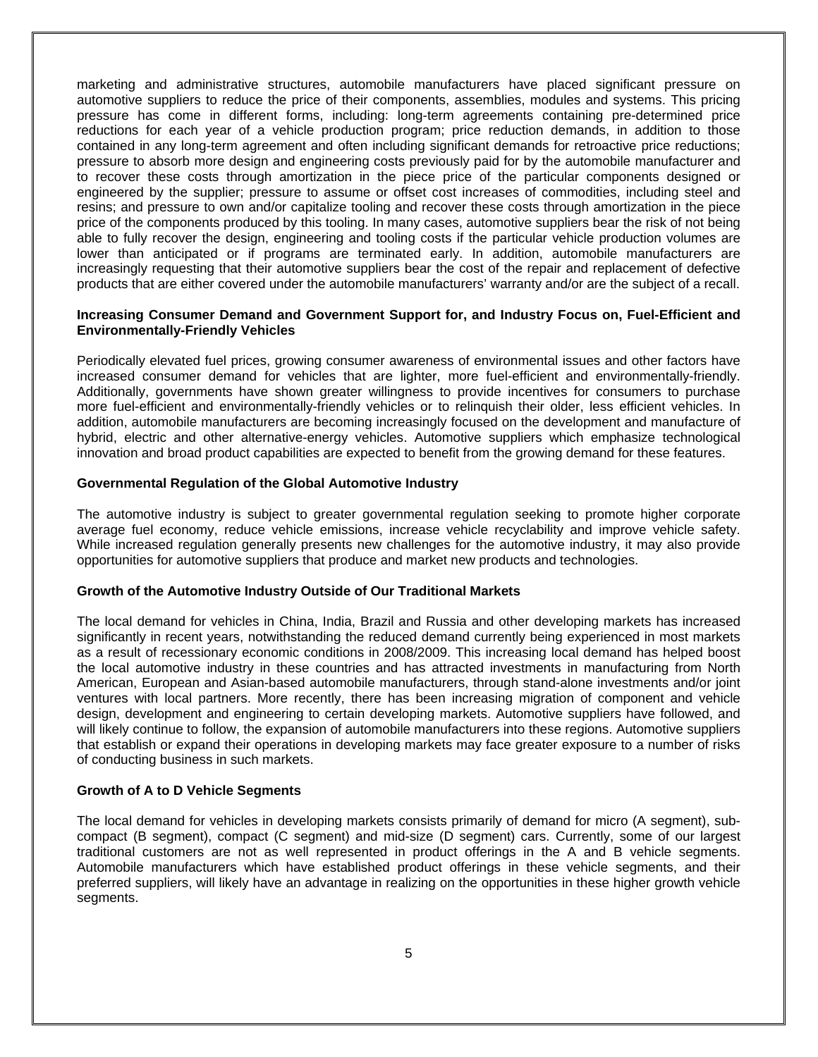marketing and administrative structures, automobile manufacturers have placed significant pressure on automotive suppliers to reduce the price of their components, assemblies, modules and systems. This pricing pressure has come in different forms, including: long-term agreements containing pre-determined price reductions for each year of a vehicle production program; price reduction demands, in addition to those contained in any long-term agreement and often including significant demands for retroactive price reductions; pressure to absorb more design and engineering costs previously paid for by the automobile manufacturer and to recover these costs through amortization in the piece price of the particular components designed or engineered by the supplier; pressure to assume or offset cost increases of commodities, including steel and resins; and pressure to own and/or capitalize tooling and recover these costs through amortization in the piece price of the components produced by this tooling. In many cases, automotive suppliers bear the risk of not being able to fully recover the design, engineering and tooling costs if the particular vehicle production volumes are lower than anticipated or if programs are terminated early. In addition, automobile manufacturers are increasingly requesting that their automotive suppliers bear the cost of the repair and replacement of defective products that are either covered under the automobile manufacturers' warranty and/or are the subject of a recall.

**Increasing Consumer Demand and Government Support for, and Industry Focus on, Fuel-Efficient and Environmentally-Friendly Vehicles**

Periodically elevated fuel prices, growing consumer awareness of environmental issues and other factors have increased consumer demand for vehicles that are lighter, more fuel-efficient and environmentally-friendly. Additionally, governments have shown greater willingness to provide incentives for consumers to purchase more fuel-efficient and environmentally-friendly vehicles or to relinquish their older, less efficient vehicles. In addition, automobile manufacturers are becoming increasingly focused on the development and manufacture of hybrid, electric and other alternative-energy vehicles. Automotive suppliers which emphasize technological innovation and broad product capabilities are expected to benefit from the growing demand for these features.

**Governmental Regulation of the Global Automotive Industry**

The automotive industry is subject to greater governmental regulation seeking to promote higher corporate average fuel economy, reduce vehicle emissions, increase vehicle recyclability and improve vehicle safety. While increased regulation generally presents new challenges for the automotive industry, it may also provide opportunities for automotive suppliers that produce and market new products and technologies.

**Growth of the Automotive Industry Outside of Our Traditional Markets**

The local demand for vehicles in China, India, Brazil and Russia and other developing markets has increased significantly in recent years, notwithstanding the reduced demand currently being experienced in most markets as a result of recessionary economic conditions in 2008/2009. This increasing local demand has helped boost the local automotive industry in these countries and has attracted investments in manufacturing from North American, European and Asian-based automobile manufacturers, through stand-alone investments and/or joint ventures with local partners. More recently, there has been increasing migration of component and vehicle design, development and engineering to certain developing markets. Automotive suppliers have followed, and will likely continue to follow, the expansion of automobile manufacturers into these regions. Automotive suppliers that establish or expand their operations in developing markets may face greater exposure to a number of risks of conducting business in such markets.

**Growth of A to D Vehicle Segments**

The local demand for vehicles in developing markets consists primarily of demand for micro (A segment), sub-compact (B segment), compact (C segment) and mid-size (D segment) cars. Currently, some of our largest traditional customers are not as well represented in product offerings in the A and B vehicle segments. Automobile manufacturers which have established product offerings in these vehicle segments, and their preferred suppliers, will likely have an advantage in realizing on the opportunities in these higher growth vehicle segments.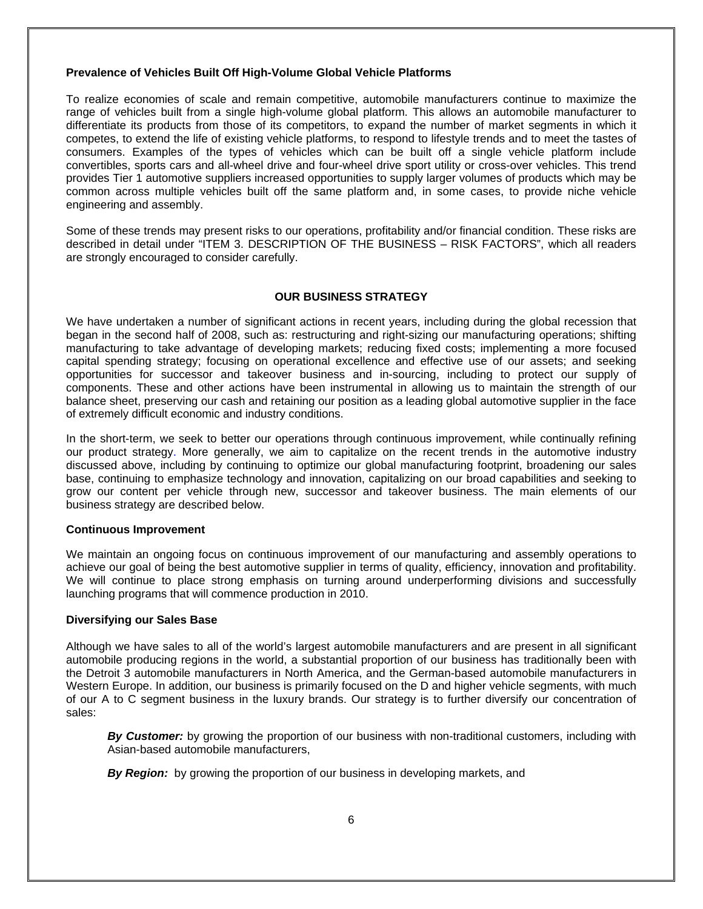**Prevalence of Vehicles Built Off High-Volume Global Vehicle Platforms**

To realize economies of scale and remain competitive, automobile manufacturers continue to maximize the range of vehicles built from a single high-volume global platform. This allows an automobile manufacturer to differentiate its products from those of its competitors, to expand the number of market segments in which it competes, to extend the life of existing vehicle platforms, to respond to lifestyle trends and to meet the tastes of consumers. Examples of the types of vehicles which can be built off a single vehicle platform include convertibles, sports cars and all-wheel drive and four-wheel drive sport utility or cross-over vehicles. This trend provides Tier 1 automotive suppliers increased opportunities to supply larger volumes of products which may be common across multiple vehicles built off the same platform and, in some cases, to provide niche vehicle engineering and assembly.

Some of these trends may present risks to our operations, profitability and/or financial condition. These risks are described in detail under "ITEM 3. DESCRIPTION OF THE BUSINESS – RISK FACTORS", which all readers are strongly encouraged to consider carefully.

## OUR BUSINESS STRATEGY

We have undertaken a number of significant actions in recent years, including during the global recession that began in the second half of 2008, such as: restructuring and right-sizing our manufacturing operations; shifting manufacturing to take advantage of developing markets; reducing fixed costs; implementing a more focused capital spending strategy; focusing on operational excellence and effective use of our assets; and seeking opportunities for successor and takeover business and in-sourcing, including to protect our supply of components. These and other actions have been instrumental in allowing us to maintain the strength of our balance sheet, preserving our cash and retaining our position as a leading global automotive supplier in the face of extremely difficult economic and industry conditions.

In the short-term, we seek to better our operations through continuous improvement, while continually refining our product strategy. More generally, we aim to capitalize on the recent trends in the automotive industry discussed above, including by continuing to optimize our global manufacturing footprint, broadening our sales base, continuing to emphasize technology and innovation, capitalizing on our broad capabilities and seeking to grow our content per vehicle through new, successor and takeover business. The main elements of our business strategy are described below.

**Continuous Improvement**

We maintain an ongoing focus on continuous improvement of our manufacturing and assembly operations to achieve our goal of being the best automotive supplier in terms of quality, efficiency, innovation and profitability. We will continue to place strong emphasis on turning around underperforming divisions and successfully launching programs that will commence production in 2010.

**Diversifying our Sales Base**

Although we have sales to all of the world's largest automobile manufacturers and are present in all significant automobile producing regions in the world, a substantial proportion of our business has traditionally been with the Detroit 3 automobile manufacturers in North America, and the German-based automobile manufacturers in Western Europe. In addition, our business is primarily focused on the D and higher vehicle segments, with much of our A to C segment business in the luxury brands. Our strategy is to further diversify our concentration of sales:

***By Customer:*** by growing the proportion of our business with non-traditional customers, including with Asian-based automobile manufacturers,

***By Region:*** by growing the proportion of our business in developing markets, and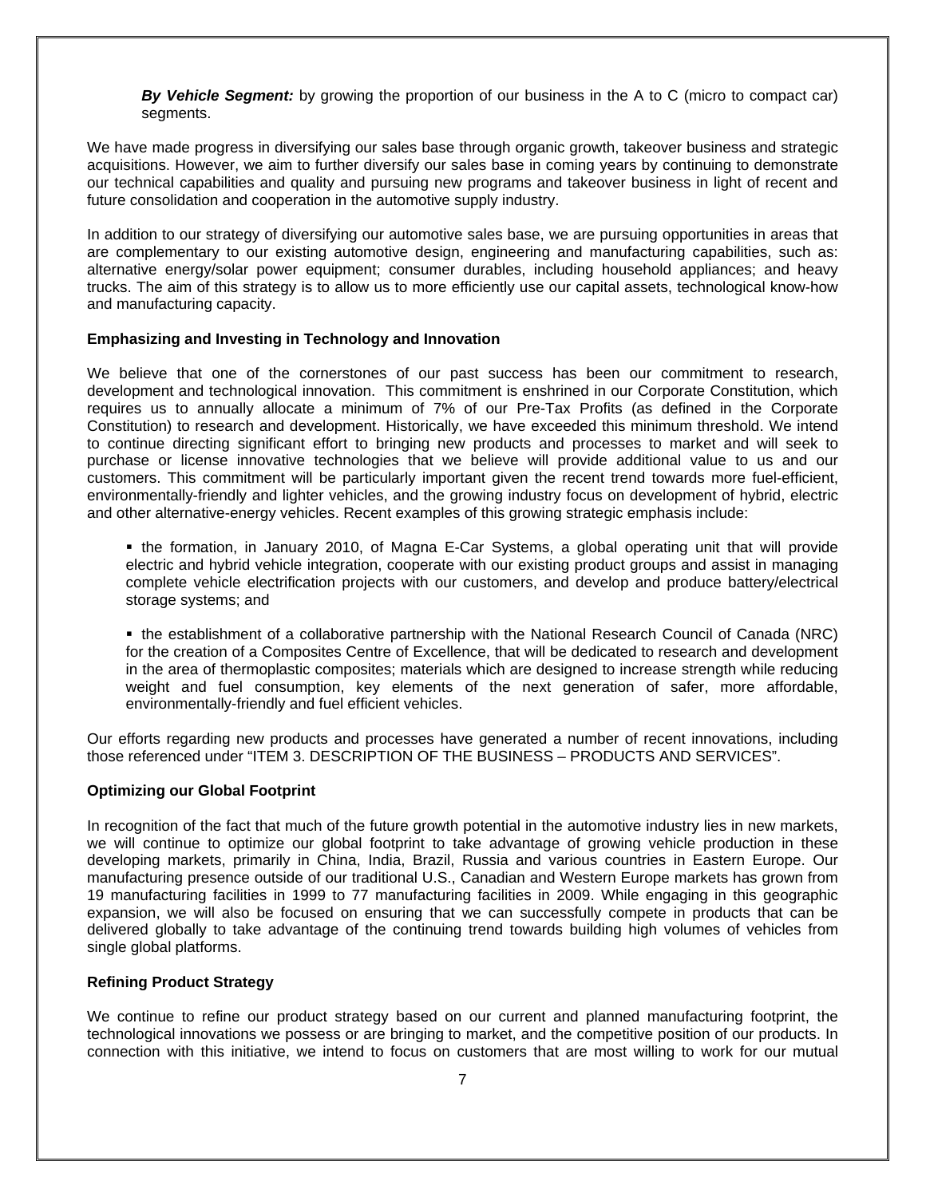***By Vehicle Segment:*** by growing the proportion of our business in the A to C (micro to compact car) segments.

We have made progress in diversifying our sales base through organic growth, takeover business and strategic acquisitions. However, we aim to further diversify our sales base in coming years by continuing to demonstrate our technical capabilities and quality and pursuing new programs and takeover business in light of recent and future consolidation and cooperation in the automotive supply industry.

In addition to our strategy of diversifying our automotive sales base, we are pursuing opportunities in areas that are complementary to our existing automotive design, engineering and manufacturing capabilities, such as: alternative energy/solar power equipment; consumer durables, including household appliances; and heavy trucks. The aim of this strategy is to allow us to more efficiently use our capital assets, technological know-how and manufacturing capacity.

**Emphasizing and Investing in Technology and Innovation**

We believe that one of the cornerstones of our past success has been our commitment to research, development and technological innovation. This commitment is enshrined in our Corporate Constitution, which requires us to annually allocate a minimum of 7% of our Pre-Tax Profits (as defined in the Corporate Constitution) to research and development. Historically, we have exceeded this minimum threshold. We intend to continue directing significant effort to bringing new products and processes to market and will seek to purchase or license innovative technologies that we believe will provide additional value to us and our customers. This commitment will be particularly important given the recent trend towards more fuel-efficient, environmentally-friendly and lighter vehicles, and the growing industry focus on development of hybrid, electric and other alternative-energy vehicles. Recent examples of this growing strategic emphasis include:

- the formation, in January 2010, of Magna E-Car Systems, a global operating unit that will provide electric and hybrid vehicle integration, cooperate with our existing product groups and assist in managing complete vehicle electrification projects with our customers, and develop and produce battery/electrical storage systems; and

- the establishment of a collaborative partnership with the National Research Council of Canada (NRC) for the creation of a Composites Centre of Excellence, that will be dedicated to research and development in the area of thermoplastic composites; materials which are designed to increase strength while reducing weight and fuel consumption, key elements of the next generation of safer, more affordable, environmentally-friendly and fuel efficient vehicles.

Our efforts regarding new products and processes have generated a number of recent innovations, including those referenced under "ITEM 3. DESCRIPTION OF THE BUSINESS – PRODUCTS AND SERVICES".

**Optimizing our Global Footprint**

In recognition of the fact that much of the future growth potential in the automotive industry lies in new markets, we will continue to optimize our global footprint to take advantage of growing vehicle production in these developing markets, primarily in China, India, Brazil, Russia and various countries in Eastern Europe. Our manufacturing presence outside of our traditional U.S., Canadian and Western Europe markets has grown from 19 manufacturing facilities in 1999 to 77 manufacturing facilities in 2009. While engaging in this geographic expansion, we will also be focused on ensuring that we can successfully compete in products that can be delivered globally to take advantage of the continuing trend towards building high volumes of vehicles from single global platforms.

**Refining Product Strategy**

We continue to refine our product strategy based on our current and planned manufacturing footprint, the technological innovations we possess or are bringing to market, and the competitive position of our products. In connection with this initiative, we intend to focus on customers that are most willing to work for our mutual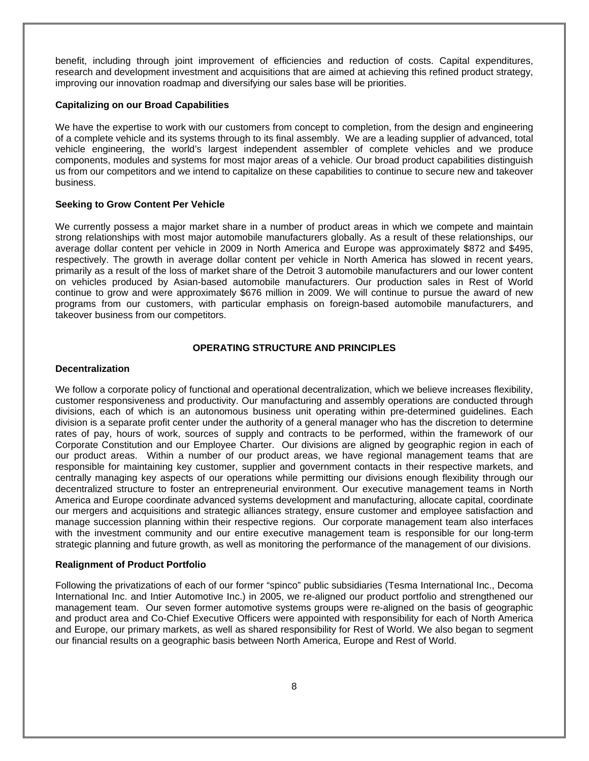benefit, including through joint improvement of efficiencies and reduction of costs. Capital expenditures, research and development investment and acquisitions that are aimed at achieving this refined product strategy, improving our innovation roadmap and diversifying our sales base will be priorities.

**Capitalizing on our Broad Capabilities**

We have the expertise to work with our customers from concept to completion, from the design and engineering of a complete vehicle and its systems through to its final assembly. We are a leading supplier of advanced, total vehicle engineering, the world's largest independent assembler of complete vehicles and we produce components, modules and systems for most major areas of a vehicle. Our broad product capabilities distinguish us from our competitors and we intend to capitalize on these capabilities to continue to secure new and takeover business.

**Seeking to Grow Content Per Vehicle**

We currently possess a major market share in a number of product areas in which we compete and maintain strong relationships with most major automobile manufacturers globally. As a result of these relationships, our average dollar content per vehicle in 2009 in North America and Europe was approximately $872 and $495, respectively. The growth in average dollar content per vehicle in North America has slowed in recent years, primarily as a result of the loss of market share of the Detroit 3 automobile manufacturers and our lower content on vehicles produced by Asian-based automobile manufacturers. Our production sales in Rest of World continue to grow and were approximately $676 million in 2009. We will continue to pursue the award of new programs from our customers, with particular emphasis on foreign-based automobile manufacturers, and takeover business from our competitors.

## OPERATING STRUCTURE AND PRINCIPLES

**Decentralization**

We follow a corporate policy of functional and operational decentralization, which we believe increases flexibility, customer responsiveness and productivity. Our manufacturing and assembly operations are conducted through divisions, each of which is an autonomous business unit operating within pre-determined guidelines. Each division is a separate profit center under the authority of a general manager who has the discretion to determine rates of pay, hours of work, sources of supply and contracts to be performed, within the framework of our Corporate Constitution and our Employee Charter. Our divisions are aligned by geographic region in each of our product areas. Within a number of our product areas, we have regional management teams that are responsible for maintaining key customer, supplier and government contacts in their respective markets, and centrally managing key aspects of our operations while permitting our divisions enough flexibility through our decentralized structure to foster an entrepreneurial environment. Our executive management teams in North America and Europe coordinate advanced systems development and manufacturing, allocate capital, coordinate our mergers and acquisitions and strategic alliances strategy, ensure customer and employee satisfaction and manage succession planning within their respective regions. Our corporate management team also interfaces with the investment community and our entire executive management team is responsible for our long-term strategic planning and future growth, as well as monitoring the performance of the management of our divisions.

**Realignment of Product Portfolio**

Following the privatizations of each of our former "spinco" public subsidiaries (Tesma International Inc., Decoma International Inc. and Intier Automotive Inc.) in 2005, we re-aligned our product portfolio and strengthened our management team. Our seven former automotive systems groups were re-aligned on the basis of geographic and product area and Co-Chief Executive Officers were appointed with responsibility for each of North America and Europe, our primary markets, as well as shared responsibility for Rest of World. We also began to segment our financial results on a geographic basis between North America, Europe and Rest of World.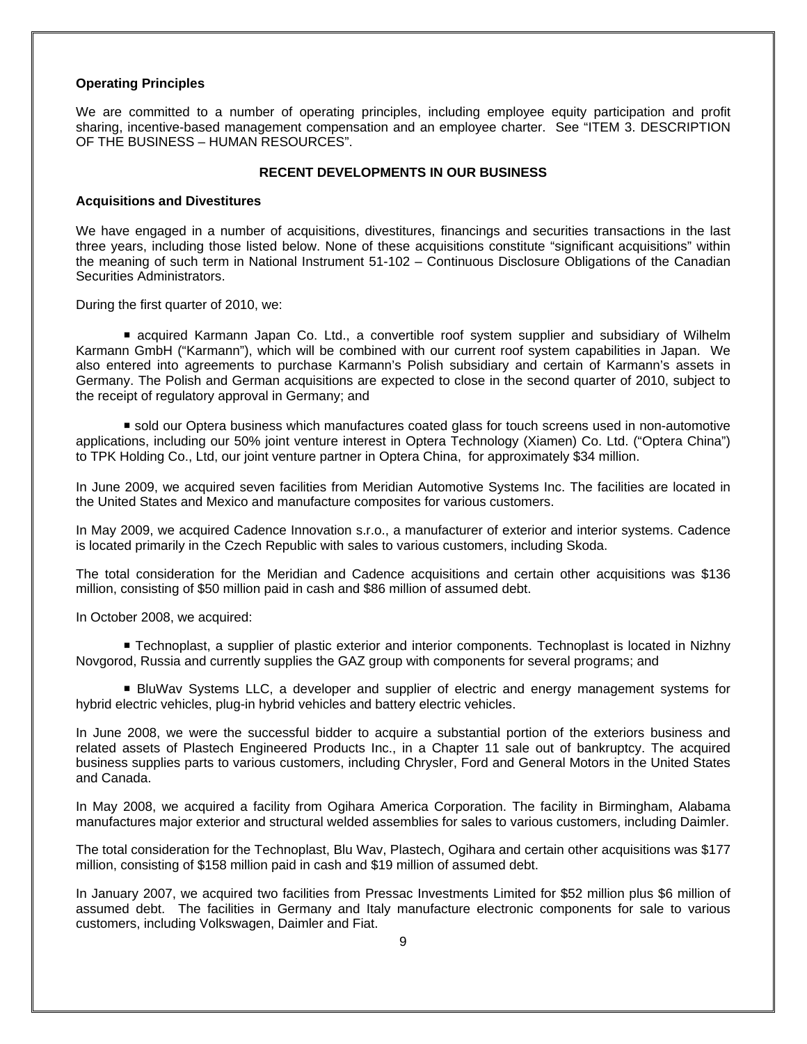**Operating Principles**

We are committed to a number of operating principles, including employee equity participation and profit sharing, incentive-based management compensation and an employee charter. See "ITEM 3. DESCRIPTION OF THE BUSINESS – HUMAN RESOURCES".

## RECENT DEVELOPMENTS IN OUR BUSINESS

**Acquisitions and Divestitures**

We have engaged in a number of acquisitions, divestitures, financings and securities transactions in the last three years, including those listed below. None of these acquisitions constitute "significant acquisitions" within the meaning of such term in National Instrument 51-102 – Continuous Disclosure Obligations of the Canadian Securities Administrators.

During the first quarter of 2010, we:

- acquired Karmann Japan Co. Ltd., a convertible roof system supplier and subsidiary of Wilhelm Karmann GmbH ("Karmann"), which will be combined with our current roof system capabilities in Japan. We also entered into agreements to purchase Karmann's Polish subsidiary and certain of Karmann's assets in Germany. The Polish and German acquisitions are expected to close in the second quarter of 2010, subject to the receipt of regulatory approval in Germany; and

- sold our Optera business which manufactures coated glass for touch screens used in non-automotive applications, including our 50% joint venture interest in Optera Technology (Xiamen) Co. Ltd. ("Optera China") to TPK Holding Co., Ltd, our joint venture partner in Optera China, for approximately $34 million.

In June 2009, we acquired seven facilities from Meridian Automotive Systems Inc. The facilities are located in the United States and Mexico and manufacture composites for various customers.

In May 2009, we acquired Cadence Innovation s.r.o., a manufacturer of exterior and interior systems. Cadence is located primarily in the Czech Republic with sales to various customers, including Skoda.

The total consideration for the Meridian and Cadence acquisitions and certain other acquisitions was $136 million, consisting of $50 million paid in cash and $86 million of assumed debt.

In October 2008, we acquired:

- Technoplast, a supplier of plastic exterior and interior components. Technoplast is located in Nizhny Novgorod, Russia and currently supplies the GAZ group with components for several programs; and

- BluWav Systems LLC, a developer and supplier of electric and energy management systems for hybrid electric vehicles, plug-in hybrid vehicles and battery electric vehicles.

In June 2008, we were the successful bidder to acquire a substantial portion of the exteriors business and related assets of Plastech Engineered Products Inc., in a Chapter 11 sale out of bankruptcy. The acquired business supplies parts to various customers, including Chrysler, Ford and General Motors in the United States and Canada.

In May 2008, we acquired a facility from Ogihara America Corporation. The facility in Birmingham, Alabama manufactures major exterior and structural welded assemblies for sales to various customers, including Daimler.

The total consideration for the Technoplast, Blu Wav, Plastech, Ogihara and certain other acquisitions was $177 million, consisting of $158 million paid in cash and $19 million of assumed debt.

In January 2007, we acquired two facilities from Pressac Investments Limited for $52 million plus $6 million of assumed debt. The facilities in Germany and Italy manufacture electronic components for sale to various customers, including Volkswagen, Daimler and Fiat.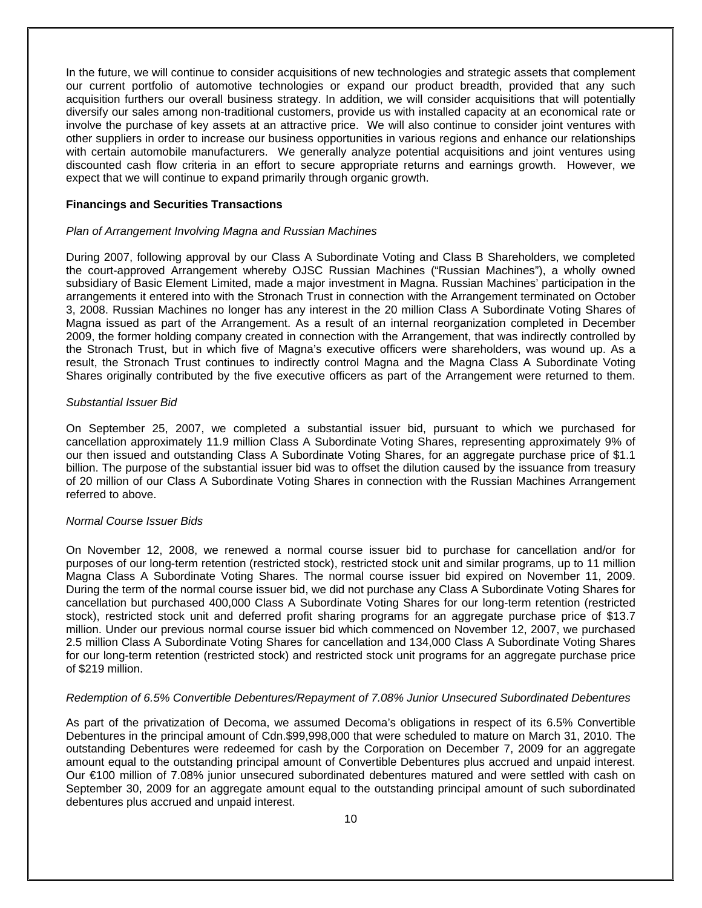In the future, we will continue to consider acquisitions of new technologies and strategic assets that complement our current portfolio of automotive technologies or expand our product breadth, provided that any such acquisition furthers our overall business strategy. In addition, we will consider acquisitions that will potentially diversify our sales among non-traditional customers, provide us with installed capacity at an economical rate or involve the purchase of key assets at an attractive price. We will also continue to consider joint ventures with other suppliers in order to increase our business opportunities in various regions and enhance our relationships with certain automobile manufacturers. We generally analyze potential acquisitions and joint ventures using discounted cash flow criteria in an effort to secure appropriate returns and earnings growth. However, we expect that we will continue to expand primarily through organic growth.

**Financings and Securities Transactions**

*Plan of Arrangement Involving Magna and Russian Machines*

During 2007, following approval by our Class A Subordinate Voting and Class B Shareholders, we completed the court-approved Arrangement whereby OJSC Russian Machines ("Russian Machines"), a wholly owned subsidiary of Basic Element Limited, made a major investment in Magna. Russian Machines' participation in the arrangements it entered into with the Stronach Trust in connection with the Arrangement terminated on October 3, 2008. Russian Machines no longer has any interest in the 20 million Class A Subordinate Voting Shares of Magna issued as part of the Arrangement. As a result of an internal reorganization completed in December 2009, the former holding company created in connection with the Arrangement, that was indirectly controlled by the Stronach Trust, but in which five of Magna's executive officers were shareholders, was wound up. As a result, the Stronach Trust continues to indirectly control Magna and the Magna Class A Subordinate Voting Shares originally contributed by the five executive officers as part of the Arrangement were returned to them.

*Substantial Issuer Bid*

On September 25, 2007, we completed a substantial issuer bid, pursuant to which we purchased for cancellation approximately 11.9 million Class A Subordinate Voting Shares, representing approximately 9% of our then issued and outstanding Class A Subordinate Voting Shares, for an aggregate purchase price of $1.1 billion. The purpose of the substantial issuer bid was to offset the dilution caused by the issuance from treasury of 20 million of our Class A Subordinate Voting Shares in connection with the Russian Machines Arrangement referred to above.

*Normal Course Issuer Bids*

On November 12, 2008, we renewed a normal course issuer bid to purchase for cancellation and/or for purposes of our long-term retention (restricted stock), restricted stock unit and similar programs, up to 11 million Magna Class A Subordinate Voting Shares. The normal course issuer bid expired on November 11, 2009. During the term of the normal course issuer bid, we did not purchase any Class A Subordinate Voting Shares for cancellation but purchased 400,000 Class A Subordinate Voting Shares for our long-term retention (restricted stock), restricted stock unit and deferred profit sharing programs for an aggregate purchase price of $13.7 million. Under our previous normal course issuer bid which commenced on November 12, 2007, we purchased 2.5 million Class A Subordinate Voting Shares for cancellation and 134,000 Class A Subordinate Voting Shares for our long-term retention (restricted stock) and restricted stock unit programs for an aggregate purchase price of $219 million.

*Redemption of 6.5% Convertible Debentures/Repayment of 7.08% Junior Unsecured Subordinated Debentures*

As part of the privatization of Decoma, we assumed Decoma's obligations in respect of its 6.5% Convertible Debentures in the principal amount of Cdn.$99,998,000 that were scheduled to mature on March 31, 2010. The outstanding Debentures were redeemed for cash by the Corporation on December 7, 2009 for an aggregate amount equal to the outstanding principal amount of Convertible Debentures plus accrued and unpaid interest. Our €100 million of 7.08% junior unsecured subordinated debentures matured and were settled with cash on September 30, 2009 for an aggregate amount equal to the outstanding principal amount of such subordinated debentures plus accrued and unpaid interest.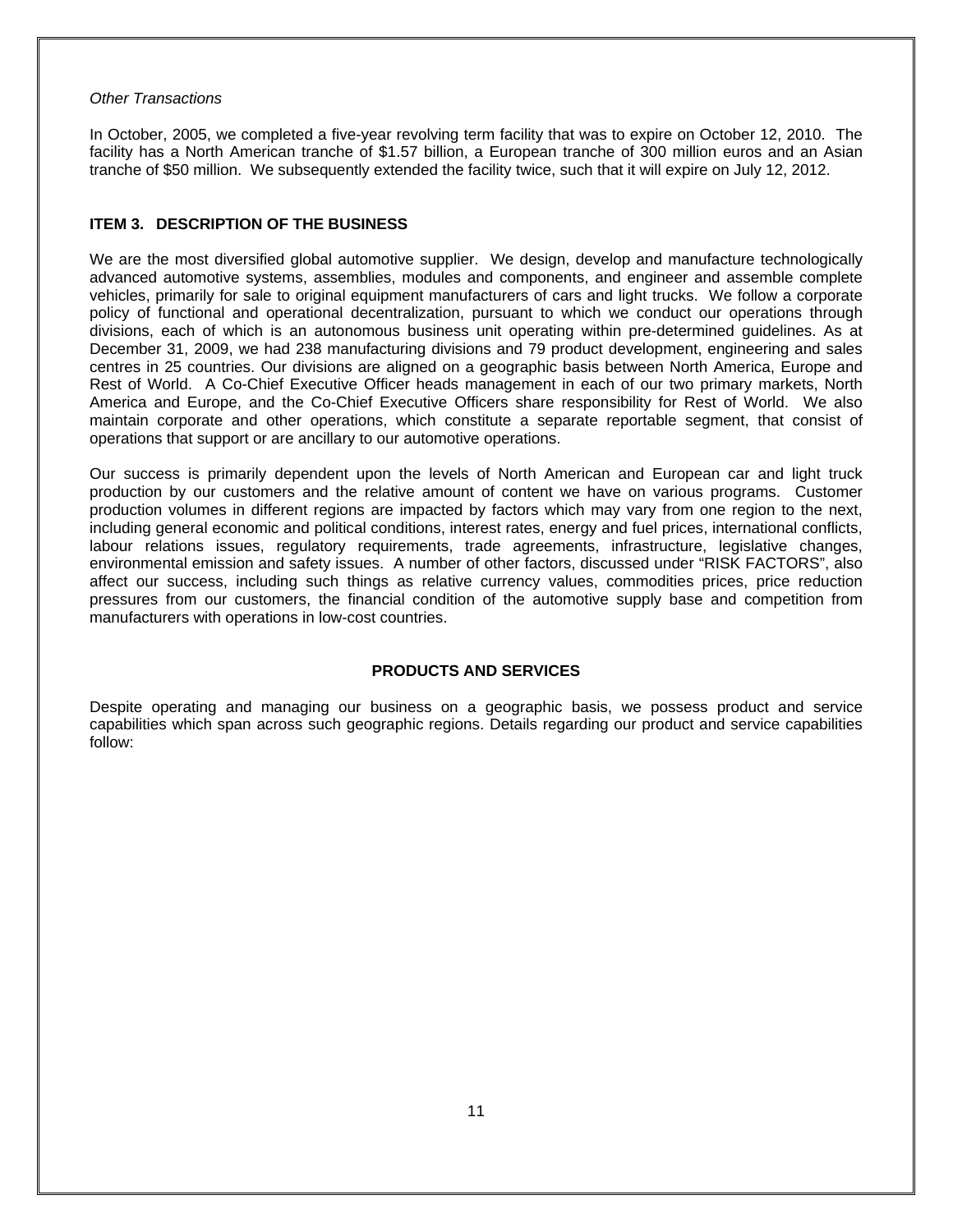*Other Transactions*

In October, 2005, we completed a five-year revolving term facility that was to expire on October 12, 2010. The facility has a North American tranche of $1.57 billion, a European tranche of 300 million euros and an Asian tranche of $50 million. We subsequently extended the facility twice, such that it will expire on July 12, 2012.

## ITEM 3. DESCRIPTION OF THE BUSINESS

We are the most diversified global automotive supplier. We design, develop and manufacture technologically advanced automotive systems, assemblies, modules and components, and engineer and assemble complete vehicles, primarily for sale to original equipment manufacturers of cars and light trucks. We follow a corporate policy of functional and operational decentralization, pursuant to which we conduct our operations through divisions, each of which is an autonomous business unit operating within pre-determined guidelines. As at December 31, 2009, we had 238 manufacturing divisions and 79 product development, engineering and sales centres in 25 countries. Our divisions are aligned on a geographic basis between North America, Europe and Rest of World. A Co-Chief Executive Officer heads management in each of our two primary markets, North America and Europe, and the Co-Chief Executive Officers share responsibility for Rest of World. We also maintain corporate and other operations, which constitute a separate reportable segment, that consist of operations that support or are ancillary to our automotive operations.

Our success is primarily dependent upon the levels of North American and European car and light truck production by our customers and the relative amount of content we have on various programs. Customer production volumes in different regions are impacted by factors which may vary from one region to the next, including general economic and political conditions, interest rates, energy and fuel prices, international conflicts, labour relations issues, regulatory requirements, trade agreements, infrastructure, legislative changes, environmental emission and safety issues. A number of other factors, discussed under "RISK FACTORS", also affect our success, including such things as relative currency values, commodities prices, price reduction pressures from our customers, the financial condition of the automotive supply base and competition from manufacturers with operations in low-cost countries.

### PRODUCTS AND SERVICES

Despite operating and managing our business on a geographic basis, we possess product and service capabilities which span across such geographic regions. Details regarding our product and service capabilities follow: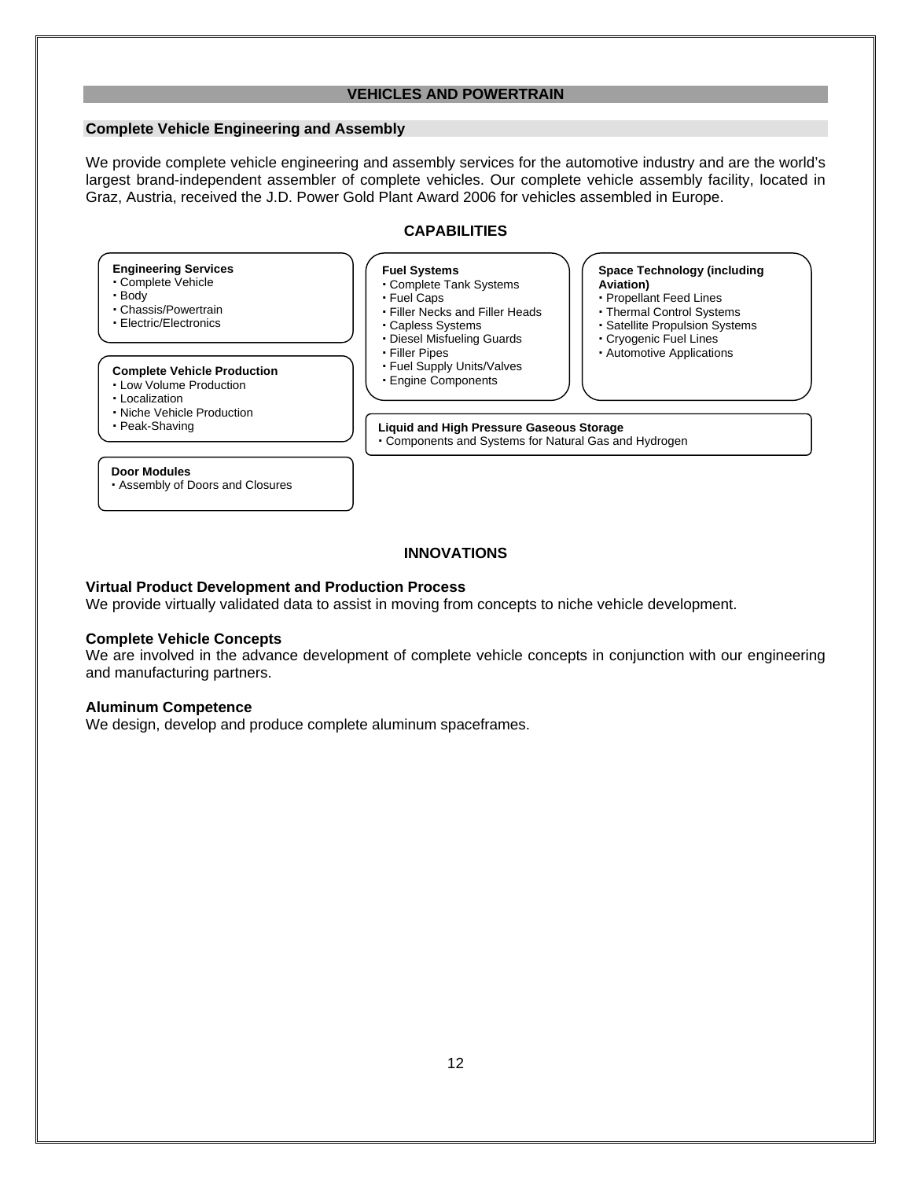# VEHICLES AND POWERTRAIN

## Complete Vehicle Engineering and Assembly

We provide complete vehicle engineering and assembly services for the automotive industry and are the world's largest brand-independent assembler of complete vehicles. Our complete vehicle assembly facility, located in Graz, Austria, received the J.D. Power Gold Plant Award 2006 for vehicles assembled in Europe.

### CAPABILITIES

**Engineering Services**
- Complete Vehicle
- Body
- Chassis/Powertrain
- Electric/Electronics

**Complete Vehicle Production**
- Low Volume Production
- Localization
- Niche Vehicle Production
- Peak-Shaving

**Door Modules**
- Assembly of Doors and Closures

**Fuel Systems**
- Complete Tank Systems
- Fuel Caps
- Filler Necks and Filler Heads
- Capless Systems
- Diesel Misfueling Guards
- Filler Pipes
- Fuel Supply Units/Valves
- Engine Components

**Space Technology (including Aviation)**
- Propellant Feed Lines
- Thermal Control Systems
- Satellite Propulsion Systems
- Cryogenic Fuel Lines
- Automotive Applications

**Liquid and High Pressure Gaseous Storage**
- Components and Systems for Natural Gas and Hydrogen

### INNOVATIONS

**Virtual Product Development and Production Process**
We provide virtually validated data to assist in moving from concepts to niche vehicle development.

**Complete Vehicle Concepts**
We are involved in the advance development of complete vehicle concepts in conjunction with our engineering and manufacturing partners.

**Aluminum Competence**
We design, develop and produce complete aluminum spaceframes.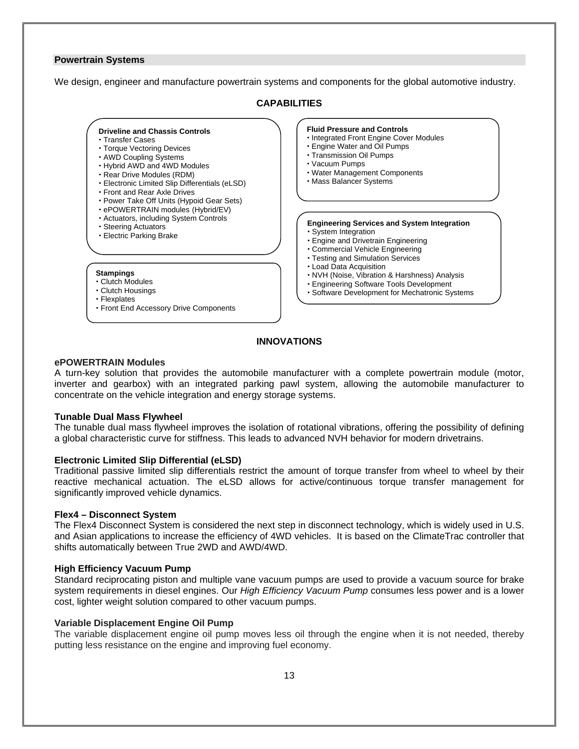## Powertrain Systems

We design, engineer and manufacture powertrain systems and components for the global automotive industry.

### CAPABILITIES

**Driveline and Chassis Controls**

- Transfer Cases
- Torque Vectoring Devices
- AWD Coupling Systems
- Hybrid AWD and 4WD Modules
- Rear Drive Modules (RDM)
- Electronic Limited Slip Differentials (eLSD)
- Front and Rear Axle Drives
- Power Take Off Units (Hypoid Gear Sets)
- ePOWERTRAIN modules (Hybrid/EV)
- Actuators, including System Controls
- Steering Actuators
- Electric Parking Brake

**Stampings**

- Clutch Modules
- Clutch Housings
- Flexplates
- Front End Accessory Drive Components

**Fluid Pressure and Controls**

- Integrated Front Engine Cover Modules
- Engine Water and Oil Pumps
- Transmission Oil Pumps
- Vacuum Pumps
- Water Management Components
- Mass Balancer Systems

**Engineering Services and System Integration**

- System Integration
- Engine and Drivetrain Engineering
- Commercial Vehicle Engineering
- Testing and Simulation Services
- Load Data Acquisition
- NVH (Noise, Vibration & Harshness) Analysis
- Engineering Software Tools Development
- Software Development for Mechatronic Systems

### INNOVATIONS

**ePOWERTRAIN Modules**
A turn-key solution that provides the automobile manufacturer with a complete powertrain module (motor, inverter and gearbox) with an integrated parking pawl system, allowing the automobile manufacturer to concentrate on the vehicle integration and energy storage systems.

**Tunable Dual Mass Flywheel**
The tunable dual mass flywheel improves the isolation of rotational vibrations, offering the possibility of defining a global characteristic curve for stiffness. This leads to advanced NVH behavior for modern drivetrains.

**Electronic Limited Slip Differential (eLSD)**
Traditional passive limited slip differentials restrict the amount of torque transfer from wheel to wheel by their reactive mechanical actuation. The eLSD allows for active/continuous torque transfer management for significantly improved vehicle dynamics.

**Flex4 – Disconnect System**
The Flex4 Disconnect System is considered the next step in disconnect technology, which is widely used in U.S. and Asian applications to increase the efficiency of 4WD vehicles. It is based on the ClimateTrac controller that shifts automatically between True 2WD and AWD/4WD.

**High Efficiency Vacuum Pump**
Standard reciprocating piston and multiple vane vacuum pumps are used to provide a vacuum source for brake system requirements in diesel engines. Our *High Efficiency Vacuum Pump* consumes less power and is a lower cost, lighter weight solution compared to other vacuum pumps.

**Variable Displacement Engine Oil Pump**
The variable displacement engine oil pump moves less oil through the engine when it is not needed, thereby putting less resistance on the engine and improving fuel economy.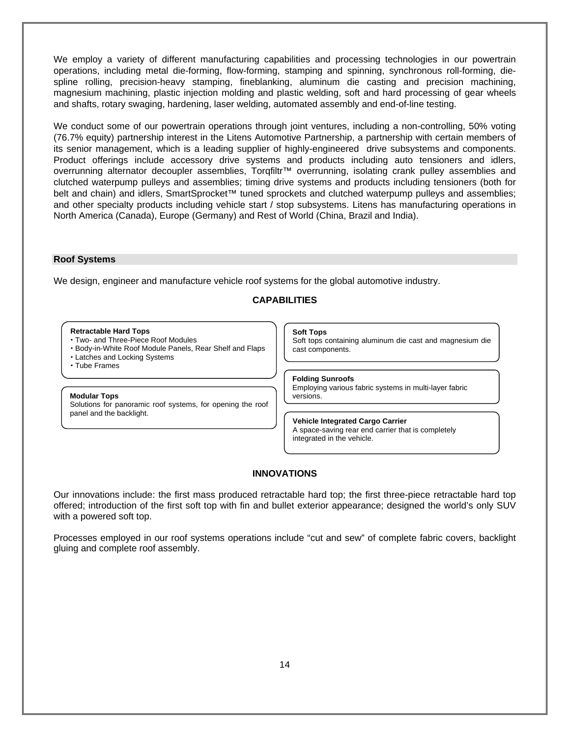We employ a variety of different manufacturing capabilities and processing technologies in our powertrain operations, including metal die-forming, flow-forming, stamping and spinning, synchronous roll-forming, die-spline rolling, precision-heavy stamping, fineblanking, aluminum die casting and precision machining, magnesium machining, plastic injection molding and plastic welding, soft and hard processing of gear wheels and shafts, rotary swaging, hardening, laser welding, automated assembly and end-of-line testing.

We conduct some of our powertrain operations through joint ventures, including a non-controlling, 50% voting (76.7% equity) partnership interest in the Litens Automotive Partnership, a partnership with certain members of its senior management, which is a leading supplier of highly-engineered drive subsystems and components. Product offerings include accessory drive systems and products including auto tensioners and idlers, overrunning alternator decoupler assemblies, Torqfiltr™ overrunning, isolating crank pulley assemblies and clutched waterpump pulleys and assemblies; timing drive systems and products including tensioners (both for belt and chain) and idlers, SmartSprocket™ tuned sprockets and clutched waterpump pulleys and assemblies; and other specialty products including vehicle start / stop subsystems. Litens has manufacturing operations in North America (Canada), Europe (Germany) and Rest of World (China, Brazil and India).

## Roof Systems

We design, engineer and manufacture vehicle roof systems for the global automotive industry.

### CAPABILITIES

**Retractable Hard Tops**
- Two- and Three-Piece Roof Modules
- Body-in-White Roof Module Panels, Rear Shelf and Flaps
- Latches and Locking Systems
- Tube Frames

**Modular Tops**
Solutions for panoramic roof systems, for opening the roof panel and the backlight.

**Soft Tops**
Soft tops containing aluminum die cast and magnesium die cast components.

**Folding Sunroofs**
Employing various fabric systems in multi-layer fabric versions.

**Vehicle Integrated Cargo Carrier**
A space-saving rear end carrier that is completely integrated in the vehicle.

### INNOVATIONS

Our innovations include: the first mass produced retractable hard top; the first three-piece retractable hard top offered; introduction of the first soft top with fin and bullet exterior appearance; designed the world's only SUV with a powered soft top.

Processes employed in our roof systems operations include "cut and sew" of complete fabric covers, backlight gluing and complete roof assembly.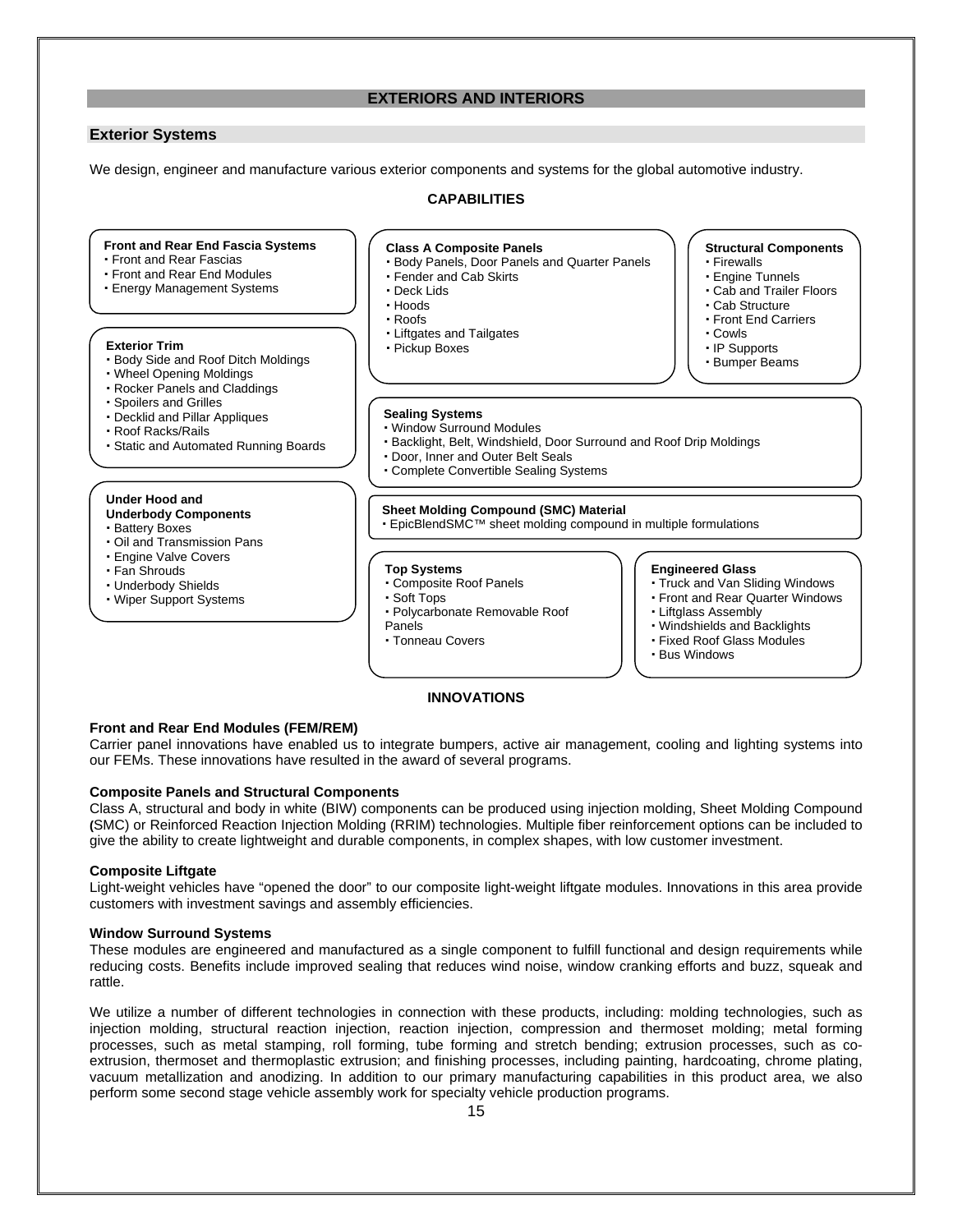# EXTERIORS AND INTERIORS

## Exterior Systems

We design, engineer and manufacture various exterior components and systems for the global automotive industry.

### CAPABILITIES

**Front and Rear End Fascia Systems**
- Front and Rear Fascias
- Front and Rear End Modules
- Energy Management Systems

**Exterior Trim**
- Body Side and Roof Ditch Moldings
- Wheel Opening Moldings
- Rocker Panels and Claddings
- Spoilers and Grilles
- Decklid and Pillar Appliques
- Roof Racks/Rails
- Static and Automated Running Boards

**Under Hood and Underbody Components**
- Battery Boxes
- Oil and Transmission Pans
- Engine Valve Covers
- Fan Shrouds
- Underbody Shields
- Wiper Support Systems

**Class A Composite Panels**
- Body Panels, Door Panels and Quarter Panels
- Fender and Cab Skirts
- Deck Lids
- Hoods
- Roofs
- Liftgates and Tailgates
- Pickup Boxes

**Structural Components**
- Firewalls
- Engine Tunnels
- Cab and Trailer Floors
- Cab Structure
- Front End Carriers
- Cowls
- IP Supports
- Bumper Beams

**Sealing Systems**
- Window Surround Modules
- Backlight, Belt, Windshield, Door Surround and Roof Drip Moldings
- Door, Inner and Outer Belt Seals
- Complete Convertible Sealing Systems

**Sheet Molding Compound (SMC) Material**
- EpicBlendSMC™ sheet molding compound in multiple formulations

**Top Systems**
- Composite Roof Panels
- Soft Tops
- Polycarbonate Removable Roof Panels
- Tonneau Covers

**Engineered Glass**
- Truck and Van Sliding Windows
- Front and Rear Quarter Windows
- Liftglass Assembly
- Windshields and Backlights
- Fixed Roof Glass Modules
- Bus Windows

### INNOVATIONS

**Front and Rear End Modules (FEM/REM)**
Carrier panel innovations have enabled us to integrate bumpers, active air management, cooling and lighting systems into our FEMs. These innovations have resulted in the award of several programs.

**Composite Panels and Structural Components**
Class A, structural and body in white (BIW) components can be produced using injection molding, Sheet Molding Compound (SMC) or Reinforced Reaction Injection Molding (RRIM) technologies. Multiple fiber reinforcement options can be included to give the ability to create lightweight and durable components, in complex shapes, with low customer investment.

**Composite Liftgate**
Light-weight vehicles have "opened the door" to our composite light-weight liftgate modules. Innovations in this area provide customers with investment savings and assembly efficiencies.

**Window Surround Systems**
These modules are engineered and manufactured as a single component to fulfill functional and design requirements while reducing costs. Benefits include improved sealing that reduces wind noise, window cranking efforts and buzz, squeak and rattle.

We utilize a number of different technologies in connection with these products, including: molding technologies, such as injection molding, structural reaction injection, reaction injection, compression and thermoset molding; metal forming processes, such as metal stamping, roll forming, tube forming and stretch bending; extrusion processes, such as co-extrusion, thermoset and thermoplastic extrusion; and finishing processes, including painting, hardcoating, chrome plating, vacuum metallization and anodizing. In addition to our primary manufacturing capabilities in this product area, we also perform some second stage vehicle assembly work for specialty vehicle production programs.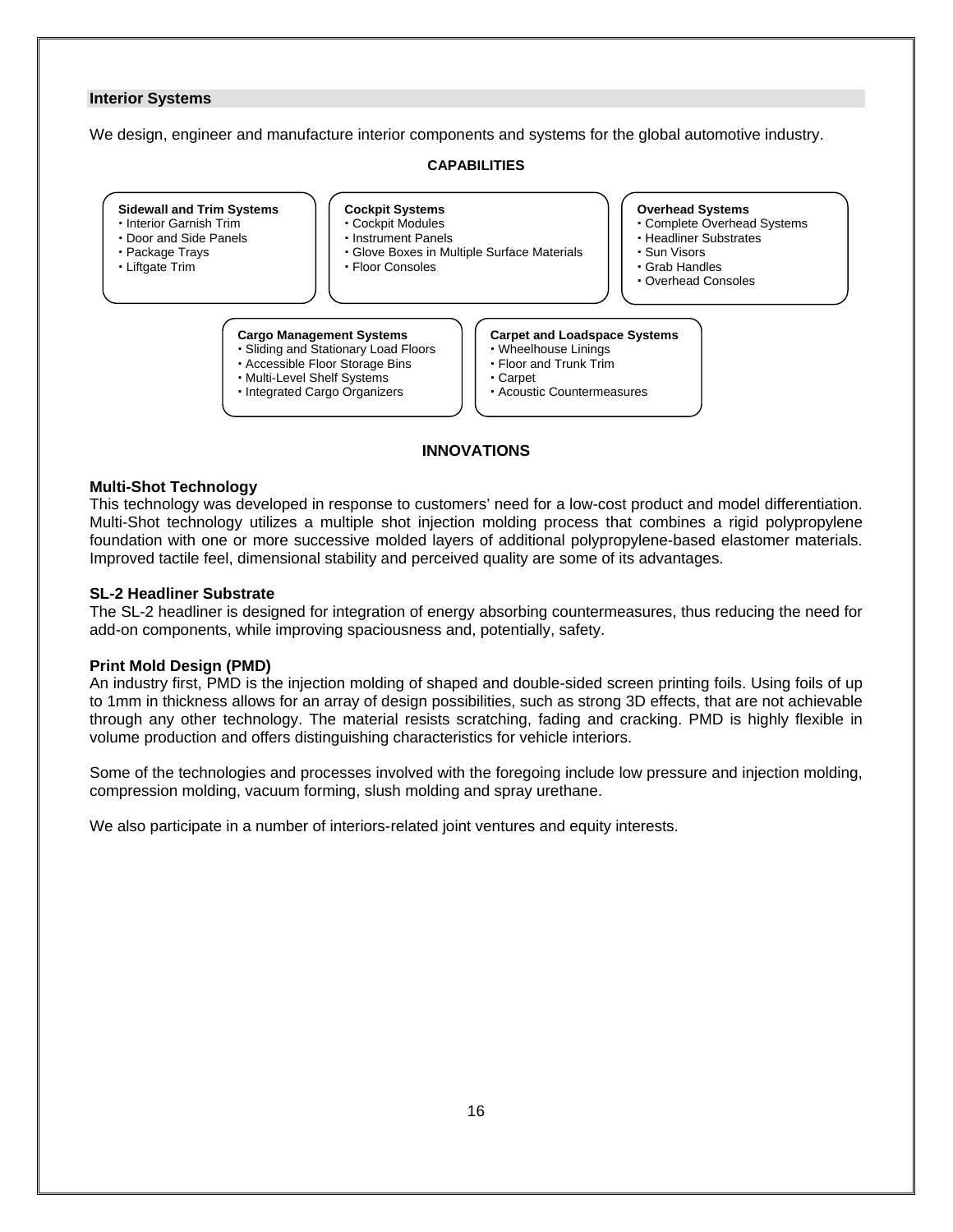## Interior Systems

We design, engineer and manufacture interior components and systems for the global automotive industry.

**CAPABILITIES**

**Sidewall and Trim Systems**
- Interior Garnish Trim
- Door and Side Panels
- Package Trays
- Liftgate Trim

**Cockpit Systems**
- Cockpit Modules
- Instrument Panels
- Glove Boxes in Multiple Surface Materials
- Floor Consoles

**Overhead Systems**
- Complete Overhead Systems
- Headliner Substrates
- Sun Visors
- Grab Handles
- Overhead Consoles

**Cargo Management Systems**
- Sliding and Stationary Load Floors
- Accessible Floor Storage Bins
- Multi-Level Shelf Systems
- Integrated Cargo Organizers

**Carpet and Loadspace Systems**
- Wheelhouse Linings
- Floor and Trunk Trim
- Carpet
- Acoustic Countermeasures

**INNOVATIONS**

**Multi-Shot Technology**
This technology was developed in response to customers' need for a low-cost product and model differentiation. Multi-Shot technology utilizes a multiple shot injection molding process that combines a rigid polypropylene foundation with one or more successive molded layers of additional polypropylene-based elastomer materials. Improved tactile feel, dimensional stability and perceived quality are some of its advantages.

**SL-2 Headliner Substrate**
The SL-2 headliner is designed for integration of energy absorbing countermeasures, thus reducing the need for add-on components, while improving spaciousness and, potentially, safety.

**Print Mold Design (PMD)**
An industry first, PMD is the injection molding of shaped and double-sided screen printing foils. Using foils of up to 1mm in thickness allows for an array of design possibilities, such as strong 3D effects, that are not achievable through any other technology. The material resists scratching, fading and cracking. PMD is highly flexible in volume production and offers distinguishing characteristics for vehicle interiors.

Some of the technologies and processes involved with the foregoing include low pressure and injection molding, compression molding, vacuum forming, slush molding and spray urethane.

We also participate in a number of interiors-related joint ventures and equity interests.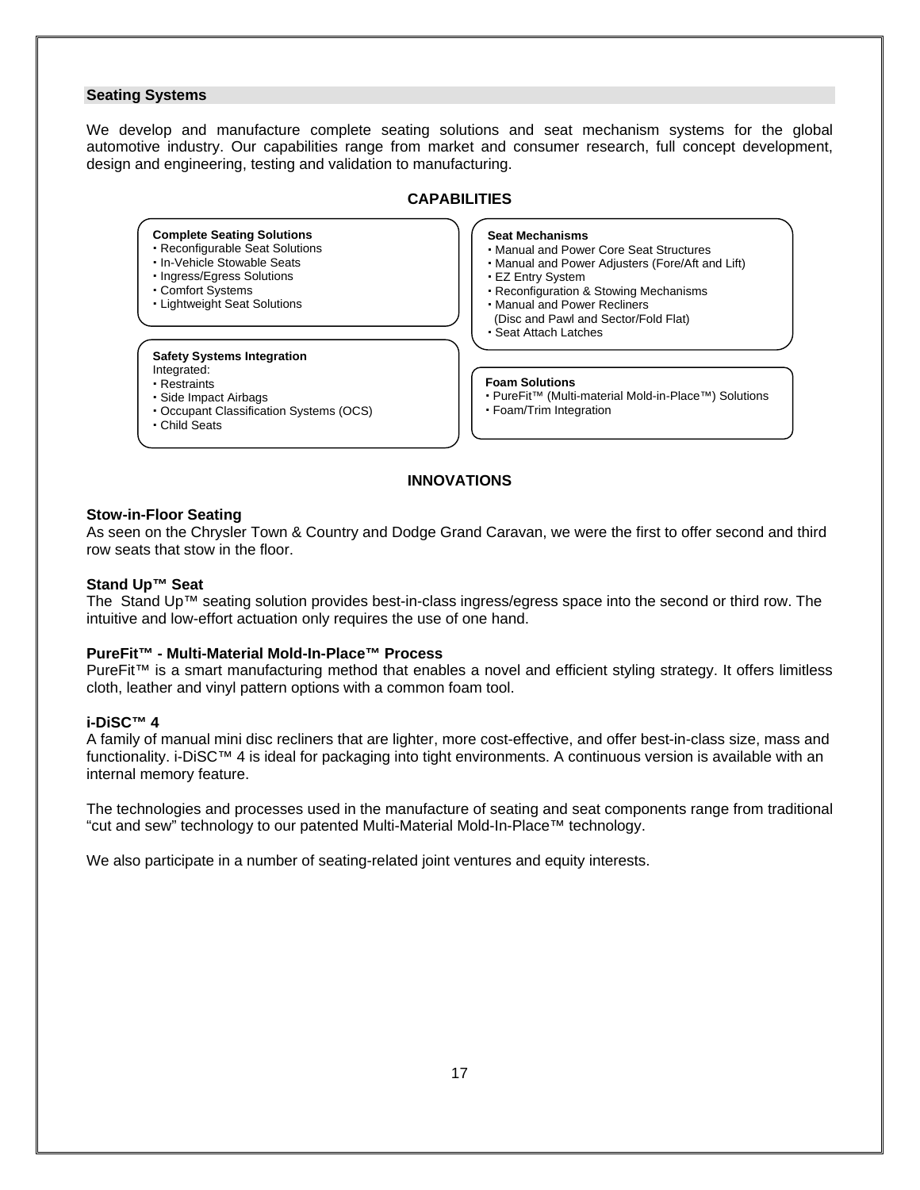## Seating Systems

We develop and manufacture complete seating solutions and seat mechanism systems for the global automotive industry. Our capabilities range from market and consumer research, full concept development, design and engineering, testing and validation to manufacturing.

### CAPABILITIES

**Complete Seating Solutions**
- Reconfigurable Seat Solutions
- In-Vehicle Stowable Seats
- Ingress/Egress Solutions
- Comfort Systems
- Lightweight Seat Solutions

**Seat Mechanisms**
- Manual and Power Core Seat Structures
- Manual and Power Adjusters (Fore/Aft and Lift)
- EZ Entry System
- Reconfiguration & Stowing Mechanisms
- Manual and Power Recliners (Disc and Pawl and Sector/Fold Flat)
- Seat Attach Latches

**Safety Systems Integration**
Integrated:
- Restraints
- Side Impact Airbags
- Occupant Classification Systems (OCS)
- Child Seats

**Foam Solutions**
- PureFit™ (Multi-material Mold-in-Place™) Solutions
- Foam/Trim Integration

### INNOVATIONS

**Stow-in-Floor Seating**
As seen on the Chrysler Town & Country and Dodge Grand Caravan, we were the first to offer second and third row seats that stow in the floor.

**Stand Up™ Seat**
The Stand Up™ seating solution provides best-in-class ingress/egress space into the second or third row. The intuitive and low-effort actuation only requires the use of one hand.

**PureFit™ - Multi-Material Mold-In-Place™ Process**
PureFit™ is a smart manufacturing method that enables a novel and efficient styling strategy. It offers limitless cloth, leather and vinyl pattern options with a common foam tool.

**i-DiSC™ 4**
A family of manual mini disc recliners that are lighter, more cost-effective, and offer best-in-class size, mass and functionality. i-DiSC™ 4 is ideal for packaging into tight environments. A continuous version is available with an internal memory feature.

The technologies and processes used in the manufacture of seating and seat components range from traditional "cut and sew" technology to our patented Multi-Material Mold-In-Place™ technology.

We also participate in a number of seating-related joint ventures and equity interests.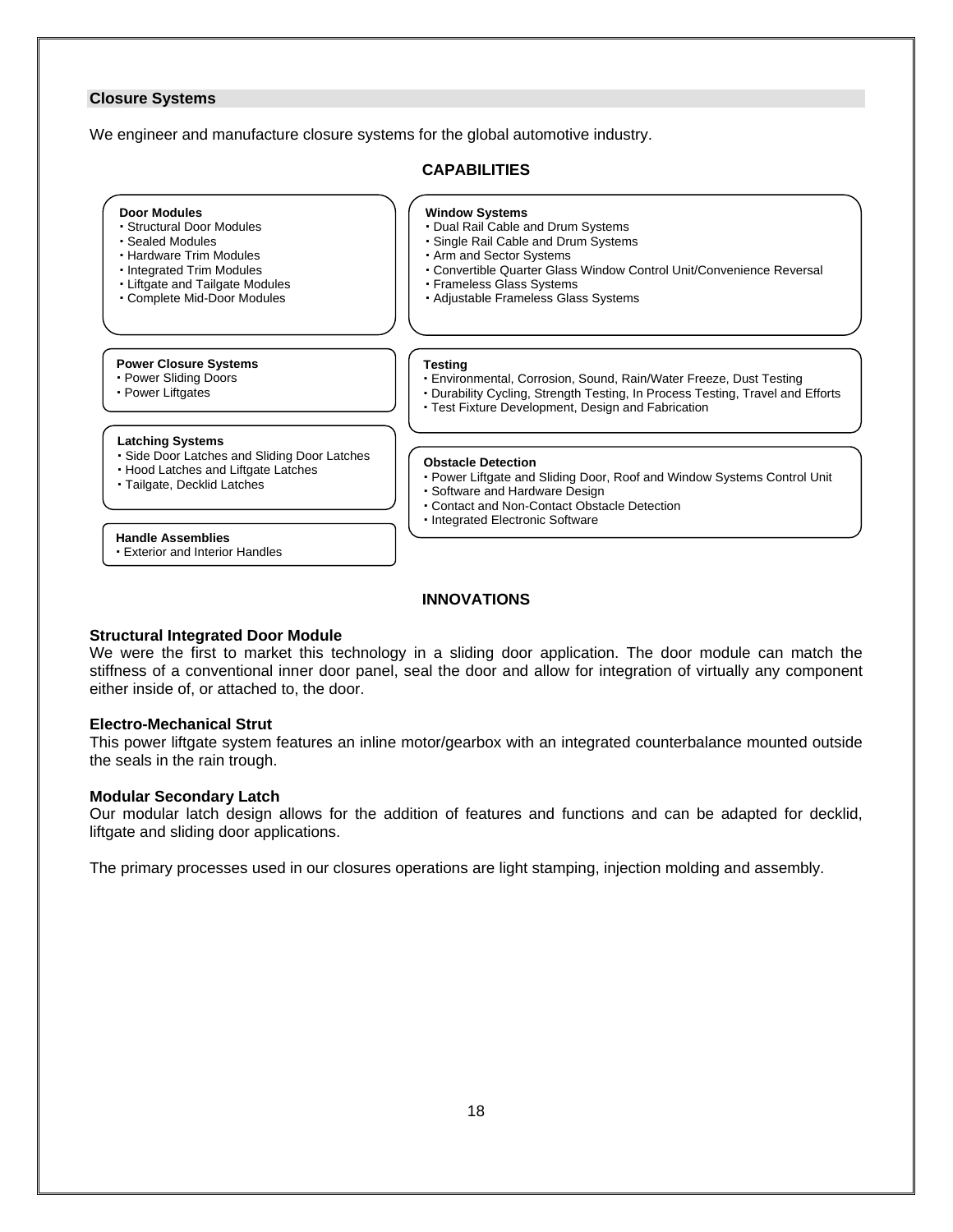## Closure Systems

We engineer and manufacture closure systems for the global automotive industry.

### CAPABILITIES

**Door Modules**
- Structural Door Modules
- Sealed Modules
- Hardware Trim Modules
- Integrated Trim Modules
- Liftgate and Tailgate Modules
- Complete Mid-Door Modules

**Window Systems**
- Dual Rail Cable and Drum Systems
- Single Rail Cable and Drum Systems
- Arm and Sector Systems
- Convertible Quarter Glass Window Control Unit/Convenience Reversal
- Frameless Glass Systems
- Adjustable Frameless Glass Systems

**Power Closure Systems**
- Power Sliding Doors
- Power Liftgates

**Testing**
- Environmental, Corrosion, Sound, Rain/Water Freeze, Dust Testing
- Durability Cycling, Strength Testing, In Process Testing, Travel and Efforts
- Test Fixture Development, Design and Fabrication

**Latching Systems**
- Side Door Latches and Sliding Door Latches
- Hood Latches and Liftgate Latches
- Tailgate, Decklid Latches

**Obstacle Detection**
- Power Liftgate and Sliding Door, Roof and Window Systems Control Unit
- Software and Hardware Design
- Contact and Non-Contact Obstacle Detection
- Integrated Electronic Software

**Handle Assemblies**
- Exterior and Interior Handles

### INNOVATIONS

**Structural Integrated Door Module**
We were the first to market this technology in a sliding door application. The door module can match the stiffness of a conventional inner door panel, seal the door and allow for integration of virtually any component either inside of, or attached to, the door.

**Electro-Mechanical Strut**
This power liftgate system features an inline motor/gearbox with an integrated counterbalance mounted outside the seals in the rain trough.

**Modular Secondary Latch**
Our modular latch design allows for the addition of features and functions and can be adapted for decklid, liftgate and sliding door applications.

The primary processes used in our closures operations are light stamping, injection molding and assembly.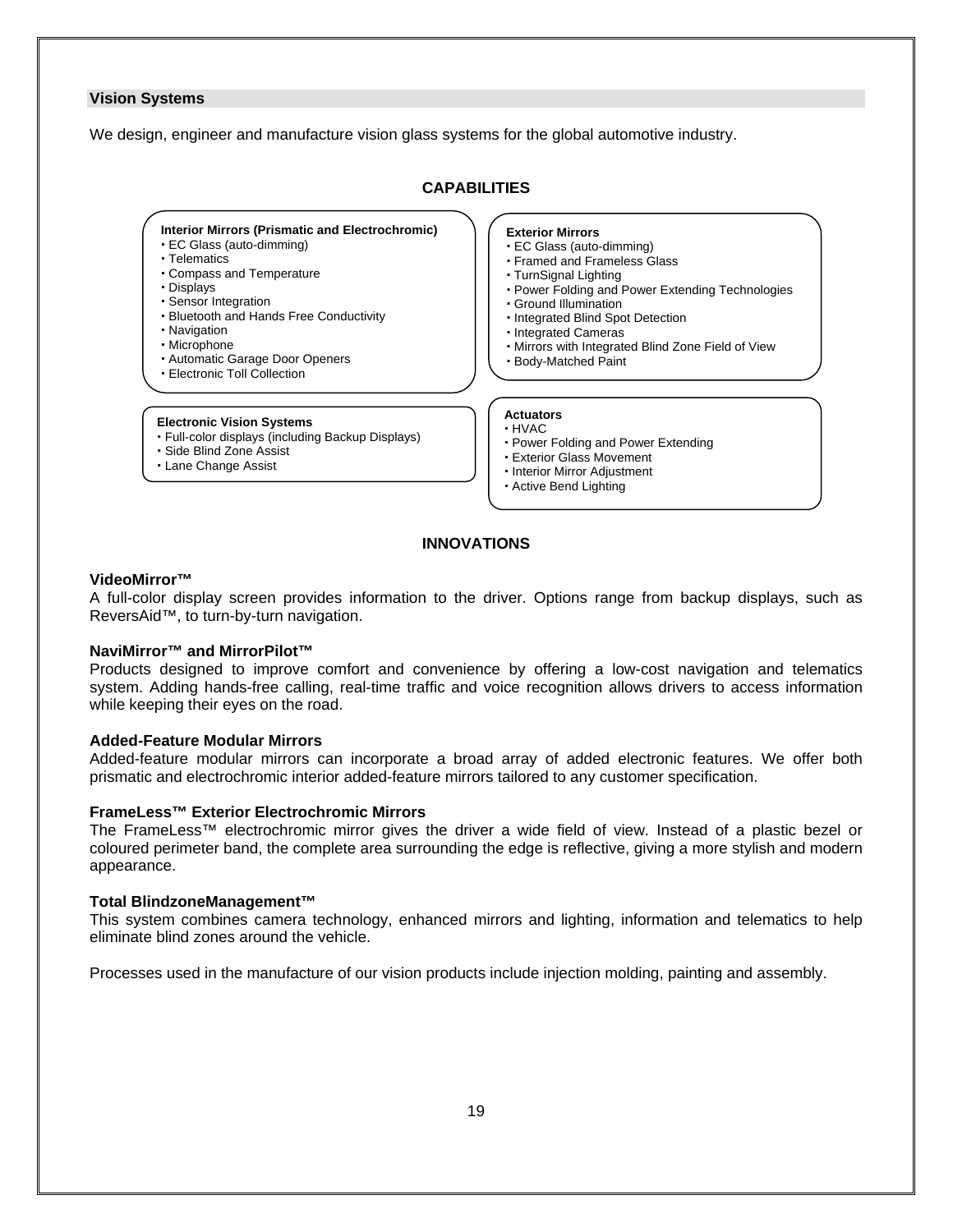## Vision Systems

We design, engineer and manufacture vision glass systems for the global automotive industry.

### CAPABILITIES

**Interior Mirrors (Prismatic and Electrochromic)**
- EC Glass (auto-dimming)
- Telematics
- Compass and Temperature
- Displays
- Sensor Integration
- Bluetooth and Hands Free Conductivity
- Navigation
- Microphone
- Automatic Garage Door Openers
- Electronic Toll Collection

**Exterior Mirrors**
- EC Glass (auto-dimming)
- Framed and Frameless Glass
- TurnSignal Lighting
- Power Folding and Power Extending Technologies
- Ground Illumination
- Integrated Blind Spot Detection
- Integrated Cameras
- Mirrors with Integrated Blind Zone Field of View
- Body-Matched Paint

**Electronic Vision Systems**
- Full-color displays (including Backup Displays)
- Side Blind Zone Assist
- Lane Change Assist

**Actuators**
- HVAC
- Power Folding and Power Extending
- Exterior Glass Movement
- Interior Mirror Adjustment
- Active Bend Lighting

### INNOVATIONS

**VideoMirror™**
A full-color display screen provides information to the driver. Options range from backup displays, such as ReversAid™, to turn-by-turn navigation.

**NaviMirror™ and MirrorPilot™**
Products designed to improve comfort and convenience by offering a low-cost navigation and telematics system. Adding hands-free calling, real-time traffic and voice recognition allows drivers to access information while keeping their eyes on the road.

**Added-Feature Modular Mirrors**
Added-feature modular mirrors can incorporate a broad array of added electronic features. We offer both prismatic and electrochromic interior added-feature mirrors tailored to any customer specification.

**FrameLess™ Exterior Electrochromic Mirrors**
The FrameLess™ electrochromic mirror gives the driver a wide field of view. Instead of a plastic bezel or coloured perimeter band, the complete area surrounding the edge is reflective, giving a more stylish and modern appearance.

**Total BlindzoneManagement™**
This system combines camera technology, enhanced mirrors and lighting, information and telematics to help eliminate blind zones around the vehicle.

Processes used in the manufacture of our vision products include injection molding, painting and assembly.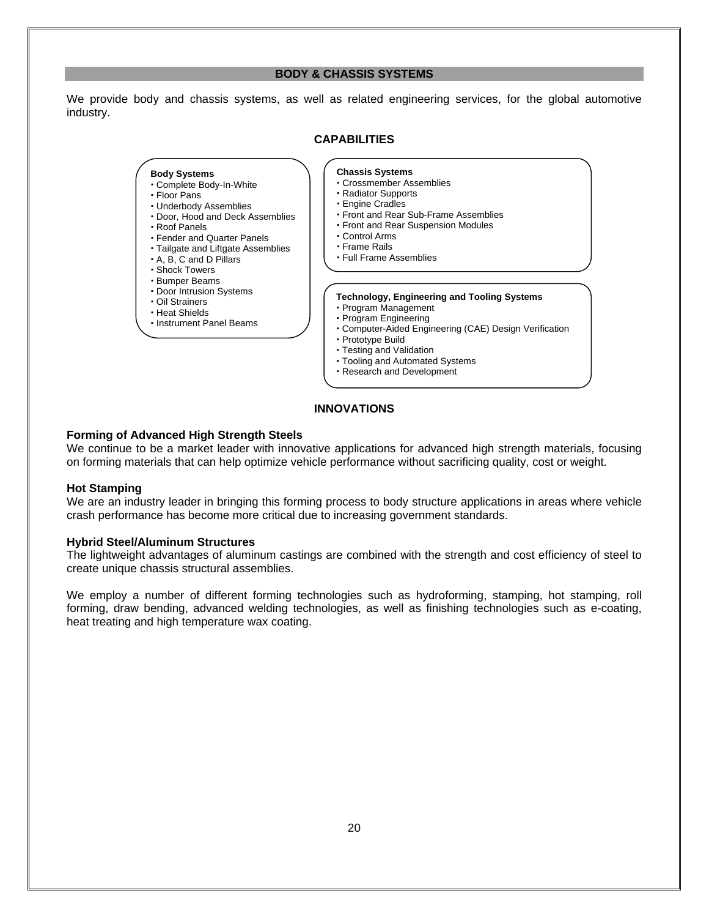## BODY & CHASSIS SYSTEMS

We provide body and chassis systems, as well as related engineering services, for the global automotive industry.

### CAPABILITIES

**Body Systems**
- Complete Body-In-White
- Floor Pans
- Underbody Assemblies
- Door, Hood and Deck Assemblies
- Roof Panels
- Fender and Quarter Panels
- Tailgate and Liftgate Assemblies
- A, B, C and D Pillars
- Shock Towers
- Bumper Beams
- Door Intrusion Systems
- Oil Strainers
- Heat Shields
- Instrument Panel Beams

**Chassis Systems**
- Crossmember Assemblies
- Radiator Supports
- Engine Cradles
- Front and Rear Sub-Frame Assemblies
- Front and Rear Suspension Modules
- Control Arms
- Frame Rails
- Full Frame Assemblies

**Technology, Engineering and Tooling Systems**
- Program Management
- Program Engineering
- Computer-Aided Engineering (CAE) Design Verification
- Prototype Build
- Testing and Validation
- Tooling and Automated Systems
- Research and Development

### INNOVATIONS

**Forming of Advanced High Strength Steels**
We continue to be a market leader with innovative applications for advanced high strength materials, focusing on forming materials that can help optimize vehicle performance without sacrificing quality, cost or weight.

**Hot Stamping**
We are an industry leader in bringing this forming process to body structure applications in areas where vehicle crash performance has become more critical due to increasing government standards.

**Hybrid Steel/Aluminum Structures**
The lightweight advantages of aluminum castings are combined with the strength and cost efficiency of steel to create unique chassis structural assemblies.

We employ a number of different forming technologies such as hydroforming, stamping, hot stamping, roll forming, draw bending, advanced welding technologies, as well as finishing technologies such as e-coating, heat treating and high temperature wax coating.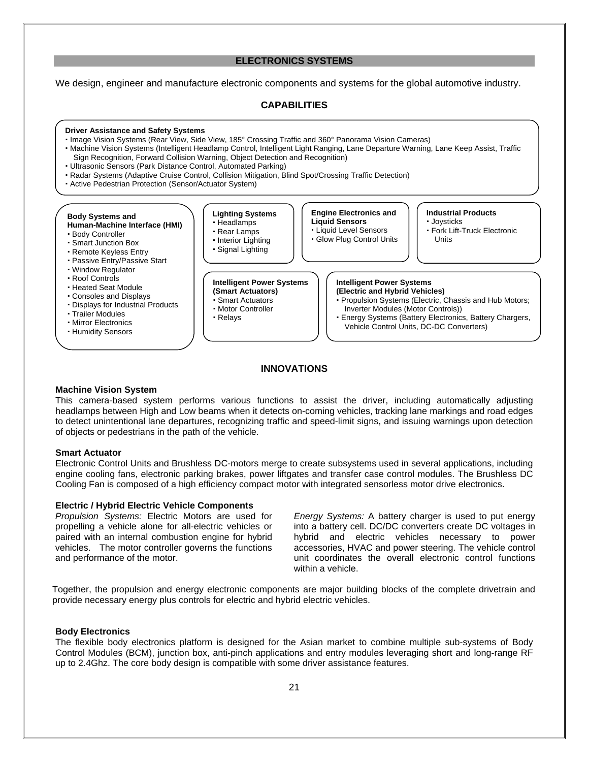## ELECTRONICS SYSTEMS

We design, engineer and manufacture electronic components and systems for the global automotive industry.

### CAPABILITIES

**Driver Assistance and Safety Systems**

- Image Vision Systems (Rear View, Side View, 185° Crossing Traffic and 360° Panorama Vision Cameras)
- Machine Vision Systems (Intelligent Headlamp Control, Intelligent Light Ranging, Lane Departure Warning, Lane Keep Assist, Traffic Sign Recognition, Forward Collision Warning, Object Detection and Recognition)
- Ultrasonic Sensors (Park Distance Control, Automated Parking)
- Radar Systems (Adaptive Cruise Control, Collision Mitigation, Blind Spot/Crossing Traffic Detection)
- Active Pedestrian Protection (Sensor/Actuator System)

**Body Systems and Human-Machine Interface (HMI)**

- Body Controller
- Smart Junction Box
- Remote Keyless Entry
- Passive Entry/Passive Start
- Window Regulator
- Roof Controls
- Heated Seat Module
- Consoles and Displays
- Displays for Industrial Products
- Trailer Modules
- Mirror Electronics
- Humidity Sensors

**Lighting Systems**

- Headlamps
- Rear Lamps
- Interior Lighting
- Signal Lighting

**Engine Electronics and Liquid Sensors**

- Liquid Level Sensors
- Glow Plug Control Units

**Industrial Products**

- Joysticks
- Fork Lift-Truck Electronic Units

**Intelligent Power Systems (Smart Actuators)**

- Smart Actuators
- Motor Controller
- Relays

**Intelligent Power Systems (Electric and Hybrid Vehicles)**

- Propulsion Systems (Electric, Chassis and Hub Motors; Inverter Modules (Motor Controls))
- Energy Systems (Battery Electronics, Battery Chargers, Vehicle Control Units, DC-DC Converters)

### INNOVATIONS

**Machine Vision System**

This camera-based system performs various functions to assist the driver, including automatically adjusting headlamps between High and Low beams when it detects on-coming vehicles, tracking lane markings and road edges to detect unintentional lane departures, recognizing traffic and speed-limit signs, and issuing warnings upon detection of objects or pedestrians in the path of the vehicle.

**Smart Actuator**

Electronic Control Units and Brushless DC-motors merge to create subsystems used in several applications, including engine cooling fans, electronic parking brakes, power liftgates and transfer case control modules. The Brushless DC Cooling Fan is composed of a high efficiency compact motor with integrated sensorless motor drive electronics.

**Electric / Hybrid Electric Vehicle Components**

*Propulsion Systems:* Electric Motors are used for propelling a vehicle alone for all-electric vehicles or paired with an internal combustion engine for hybrid vehicles. The motor controller governs the functions and performance of the motor.

*Energy Systems:* A battery charger is used to put energy into a battery cell. DC/DC converters create DC voltages in hybrid and electric vehicles necessary to power accessories, HVAC and power steering. The vehicle control unit coordinates the overall electronic control functions within a vehicle.

Together, the propulsion and energy electronic components are major building blocks of the complete drivetrain and provide necessary energy plus controls for electric and hybrid electric vehicles.

**Body Electronics**

The flexible body electronics platform is designed for the Asian market to combine multiple sub-systems of Body Control Modules (BCM), junction box, anti-pinch applications and entry modules leveraging short and long-range RF up to 2.4Ghz. The core body design is compatible with some driver assistance features.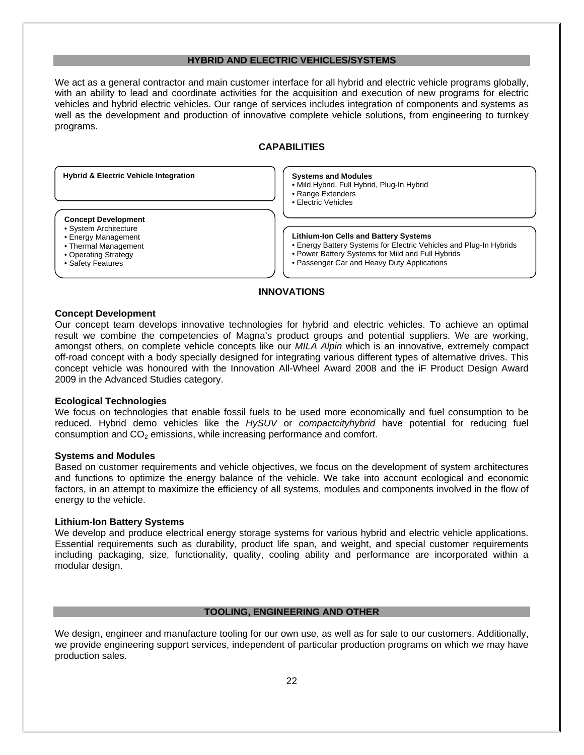## HYBRID AND ELECTRIC VEHICLES/SYSTEMS

We act as a general contractor and main customer interface for all hybrid and electric vehicle programs globally, with an ability to lead and coordinate activities for the acquisition and execution of new programs for electric vehicles and hybrid electric vehicles. Our range of services includes integration of components and systems as well as the development and production of innovative complete vehicle solutions, from engineering to turnkey programs.

### CAPABILITIES

**Hybrid & Electric Vehicle Integration**

**Concept Development**
- System Architecture
- Energy Management
- Thermal Management
- Operating Strategy
- Safety Features

**Systems and Modules**
- Mild Hybrid, Full Hybrid, Plug-In Hybrid
- Range Extenders
- Electric Vehicles

**Lithium-Ion Cells and Battery Systems**
- Energy Battery Systems for Electric Vehicles and Plug-In Hybrids
- Power Battery Systems for Mild and Full Hybrids
- Passenger Car and Heavy Duty Applications

### INNOVATIONS

**Concept Development**
Our concept team develops innovative technologies for hybrid and electric vehicles. To achieve an optimal result we combine the competencies of Magna's product groups and potential suppliers. We are working, amongst others, on complete vehicle concepts like our *MILA Alpin* which is an innovative, extremely compact off-road concept with a body specially designed for integrating various different types of alternative drives. This concept vehicle was honoured with the Innovation All-Wheel Award 2008 and the iF Product Design Award 2009 in the Advanced Studies category.

**Ecological Technologies**
We focus on technologies that enable fossil fuels to be used more economically and fuel consumption to be reduced. Hybrid demo vehicles like the *HySUV* or *compactcityhybrid* have potential for reducing fuel consumption and $CO_2$ emissions, while increasing performance and comfort.

**Systems and Modules**
Based on customer requirements and vehicle objectives, we focus on the development of system architectures and functions to optimize the energy balance of the vehicle. We take into account ecological and economic factors, in an attempt to maximize the efficiency of all systems, modules and components involved in the flow of energy to the vehicle.

**Lithium-Ion Battery Systems**
We develop and produce electrical energy storage systems for various hybrid and electric vehicle applications. Essential requirements such as durability, product life span, and weight, and special customer requirements including packaging, size, functionality, quality, cooling ability and performance are incorporated within a modular design.

## TOOLING, ENGINEERING AND OTHER

We design, engineer and manufacture tooling for our own use, as well as for sale to our customers. Additionally, we provide engineering support services, independent of particular production programs on which we may have production sales.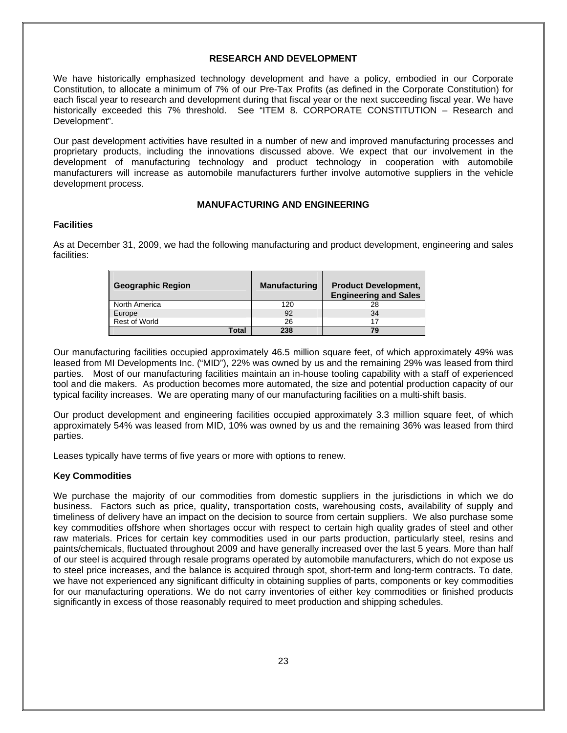## RESEARCH AND DEVELOPMENT

We have historically emphasized technology development and have a policy, embodied in our Corporate Constitution, to allocate a minimum of 7% of our Pre-Tax Profits (as defined in the Corporate Constitution) for each fiscal year to research and development during that fiscal year or the next succeeding fiscal year. We have historically exceeded this 7% threshold. See "ITEM 8. CORPORATE CONSTITUTION – Research and Development".

Our past development activities have resulted in a number of new and improved manufacturing processes and proprietary products, including the innovations discussed above. We expect that our involvement in the development of manufacturing technology and product technology in cooperation with automobile manufacturers will increase as automobile manufacturers further involve automotive suppliers in the vehicle development process.

## MANUFACTURING AND ENGINEERING

### Facilities

As at December 31, 2009, we had the following manufacturing and product development, engineering and sales facilities:

| Geographic Region | Manufacturing | Product Development, Engineering and Sales |
|---|---|---|
| North America | 120 | 28 |
| Europe | 92 | 34 |
| Rest of World | 26 | 17 |
| **Total** | **238** | **79** |

Our manufacturing facilities occupied approximately 46.5 million square feet, of which approximately 49% was leased from MI Developments Inc. ("MID"), 22% was owned by us and the remaining 29% was leased from third parties. Most of our manufacturing facilities maintain an in-house tooling capability with a staff of experienced tool and die makers. As production becomes more automated, the size and potential production capacity of our typical facility increases. We are operating many of our manufacturing facilities on a multi-shift basis.

Our product development and engineering facilities occupied approximately 3.3 million square feet, of which approximately 54% was leased from MID, 10% was owned by us and the remaining 36% was leased from third parties.

Leases typically have terms of five years or more with options to renew.

### Key Commodities

We purchase the majority of our commodities from domestic suppliers in the jurisdictions in which we do business. Factors such as price, quality, transportation costs, warehousing costs, availability of supply and timeliness of delivery have an impact on the decision to source from certain suppliers. We also purchase some key commodities offshore when shortages occur with respect to certain high quality grades of steel and other raw materials. Prices for certain key commodities used in our parts production, particularly steel, resins and paints/chemicals, fluctuated throughout 2009 and have generally increased over the last 5 years. More than half of our steel is acquired through resale programs operated by automobile manufacturers, which do not expose us to steel price increases, and the balance is acquired through spot, short-term and long-term contracts. To date, we have not experienced any significant difficulty in obtaining supplies of parts, components or key commodities for our manufacturing operations. We do not carry inventories of either key commodities or finished products significantly in excess of those reasonably required to meet production and shipping schedules.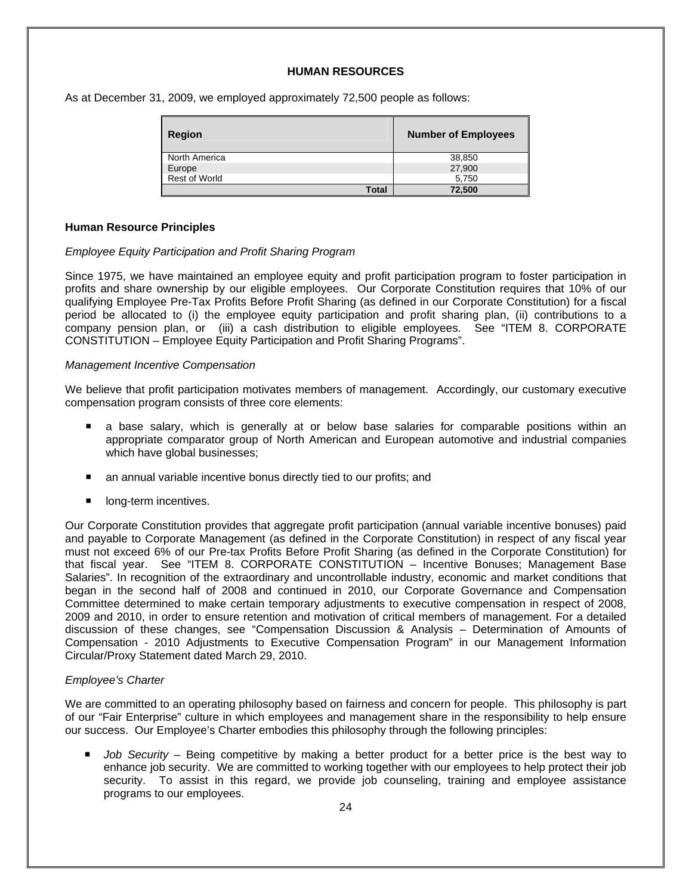## HUMAN RESOURCES

As at December 31, 2009, we employed approximately 72,500 people as follows:

| Region | Number of Employees |
|---|---|
| North America | 38,850 |
| Europe | 27,900 |
| Rest of World | 5,750 |
| **Total** | **72,500** |

### Human Resource Principles

*Employee Equity Participation and Profit Sharing Program*

Since 1975, we have maintained an employee equity and profit participation program to foster participation in profits and share ownership by our eligible employees. Our Corporate Constitution requires that 10% of our qualifying Employee Pre-Tax Profits Before Profit Sharing (as defined in our Corporate Constitution) for a fiscal period be allocated to (i) the employee equity participation and profit sharing plan, (ii) contributions to a company pension plan, or (iii) a cash distribution to eligible employees. See "ITEM 8. CORPORATE CONSTITUTION – Employee Equity Participation and Profit Sharing Programs".

*Management Incentive Compensation*

We believe that profit participation motivates members of management. Accordingly, our customary executive compensation program consists of three core elements:

- a base salary, which is generally at or below base salaries for comparable positions within an appropriate comparator group of North American and European automotive and industrial companies which have global businesses;
- an annual variable incentive bonus directly tied to our profits; and
- long-term incentives.

Our Corporate Constitution provides that aggregate profit participation (annual variable incentive bonuses) paid and payable to Corporate Management (as defined in the Corporate Constitution) in respect of any fiscal year must not exceed 6% of our Pre-tax Profits Before Profit Sharing (as defined in the Corporate Constitution) for that fiscal year. See "ITEM 8. CORPORATE CONSTITUTION – Incentive Bonuses; Management Base Salaries". In recognition of the extraordinary and uncontrollable industry, economic and market conditions that began in the second half of 2008 and continued in 2010, our Corporate Governance and Compensation Committee determined to make certain temporary adjustments to executive compensation in respect of 2008, 2009 and 2010, in order to ensure retention and motivation of critical members of management. For a detailed discussion of these changes, see "Compensation Discussion & Analysis – Determination of Amounts of Compensation - 2010 Adjustments to Executive Compensation Program" in our Management Information Circular/Proxy Statement dated March 29, 2010.

*Employee's Charter*

We are committed to an operating philosophy based on fairness and concern for people. This philosophy is part of our "Fair Enterprise" culture in which employees and management share in the responsibility to help ensure our success. Our Employee's Charter embodies this philosophy through the following principles:

- *Job Security* – Being competitive by making a better product for a better price is the best way to enhance job security. We are committed to working together with our employees to help protect their job security. To assist in this regard, we provide job counseling, training and employee assistance programs to our employees.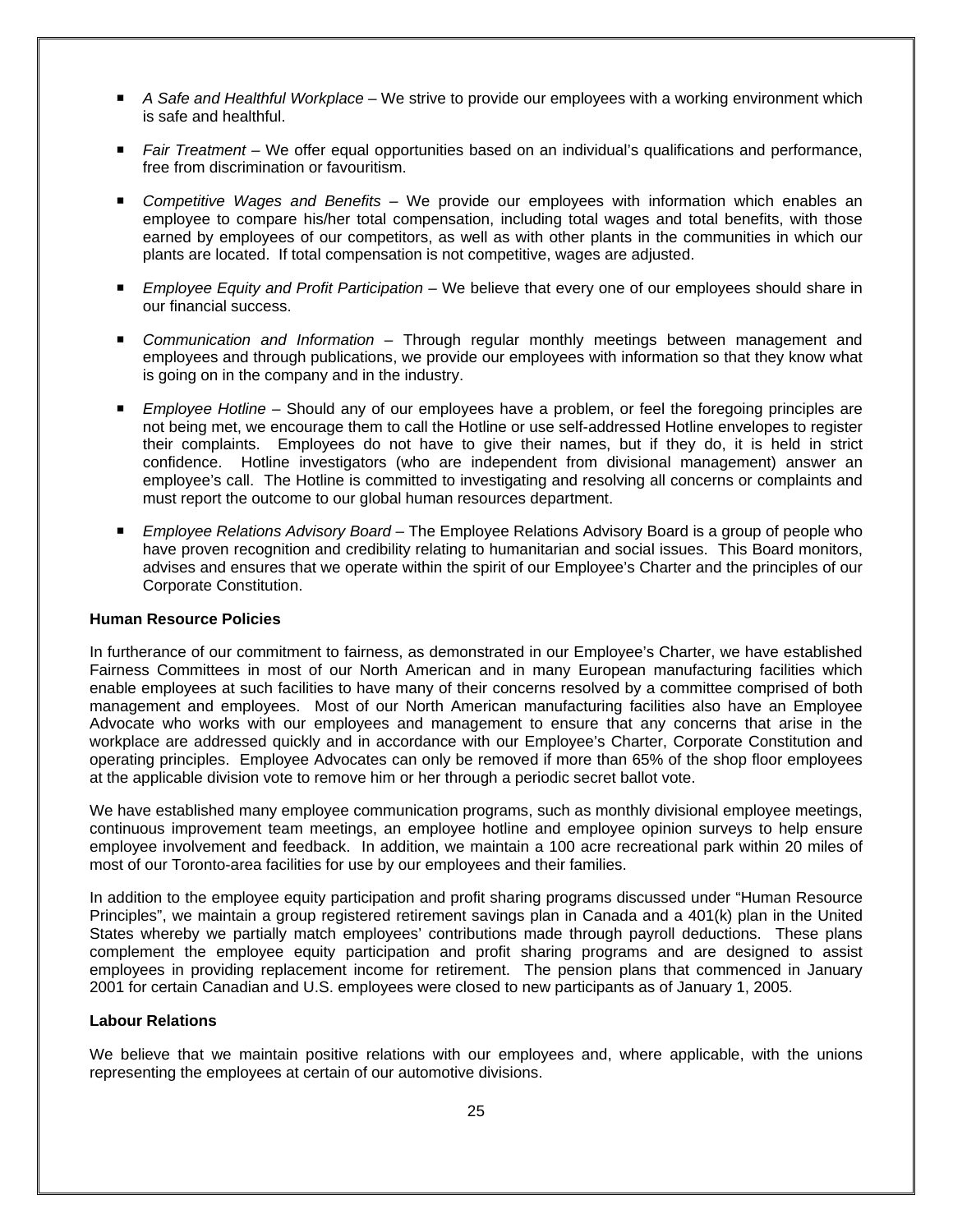- *A Safe and Healthful Workplace* – We strive to provide our employees with a working environment which is safe and healthful.

- *Fair Treatment* – We offer equal opportunities based on an individual's qualifications and performance, free from discrimination or favouritism.

- *Competitive Wages and Benefits* – We provide our employees with information which enables an employee to compare his/her total compensation, including total wages and total benefits, with those earned by employees of our competitors, as well as with other plants in the communities in which our plants are located. If total compensation is not competitive, wages are adjusted.

- *Employee Equity and Profit Participation* – We believe that every one of our employees should share in our financial success.

- *Communication and Information* – Through regular monthly meetings between management and employees and through publications, we provide our employees with information so that they know what is going on in the company and in the industry.

- *Employee Hotline* – Should any of our employees have a problem, or feel the foregoing principles are not being met, we encourage them to call the Hotline or use self-addressed Hotline envelopes to register their complaints. Employees do not have to give their names, but if they do, it is held in strict confidence. Hotline investigators (who are independent from divisional management) answer an employee's call. The Hotline is committed to investigating and resolving all concerns or complaints and must report the outcome to our global human resources department.

- *Employee Relations Advisory Board* – The Employee Relations Advisory Board is a group of people who have proven recognition and credibility relating to humanitarian and social issues. This Board monitors, advises and ensures that we operate within the spirit of our Employee's Charter and the principles of our Corporate Constitution.

**Human Resource Policies**

In furtherance of our commitment to fairness, as demonstrated in our Employee's Charter, we have established Fairness Committees in most of our North American and in many European manufacturing facilities which enable employees at such facilities to have many of their concerns resolved by a committee comprised of both management and employees. Most of our North American manufacturing facilities also have an Employee Advocate who works with our employees and management to ensure that any concerns that arise in the workplace are addressed quickly and in accordance with our Employee's Charter, Corporate Constitution and operating principles. Employee Advocates can only be removed if more than 65% of the shop floor employees at the applicable division vote to remove him or her through a periodic secret ballot vote.

We have established many employee communication programs, such as monthly divisional employee meetings, continuous improvement team meetings, an employee hotline and employee opinion surveys to help ensure employee involvement and feedback. In addition, we maintain a 100 acre recreational park within 20 miles of most of our Toronto-area facilities for use by our employees and their families.

In addition to the employee equity participation and profit sharing programs discussed under "Human Resource Principles", we maintain a group registered retirement savings plan in Canada and a 401(k) plan in the United States whereby we partially match employees' contributions made through payroll deductions. These plans complement the employee equity participation and profit sharing programs and are designed to assist employees in providing replacement income for retirement. The pension plans that commenced in January 2001 for certain Canadian and U.S. employees were closed to new participants as of January 1, 2005.

**Labour Relations**

We believe that we maintain positive relations with our employees and, where applicable, with the unions representing the employees at certain of our automotive divisions.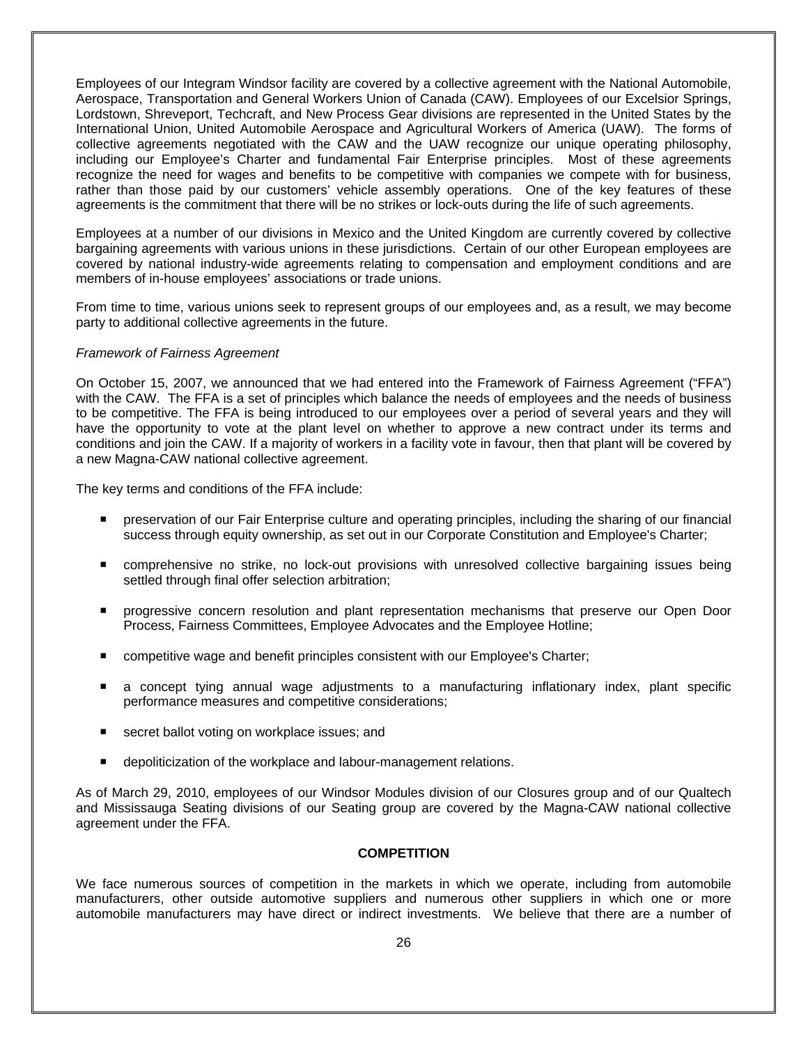Employees of our Integram Windsor facility are covered by a collective agreement with the National Automobile, Aerospace, Transportation and General Workers Union of Canada (CAW). Employees of our Excelsior Springs, Lordstown, Shreveport, Techcraft, and New Process Gear divisions are represented in the United States by the International Union, United Automobile Aerospace and Agricultural Workers of America (UAW). The forms of collective agreements negotiated with the CAW and the UAW recognize our unique operating philosophy, including our Employee's Charter and fundamental Fair Enterprise principles. Most of these agreements recognize the need for wages and benefits to be competitive with companies we compete with for business, rather than those paid by our customers' vehicle assembly operations. One of the key features of these agreements is the commitment that there will be no strikes or lock-outs during the life of such agreements.

Employees at a number of our divisions in Mexico and the United Kingdom are currently covered by collective bargaining agreements with various unions in these jurisdictions. Certain of our other European employees are covered by national industry-wide agreements relating to compensation and employment conditions and are members of in-house employees' associations or trade unions.

From time to time, various unions seek to represent groups of our employees and, as a result, we may become party to additional collective agreements in the future.

*Framework of Fairness Agreement*

On October 15, 2007, we announced that we had entered into the Framework of Fairness Agreement ("FFA") with the CAW. The FFA is a set of principles which balance the needs of employees and the needs of business to be competitive. The FFA is being introduced to our employees over a period of several years and they will have the opportunity to vote at the plant level on whether to approve a new contract under its terms and conditions and join the CAW. If a majority of workers in a facility vote in favour, then that plant will be covered by a new Magna-CAW national collective agreement.

The key terms and conditions of the FFA include:

- preservation of our Fair Enterprise culture and operating principles, including the sharing of our financial success through equity ownership, as set out in our Corporate Constitution and Employee's Charter;
- comprehensive no strike, no lock-out provisions with unresolved collective bargaining issues being settled through final offer selection arbitration;
- progressive concern resolution and plant representation mechanisms that preserve our Open Door Process, Fairness Committees, Employee Advocates and the Employee Hotline;
- competitive wage and benefit principles consistent with our Employee's Charter;
- a concept tying annual wage adjustments to a manufacturing inflationary index, plant specific performance measures and competitive considerations;
- secret ballot voting on workplace issues; and
- depoliticization of the workplace and labour-management relations.

As of March 29, 2010, employees of our Windsor Modules division of our Closures group and of our Qualtech and Mississauga Seating divisions of our Seating group are covered by the Magna-CAW national collective agreement under the FFA.

## COMPETITION

We face numerous sources of competition in the markets in which we operate, including from automobile manufacturers, other outside automotive suppliers and numerous other suppliers in which one or more automobile manufacturers may have direct or indirect investments. We believe that there are a number of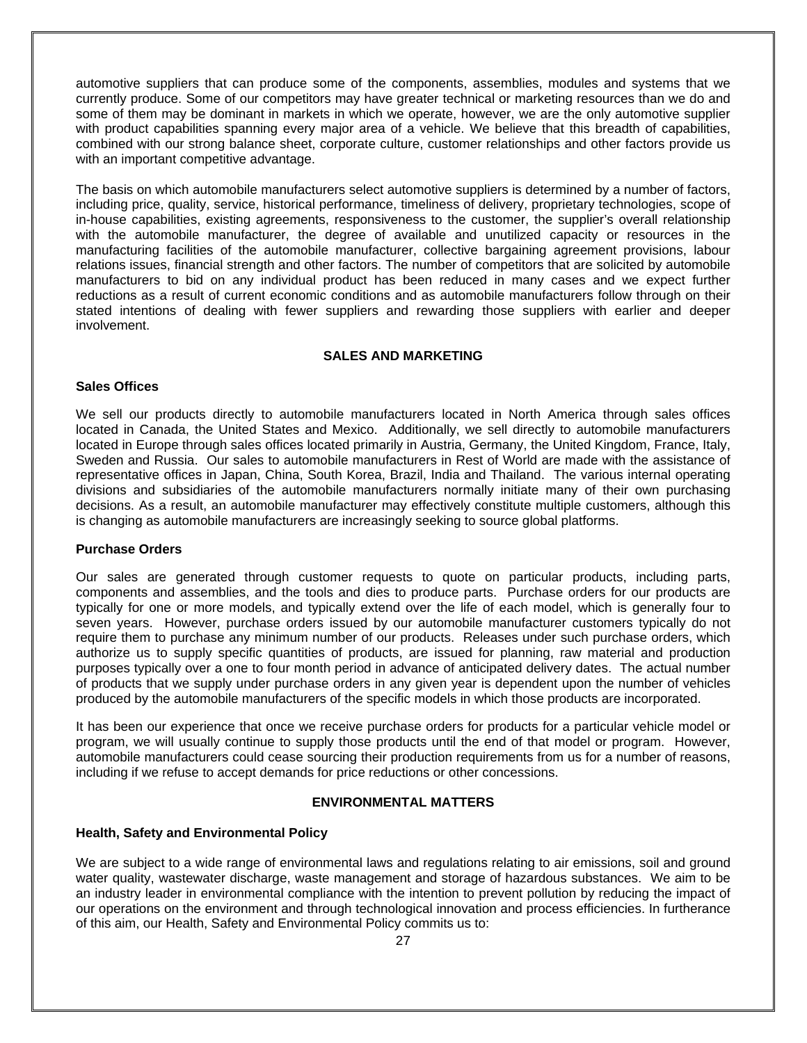automotive suppliers that can produce some of the components, assemblies, modules and systems that we currently produce. Some of our competitors may have greater technical or marketing resources than we do and some of them may be dominant in markets in which we operate, however, we are the only automotive supplier with product capabilities spanning every major area of a vehicle. We believe that this breadth of capabilities, combined with our strong balance sheet, corporate culture, customer relationships and other factors provide us with an important competitive advantage.

The basis on which automobile manufacturers select automotive suppliers is determined by a number of factors, including price, quality, service, historical performance, timeliness of delivery, proprietary technologies, scope of in-house capabilities, existing agreements, responsiveness to the customer, the supplier's overall relationship with the automobile manufacturer, the degree of available and unutilized capacity or resources in the manufacturing facilities of the automobile manufacturer, collective bargaining agreement provisions, labour relations issues, financial strength and other factors. The number of competitors that are solicited by automobile manufacturers to bid on any individual product has been reduced in many cases and we expect further reductions as a result of current economic conditions and as automobile manufacturers follow through on their stated intentions of dealing with fewer suppliers and rewarding those suppliers with earlier and deeper involvement.

## SALES AND MARKETING

### Sales Offices

We sell our products directly to automobile manufacturers located in North America through sales offices located in Canada, the United States and Mexico. Additionally, we sell directly to automobile manufacturers located in Europe through sales offices located primarily in Austria, Germany, the United Kingdom, France, Italy, Sweden and Russia. Our sales to automobile manufacturers in Rest of World are made with the assistance of representative offices in Japan, China, South Korea, Brazil, India and Thailand. The various internal operating divisions and subsidiaries of the automobile manufacturers normally initiate many of their own purchasing decisions. As a result, an automobile manufacturer may effectively constitute multiple customers, although this is changing as automobile manufacturers are increasingly seeking to source global platforms.

### Purchase Orders

Our sales are generated through customer requests to quote on particular products, including parts, components and assemblies, and the tools and dies to produce parts. Purchase orders for our products are typically for one or more models, and typically extend over the life of each model, which is generally four to seven years. However, purchase orders issued by our automobile manufacturer customers typically do not require them to purchase any minimum number of our products. Releases under such purchase orders, which authorize us to supply specific quantities of products, are issued for planning, raw material and production purposes typically over a one to four month period in advance of anticipated delivery dates. The actual number of products that we supply under purchase orders in any given year is dependent upon the number of vehicles produced by the automobile manufacturers of the specific models in which those products are incorporated.

It has been our experience that once we receive purchase orders for products for a particular vehicle model or program, we will usually continue to supply those products until the end of that model or program. However, automobile manufacturers could cease sourcing their production requirements from us for a number of reasons, including if we refuse to accept demands for price reductions or other concessions.

## ENVIRONMENTAL MATTERS

### Health, Safety and Environmental Policy

We are subject to a wide range of environmental laws and regulations relating to air emissions, soil and ground water quality, wastewater discharge, waste management and storage of hazardous substances. We aim to be an industry leader in environmental compliance with the intention to prevent pollution by reducing the impact of our operations on the environment and through technological innovation and process efficiencies. In furtherance of this aim, our Health, Safety and Environmental Policy commits us to: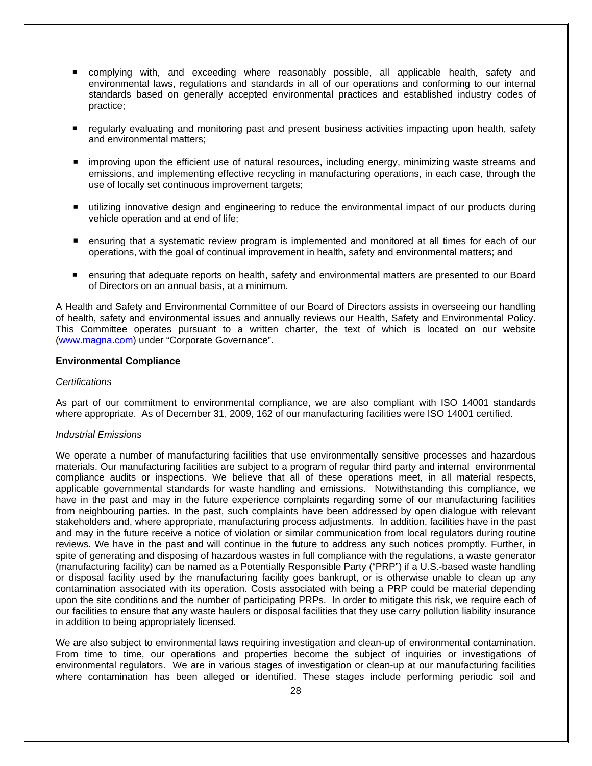- complying with, and exceeding where reasonably possible, all applicable health, safety and environmental laws, regulations and standards in all of our operations and conforming to our internal standards based on generally accepted environmental practices and established industry codes of practice;

- regularly evaluating and monitoring past and present business activities impacting upon health, safety and environmental matters;

- improving upon the efficient use of natural resources, including energy, minimizing waste streams and emissions, and implementing effective recycling in manufacturing operations, in each case, through the use of locally set continuous improvement targets;

- utilizing innovative design and engineering to reduce the environmental impact of our products during vehicle operation and at end of life;

- ensuring that a systematic review program is implemented and monitored at all times for each of our operations, with the goal of continual improvement in health, safety and environmental matters; and

- ensuring that adequate reports on health, safety and environmental matters are presented to our Board of Directors on an annual basis, at a minimum.

A Health and Safety and Environmental Committee of our Board of Directors assists in overseeing our handling of health, safety and environmental issues and annually reviews our Health, Safety and Environmental Policy. This Committee operates pursuant to a written charter, the text of which is located on our website (www.magna.com) under "Corporate Governance".

**Environmental Compliance**

*Certifications*

As part of our commitment to environmental compliance, we are also compliant with ISO 14001 standards where appropriate. As of December 31, 2009, 162 of our manufacturing facilities were ISO 14001 certified.

*Industrial Emissions*

We operate a number of manufacturing facilities that use environmentally sensitive processes and hazardous materials. Our manufacturing facilities are subject to a program of regular third party and internal environmental compliance audits or inspections. We believe that all of these operations meet, in all material respects, applicable governmental standards for waste handling and emissions. Notwithstanding this compliance, we have in the past and may in the future experience complaints regarding some of our manufacturing facilities from neighbouring parties. In the past, such complaints have been addressed by open dialogue with relevant stakeholders and, where appropriate, manufacturing process adjustments. In addition, facilities have in the past and may in the future receive a notice of violation or similar communication from local regulators during routine reviews. We have in the past and will continue in the future to address any such notices promptly. Further, in spite of generating and disposing of hazardous wastes in full compliance with the regulations, a waste generator (manufacturing facility) can be named as a Potentially Responsible Party ("PRP") if a U.S.-based waste handling or disposal facility used by the manufacturing facility goes bankrupt, or is otherwise unable to clean up any contamination associated with its operation. Costs associated with being a PRP could be material depending upon the site conditions and the number of participating PRPs. In order to mitigate this risk, we require each of our facilities to ensure that any waste haulers or disposal facilities that they use carry pollution liability insurance in addition to being appropriately licensed.

We are also subject to environmental laws requiring investigation and clean-up of environmental contamination. From time to time, our operations and properties become the subject of inquiries or investigations of environmental regulators. We are in various stages of investigation or clean-up at our manufacturing facilities where contamination has been alleged or identified. These stages include performing periodic soil and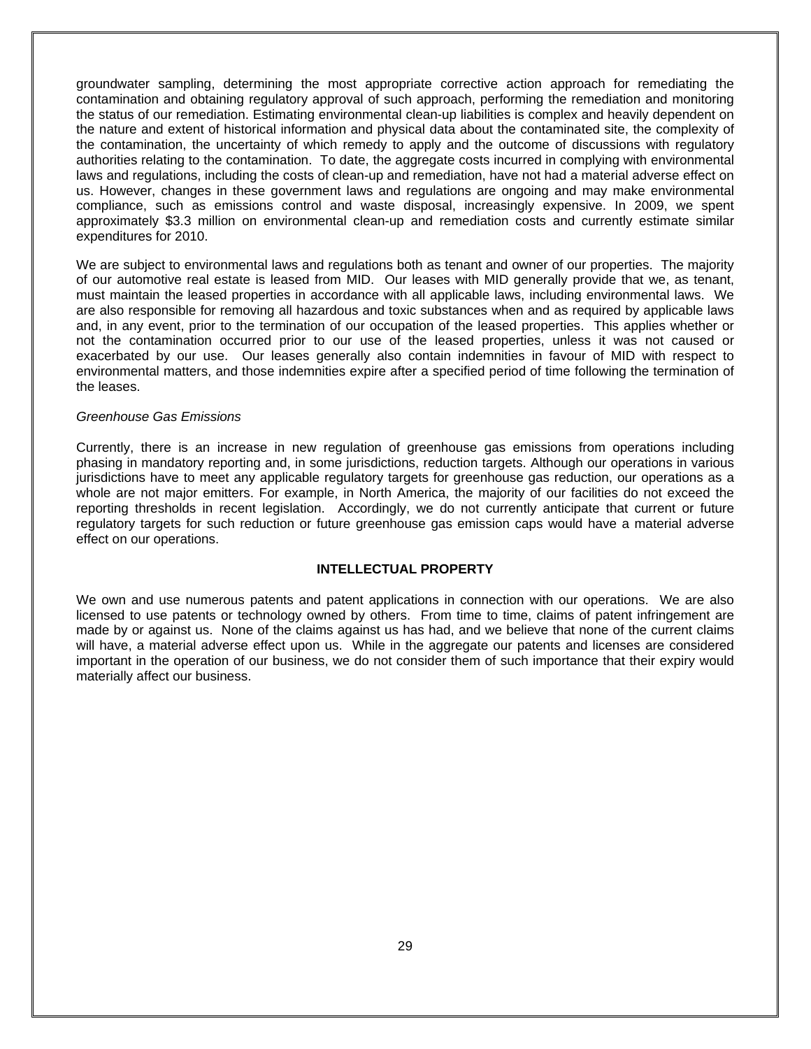groundwater sampling, determining the most appropriate corrective action approach for remediating the contamination and obtaining regulatory approval of such approach, performing the remediation and monitoring the status of our remediation. Estimating environmental clean-up liabilities is complex and heavily dependent on the nature and extent of historical information and physical data about the contaminated site, the complexity of the contamination, the uncertainty of which remedy to apply and the outcome of discussions with regulatory authorities relating to the contamination. To date, the aggregate costs incurred in complying with environmental laws and regulations, including the costs of clean-up and remediation, have not had a material adverse effect on us. However, changes in these government laws and regulations are ongoing and may make environmental compliance, such as emissions control and waste disposal, increasingly expensive. In 2009, we spent approximately $3.3 million on environmental clean-up and remediation costs and currently estimate similar expenditures for 2010.

We are subject to environmental laws and regulations both as tenant and owner of our properties. The majority of our automotive real estate is leased from MID. Our leases with MID generally provide that we, as tenant, must maintain the leased properties in accordance with all applicable laws, including environmental laws. We are also responsible for removing all hazardous and toxic substances when and as required by applicable laws and, in any event, prior to the termination of our occupation of the leased properties. This applies whether or not the contamination occurred prior to our use of the leased properties, unless it was not caused or exacerbated by our use. Our leases generally also contain indemnities in favour of MID with respect to environmental matters, and those indemnities expire after a specified period of time following the termination of the leases.

*Greenhouse Gas Emissions*

Currently, there is an increase in new regulation of greenhouse gas emissions from operations including phasing in mandatory reporting and, in some jurisdictions, reduction targets. Although our operations in various jurisdictions have to meet any applicable regulatory targets for greenhouse gas reduction, our operations as a whole are not major emitters. For example, in North America, the majority of our facilities do not exceed the reporting thresholds in recent legislation. Accordingly, we do not currently anticipate that current or future regulatory targets for such reduction or future greenhouse gas emission caps would have a material adverse effect on our operations.

## INTELLECTUAL PROPERTY

We own and use numerous patents and patent applications in connection with our operations. We are also licensed to use patents or technology owned by others. From time to time, claims of patent infringement are made by or against us. None of the claims against us has had, and we believe that none of the current claims will have, a material adverse effect upon us. While in the aggregate our patents and licenses are considered important in the operation of our business, we do not consider them of such importance that their expiry would materially affect our business.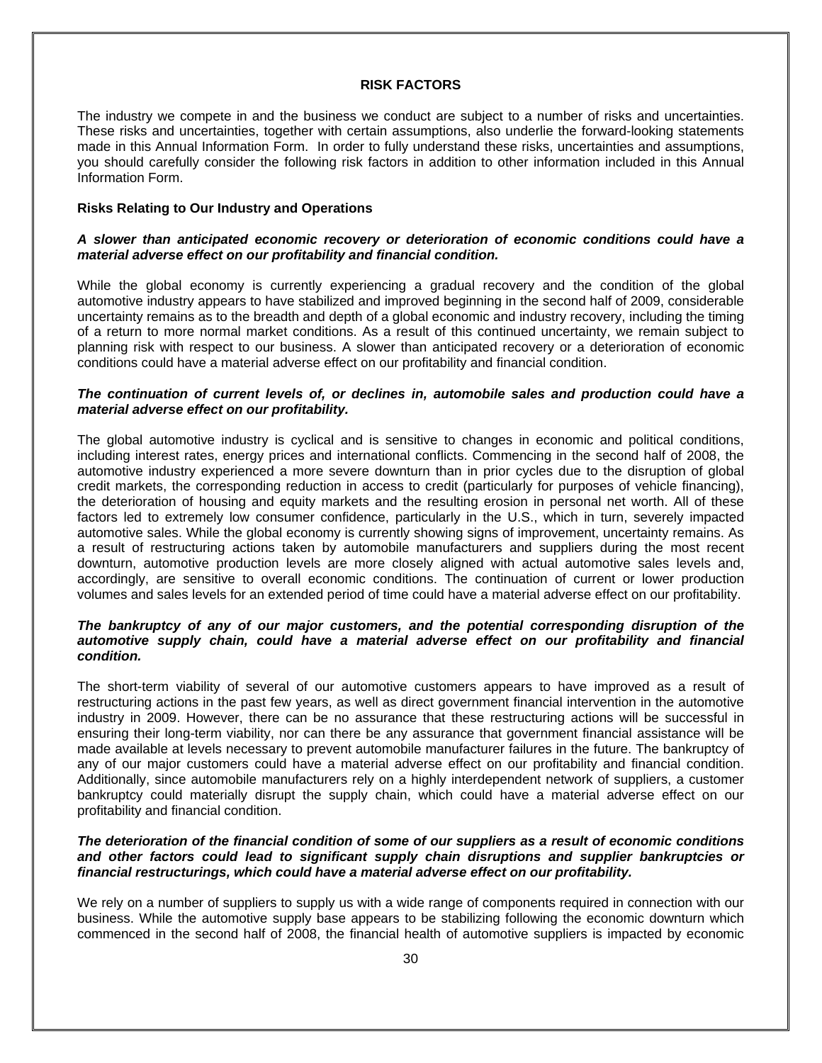## RISK FACTORS

The industry we compete in and the business we conduct are subject to a number of risks and uncertainties. These risks and uncertainties, together with certain assumptions, also underlie the forward-looking statements made in this Annual Information Form. In order to fully understand these risks, uncertainties and assumptions, you should carefully consider the following risk factors in addition to other information included in this Annual Information Form.

### Risks Relating to Our Industry and Operations

***A slower than anticipated economic recovery or deterioration of economic conditions could have a material adverse effect on our profitability and financial condition.***

While the global economy is currently experiencing a gradual recovery and the condition of the global automotive industry appears to have stabilized and improved beginning in the second half of 2009, considerable uncertainty remains as to the breadth and depth of a global economic and industry recovery, including the timing of a return to more normal market conditions. As a result of this continued uncertainty, we remain subject to planning risk with respect to our business. A slower than anticipated recovery or a deterioration of economic conditions could have a material adverse effect on our profitability and financial condition.

***The continuation of current levels of, or declines in, automobile sales and production could have a material adverse effect on our profitability.***

The global automotive industry is cyclical and is sensitive to changes in economic and political conditions, including interest rates, energy prices and international conflicts. Commencing in the second half of 2008, the automotive industry experienced a more severe downturn than in prior cycles due to the disruption of global credit markets, the corresponding reduction in access to credit (particularly for purposes of vehicle financing), the deterioration of housing and equity markets and the resulting erosion in personal net worth. All of these factors led to extremely low consumer confidence, particularly in the U.S., which in turn, severely impacted automotive sales. While the global economy is currently showing signs of improvement, uncertainty remains. As a result of restructuring actions taken by automobile manufacturers and suppliers during the most recent downturn, automotive production levels are more closely aligned with actual automotive sales levels and, accordingly, are sensitive to overall economic conditions. The continuation of current or lower production volumes and sales levels for an extended period of time could have a material adverse effect on our profitability.

***The bankruptcy of any of our major customers, and the potential corresponding disruption of the automotive supply chain, could have a material adverse effect on our profitability and financial condition.***

The short-term viability of several of our automotive customers appears to have improved as a result of restructuring actions in the past few years, as well as direct government financial intervention in the automotive industry in 2009. However, there can be no assurance that these restructuring actions will be successful in ensuring their long-term viability, nor can there be any assurance that government financial assistance will be made available at levels necessary to prevent automobile manufacturer failures in the future. The bankruptcy of any of our major customers could have a material adverse effect on our profitability and financial condition. Additionally, since automobile manufacturers rely on a highly interdependent network of suppliers, a customer bankruptcy could materially disrupt the supply chain, which could have a material adverse effect on our profitability and financial condition.

***The deterioration of the financial condition of some of our suppliers as a result of economic conditions and other factors could lead to significant supply chain disruptions and supplier bankruptcies or financial restructurings, which could have a material adverse effect on our profitability.***

We rely on a number of suppliers to supply us with a wide range of components required in connection with our business. While the automotive supply base appears to be stabilizing following the economic downturn which commenced in the second half of 2008, the financial health of automotive suppliers is impacted by economic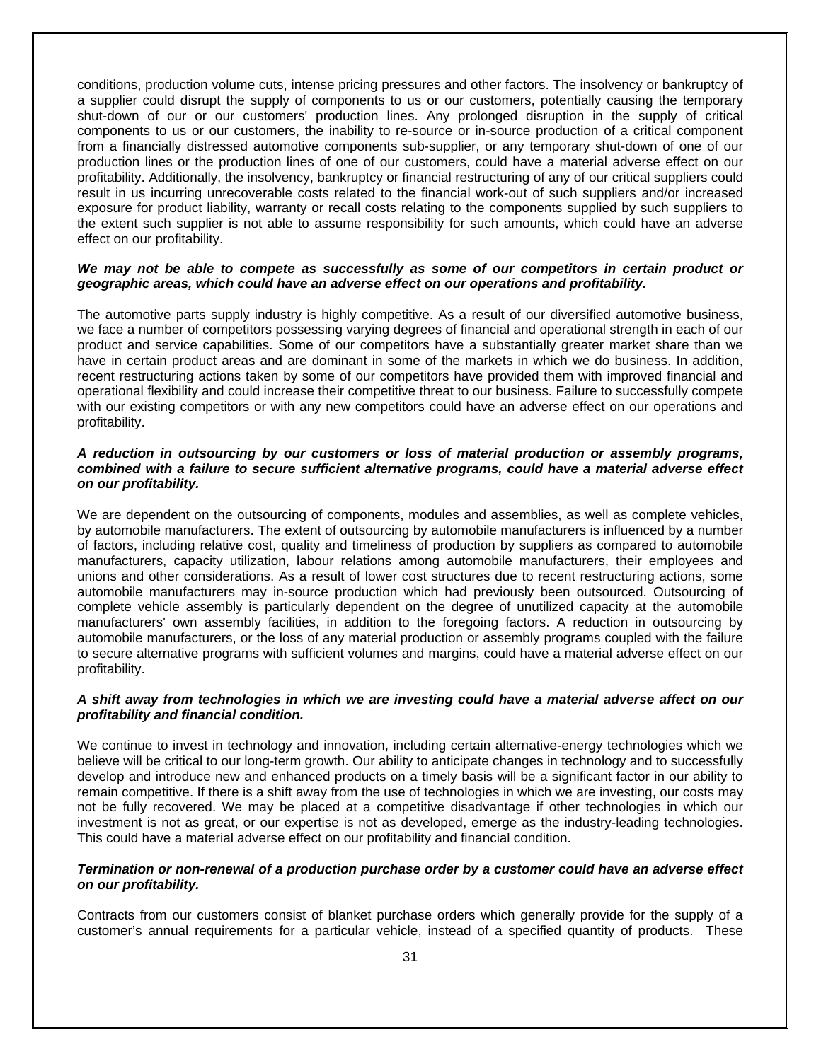conditions, production volume cuts, intense pricing pressures and other factors. The insolvency or bankruptcy of a supplier could disrupt the supply of components to us or our customers, potentially causing the temporary shut-down of our or our customers' production lines. Any prolonged disruption in the supply of critical components to us or our customers, the inability to re-source or in-source production of a critical component from a financially distressed automotive components sub-supplier, or any temporary shut-down of one of our production lines or the production lines of one of our customers, could have a material adverse effect on our profitability. Additionally, the insolvency, bankruptcy or financial restructuring of any of our critical suppliers could result in us incurring unrecoverable costs related to the financial work-out of such suppliers and/or increased exposure for product liability, warranty or recall costs relating to the components supplied by such suppliers to the extent such supplier is not able to assume responsibility for such amounts, which could have an adverse effect on our profitability.

***We may not be able to compete as successfully as some of our competitors in certain product or geographic areas, which could have an adverse effect on our operations and profitability.***

The automotive parts supply industry is highly competitive. As a result of our diversified automotive business, we face a number of competitors possessing varying degrees of financial and operational strength in each of our product and service capabilities. Some of our competitors have a substantially greater market share than we have in certain product areas and are dominant in some of the markets in which we do business. In addition, recent restructuring actions taken by some of our competitors have provided them with improved financial and operational flexibility and could increase their competitive threat to our business. Failure to successfully compete with our existing competitors or with any new competitors could have an adverse effect on our operations and profitability.

***A reduction in outsourcing by our customers or loss of material production or assembly programs, combined with a failure to secure sufficient alternative programs, could have a material adverse effect on our profitability.***

We are dependent on the outsourcing of components, modules and assemblies, as well as complete vehicles, by automobile manufacturers. The extent of outsourcing by automobile manufacturers is influenced by a number of factors, including relative cost, quality and timeliness of production by suppliers as compared to automobile manufacturers, capacity utilization, labour relations among automobile manufacturers, their employees and unions and other considerations. As a result of lower cost structures due to recent restructuring actions, some automobile manufacturers may in-source production which had previously been outsourced. Outsourcing of complete vehicle assembly is particularly dependent on the degree of unutilized capacity at the automobile manufacturers' own assembly facilities, in addition to the foregoing factors. A reduction in outsourcing by automobile manufacturers, or the loss of any material production or assembly programs coupled with the failure to secure alternative programs with sufficient volumes and margins, could have a material adverse effect on our profitability.

***A shift away from technologies in which we are investing could have a material adverse affect on our profitability and financial condition.***

We continue to invest in technology and innovation, including certain alternative-energy technologies which we believe will be critical to our long-term growth. Our ability to anticipate changes in technology and to successfully develop and introduce new and enhanced products on a timely basis will be a significant factor in our ability to remain competitive. If there is a shift away from the use of technologies in which we are investing, our costs may not be fully recovered. We may be placed at a competitive disadvantage if other technologies in which our investment is not as great, or our expertise is not as developed, emerge as the industry-leading technologies. This could have a material adverse effect on our profitability and financial condition.

***Termination or non-renewal of a production purchase order by a customer could have an adverse effect on our profitability.***

Contracts from our customers consist of blanket purchase orders which generally provide for the supply of a customer's annual requirements for a particular vehicle, instead of a specified quantity of products. These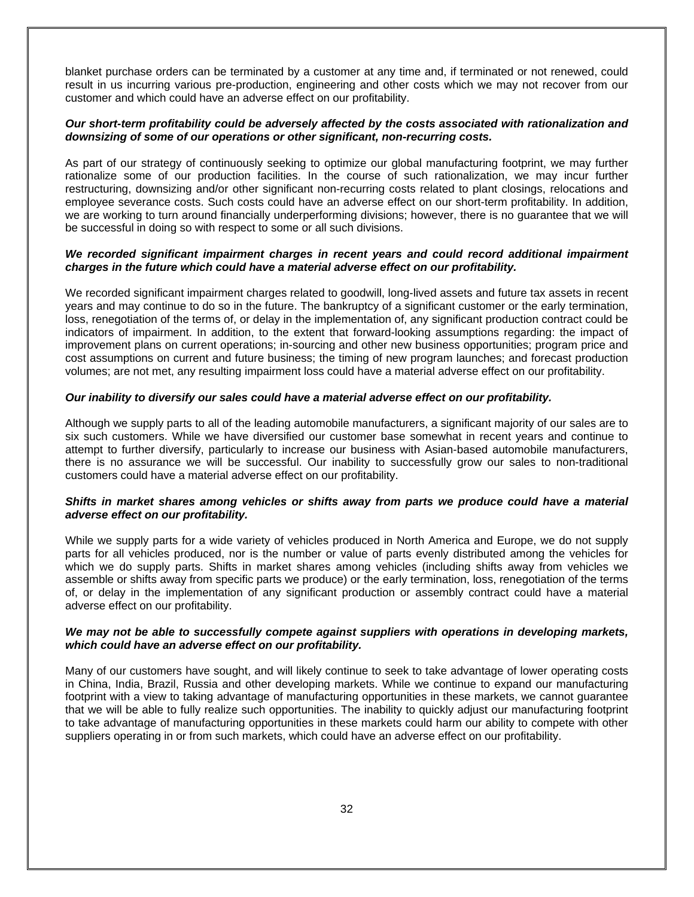blanket purchase orders can be terminated by a customer at any time and, if terminated or not renewed, could result in us incurring various pre-production, engineering and other costs which we may not recover from our customer and which could have an adverse effect on our profitability.

***Our short-term profitability could be adversely affected by the costs associated with rationalization and downsizing of some of our operations or other significant, non-recurring costs.***

As part of our strategy of continuously seeking to optimize our global manufacturing footprint, we may further rationalize some of our production facilities. In the course of such rationalization, we may incur further restructuring, downsizing and/or other significant non-recurring costs related to plant closings, relocations and employee severance costs. Such costs could have an adverse effect on our short-term profitability. In addition, we are working to turn around financially underperforming divisions; however, there is no guarantee that we will be successful in doing so with respect to some or all such divisions.

***We recorded significant impairment charges in recent years and could record additional impairment charges in the future which could have a material adverse effect on our profitability.***

We recorded significant impairment charges related to goodwill, long-lived assets and future tax assets in recent years and may continue to do so in the future. The bankruptcy of a significant customer or the early termination, loss, renegotiation of the terms of, or delay in the implementation of, any significant production contract could be indicators of impairment. In addition, to the extent that forward-looking assumptions regarding: the impact of improvement plans on current operations; in-sourcing and other new business opportunities; program price and cost assumptions on current and future business; the timing of new program launches; and forecast production volumes; are not met, any resulting impairment loss could have a material adverse effect on our profitability.

***Our inability to diversify our sales could have a material adverse effect on our profitability.***

Although we supply parts to all of the leading automobile manufacturers, a significant majority of our sales are to six such customers. While we have diversified our customer base somewhat in recent years and continue to attempt to further diversify, particularly to increase our business with Asian-based automobile manufacturers, there is no assurance we will be successful. Our inability to successfully grow our sales to non-traditional customers could have a material adverse effect on our profitability.

***Shifts in market shares among vehicles or shifts away from parts we produce could have a material adverse effect on our profitability.***

While we supply parts for a wide variety of vehicles produced in North America and Europe, we do not supply parts for all vehicles produced, nor is the number or value of parts evenly distributed among the vehicles for which we do supply parts. Shifts in market shares among vehicles (including shifts away from vehicles we assemble or shifts away from specific parts we produce) or the early termination, loss, renegotiation of the terms of, or delay in the implementation of any significant production or assembly contract could have a material adverse effect on our profitability.

***We may not be able to successfully compete against suppliers with operations in developing markets, which could have an adverse effect on our profitability.***

Many of our customers have sought, and will likely continue to seek to take advantage of lower operating costs in China, India, Brazil, Russia and other developing markets. While we continue to expand our manufacturing footprint with a view to taking advantage of manufacturing opportunities in these markets, we cannot guarantee that we will be able to fully realize such opportunities. The inability to quickly adjust our manufacturing footprint to take advantage of manufacturing opportunities in these markets could harm our ability to compete with other suppliers operating in or from such markets, which could have an adverse effect on our profitability.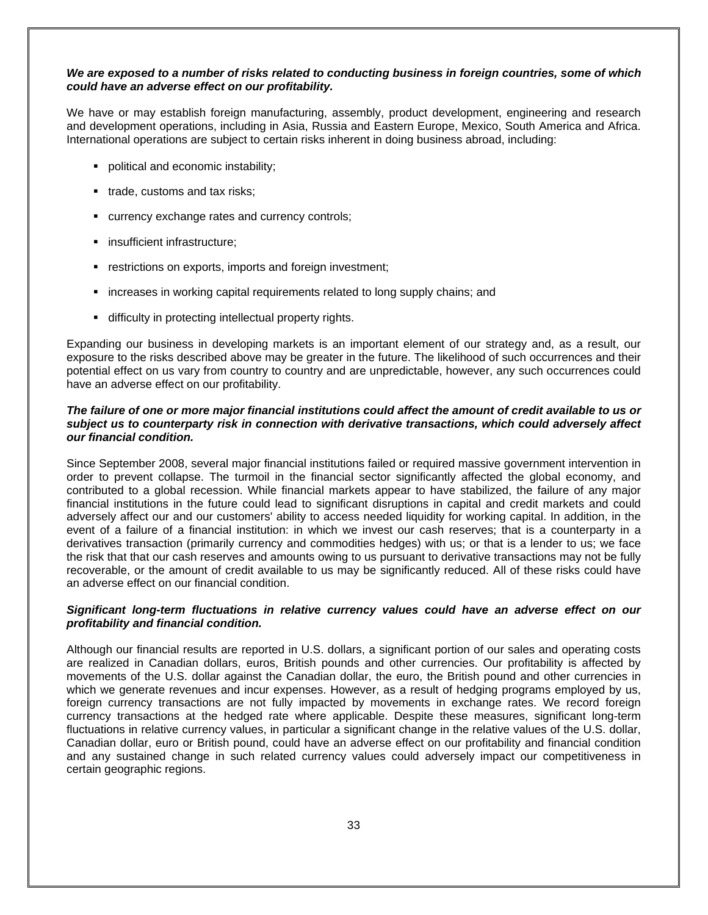***We are exposed to a number of risks related to conducting business in foreign countries, some of which could have an adverse effect on our profitability.***

We have or may establish foreign manufacturing, assembly, product development, engineering and research and development operations, including in Asia, Russia and Eastern Europe, Mexico, South America and Africa. International operations are subject to certain risks inherent in doing business abroad, including:

- political and economic instability;
- trade, customs and tax risks;
- currency exchange rates and currency controls;
- insufficient infrastructure;
- restrictions on exports, imports and foreign investment;
- increases in working capital requirements related to long supply chains; and
- difficulty in protecting intellectual property rights.

Expanding our business in developing markets is an important element of our strategy and, as a result, our exposure to the risks described above may be greater in the future. The likelihood of such occurrences and their potential effect on us vary from country to country and are unpredictable, however, any such occurrences could have an adverse effect on our profitability.

***The failure of one or more major financial institutions could affect the amount of credit available to us or subject us to counterparty risk in connection with derivative transactions, which could adversely affect our financial condition.***

Since September 2008, several major financial institutions failed or required massive government intervention in order to prevent collapse. The turmoil in the financial sector significantly affected the global economy, and contributed to a global recession. While financial markets appear to have stabilized, the failure of any major financial institutions in the future could lead to significant disruptions in capital and credit markets and could adversely affect our and our customers' ability to access needed liquidity for working capital. In addition, in the event of a failure of a financial institution: in which we invest our cash reserves; that is a counterparty in a derivatives transaction (primarily currency and commodities hedges) with us; or that is a lender to us; we face the risk that that our cash reserves and amounts owing to us pursuant to derivative transactions may not be fully recoverable, or the amount of credit available to us may be significantly reduced. All of these risks could have an adverse effect on our financial condition.

***Significant long-term fluctuations in relative currency values could have an adverse effect on our profitability and financial condition.***

Although our financial results are reported in U.S. dollars, a significant portion of our sales and operating costs are realized in Canadian dollars, euros, British pounds and other currencies. Our profitability is affected by movements of the U.S. dollar against the Canadian dollar, the euro, the British pound and other currencies in which we generate revenues and incur expenses. However, as a result of hedging programs employed by us, foreign currency transactions are not fully impacted by movements in exchange rates. We record foreign currency transactions at the hedged rate where applicable. Despite these measures, significant long-term fluctuations in relative currency values, in particular a significant change in the relative values of the U.S. dollar, Canadian dollar, euro or British pound, could have an adverse effect on our profitability and financial condition and any sustained change in such related currency values could adversely impact our competitiveness in certain geographic regions.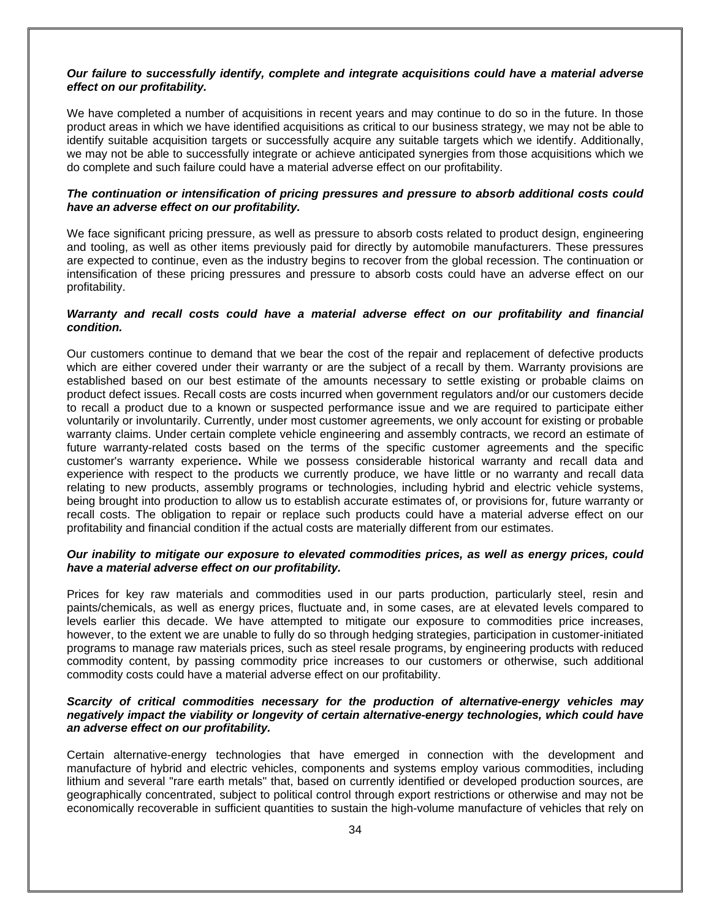***Our failure to successfully identify, complete and integrate acquisitions could have a material adverse effect on our profitability.***

We have completed a number of acquisitions in recent years and may continue to do so in the future. In those product areas in which we have identified acquisitions as critical to our business strategy, we may not be able to identify suitable acquisition targets or successfully acquire any suitable targets which we identify. Additionally, we may not be able to successfully integrate or achieve anticipated synergies from those acquisitions which we do complete and such failure could have a material adverse effect on our profitability.

***The continuation or intensification of pricing pressures and pressure to absorb additional costs could have an adverse effect on our profitability.***

We face significant pricing pressure, as well as pressure to absorb costs related to product design, engineering and tooling, as well as other items previously paid for directly by automobile manufacturers. These pressures are expected to continue, even as the industry begins to recover from the global recession. The continuation or intensification of these pricing pressures and pressure to absorb costs could have an adverse effect on our profitability.

***Warranty and recall costs could have a material adverse effect on our profitability and financial condition.***

Our customers continue to demand that we bear the cost of the repair and replacement of defective products which are either covered under their warranty or are the subject of a recall by them. Warranty provisions are established based on our best estimate of the amounts necessary to settle existing or probable claims on product defect issues. Recall costs are costs incurred when government regulators and/or our customers decide to recall a product due to a known or suspected performance issue and we are required to participate either voluntarily or involuntarily. Currently, under most customer agreements, we only account for existing or probable warranty claims. Under certain complete vehicle engineering and assembly contracts, we record an estimate of future warranty-related costs based on the terms of the specific customer agreements and the specific customer's warranty experience**.** While we possess considerable historical warranty and recall data and experience with respect to the products we currently produce, we have little or no warranty and recall data relating to new products, assembly programs or technologies, including hybrid and electric vehicle systems, being brought into production to allow us to establish accurate estimates of, or provisions for, future warranty or recall costs. The obligation to repair or replace such products could have a material adverse effect on our profitability and financial condition if the actual costs are materially different from our estimates.

***Our inability to mitigate our exposure to elevated commodities prices, as well as energy prices, could have a material adverse effect on our profitability.***

Prices for key raw materials and commodities used in our parts production, particularly steel, resin and paints/chemicals, as well as energy prices, fluctuate and, in some cases, are at elevated levels compared to levels earlier this decade. We have attempted to mitigate our exposure to commodities price increases, however, to the extent we are unable to fully do so through hedging strategies, participation in customer-initiated programs to manage raw materials prices, such as steel resale programs, by engineering products with reduced commodity content, by passing commodity price increases to our customers or otherwise, such additional commodity costs could have a material adverse effect on our profitability.

***Scarcity of critical commodities necessary for the production of alternative-energy vehicles may negatively impact the viability or longevity of certain alternative-energy technologies, which could have an adverse effect on our profitability.***

Certain alternative-energy technologies that have emerged in connection with the development and manufacture of hybrid and electric vehicles, components and systems employ various commodities, including lithium and several "rare earth metals" that, based on currently identified or developed production sources, are geographically concentrated, subject to political control through export restrictions or otherwise and may not be economically recoverable in sufficient quantities to sustain the high-volume manufacture of vehicles that rely on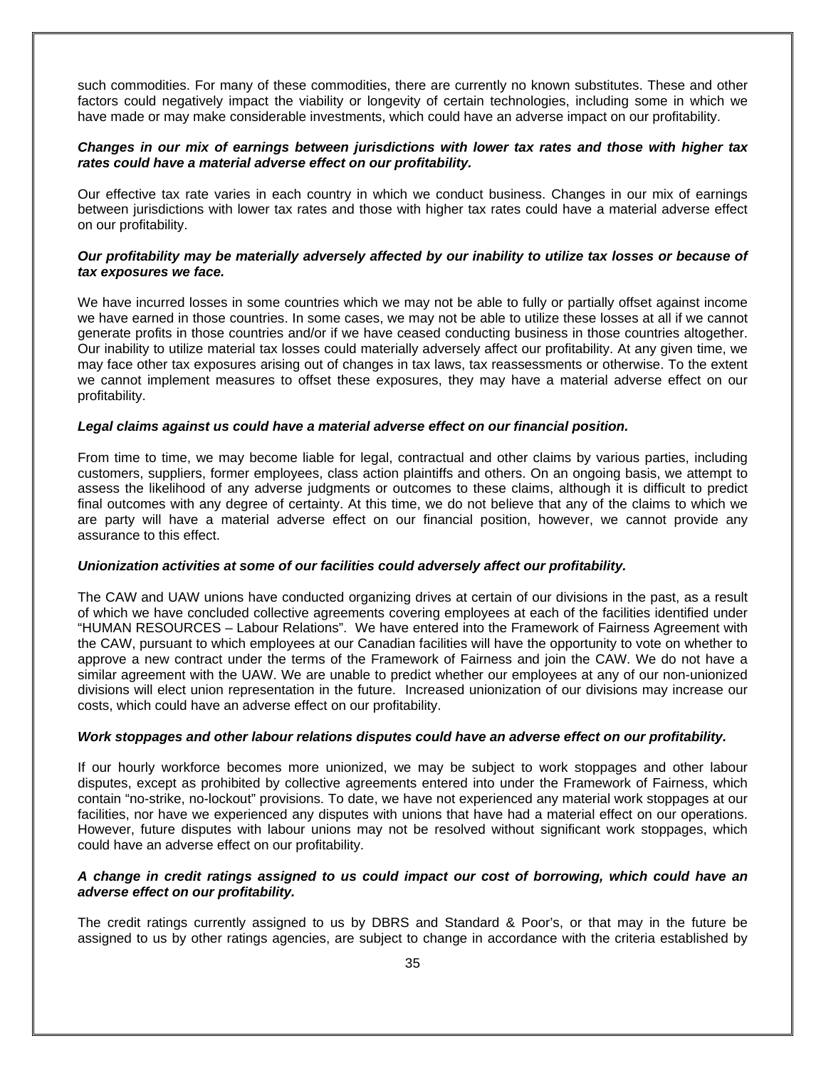such commodities. For many of these commodities, there are currently no known substitutes. These and other factors could negatively impact the viability or longevity of certain technologies, including some in which we have made or may make considerable investments, which could have an adverse impact on our profitability.

***Changes in our mix of earnings between jurisdictions with lower tax rates and those with higher tax rates could have a material adverse effect on our profitability.***

Our effective tax rate varies in each country in which we conduct business. Changes in our mix of earnings between jurisdictions with lower tax rates and those with higher tax rates could have a material adverse effect on our profitability.

***Our profitability may be materially adversely affected by our inability to utilize tax losses or because of tax exposures we face.***

We have incurred losses in some countries which we may not be able to fully or partially offset against income we have earned in those countries. In some cases, we may not be able to utilize these losses at all if we cannot generate profits in those countries and/or if we have ceased conducting business in those countries altogether. Our inability to utilize material tax losses could materially adversely affect our profitability. At any given time, we may face other tax exposures arising out of changes in tax laws, tax reassessments or otherwise. To the extent we cannot implement measures to offset these exposures, they may have a material adverse effect on our profitability.

***Legal claims against us could have a material adverse effect on our financial position.***

From time to time, we may become liable for legal, contractual and other claims by various parties, including customers, suppliers, former employees, class action plaintiffs and others. On an ongoing basis, we attempt to assess the likelihood of any adverse judgments or outcomes to these claims, although it is difficult to predict final outcomes with any degree of certainty. At this time, we do not believe that any of the claims to which we are party will have a material adverse effect on our financial position, however, we cannot provide any assurance to this effect.

***Unionization activities at some of our facilities could adversely affect our profitability.***

The CAW and UAW unions have conducted organizing drives at certain of our divisions in the past, as a result of which we have concluded collective agreements covering employees at each of the facilities identified under "HUMAN RESOURCES – Labour Relations". We have entered into the Framework of Fairness Agreement with the CAW, pursuant to which employees at our Canadian facilities will have the opportunity to vote on whether to approve a new contract under the terms of the Framework of Fairness and join the CAW. We do not have a similar agreement with the UAW. We are unable to predict whether our employees at any of our non-unionized divisions will elect union representation in the future. Increased unionization of our divisions may increase our costs, which could have an adverse effect on our profitability.

***Work stoppages and other labour relations disputes could have an adverse effect on our profitability.***

If our hourly workforce becomes more unionized, we may be subject to work stoppages and other labour disputes, except as prohibited by collective agreements entered into under the Framework of Fairness, which contain "no-strike, no-lockout" provisions. To date, we have not experienced any material work stoppages at our facilities, nor have we experienced any disputes with unions that have had a material effect on our operations. However, future disputes with labour unions may not be resolved without significant work stoppages, which could have an adverse effect on our profitability.

***A change in credit ratings assigned to us could impact our cost of borrowing, which could have an adverse effect on our profitability.***

The credit ratings currently assigned to us by DBRS and Standard & Poor's, or that may in the future be assigned to us by other ratings agencies, are subject to change in accordance with the criteria established by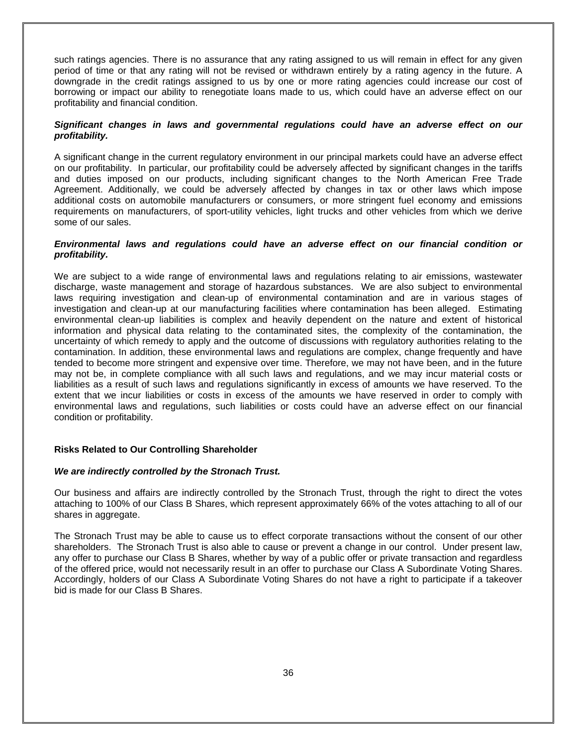such ratings agencies. There is no assurance that any rating assigned to us will remain in effect for any given period of time or that any rating will not be revised or withdrawn entirely by a rating agency in the future. A downgrade in the credit ratings assigned to us by one or more rating agencies could increase our cost of borrowing or impact our ability to renegotiate loans made to us, which could have an adverse effect on our profitability and financial condition.

***Significant changes in laws and governmental regulations could have an adverse effect on our profitability.***

A significant change in the current regulatory environment in our principal markets could have an adverse effect on our profitability. In particular, our profitability could be adversely affected by significant changes in the tariffs and duties imposed on our products, including significant changes to the North American Free Trade Agreement. Additionally, we could be adversely affected by changes in tax or other laws which impose additional costs on automobile manufacturers or consumers, or more stringent fuel economy and emissions requirements on manufacturers, of sport-utility vehicles, light trucks and other vehicles from which we derive some of our sales.

***Environmental laws and regulations could have an adverse effect on our financial condition or profitability.***

We are subject to a wide range of environmental laws and regulations relating to air emissions, wastewater discharge, waste management and storage of hazardous substances. We are also subject to environmental laws requiring investigation and clean-up of environmental contamination and are in various stages of investigation and clean-up at our manufacturing facilities where contamination has been alleged. Estimating environmental clean-up liabilities is complex and heavily dependent on the nature and extent of historical information and physical data relating to the contaminated sites, the complexity of the contamination, the uncertainty of which remedy to apply and the outcome of discussions with regulatory authorities relating to the contamination. In addition, these environmental laws and regulations are complex, change frequently and have tended to become more stringent and expensive over time. Therefore, we may not have been, and in the future may not be, in complete compliance with all such laws and regulations, and we may incur material costs or liabilities as a result of such laws and regulations significantly in excess of amounts we have reserved. To the extent that we incur liabilities or costs in excess of the amounts we have reserved in order to comply with environmental laws and regulations, such liabilities or costs could have an adverse effect on our financial condition or profitability.

**Risks Related to Our Controlling Shareholder**

***We are indirectly controlled by the Stronach Trust.***

Our business and affairs are indirectly controlled by the Stronach Trust, through the right to direct the votes attaching to 100% of our Class B Shares, which represent approximately 66% of the votes attaching to all of our shares in aggregate.

The Stronach Trust may be able to cause us to effect corporate transactions without the consent of our other shareholders. The Stronach Trust is also able to cause or prevent a change in our control. Under present law, any offer to purchase our Class B Shares, whether by way of a public offer or private transaction and regardless of the offered price, would not necessarily result in an offer to purchase our Class A Subordinate Voting Shares. Accordingly, holders of our Class A Subordinate Voting Shares do not have a right to participate if a takeover bid is made for our Class B Shares.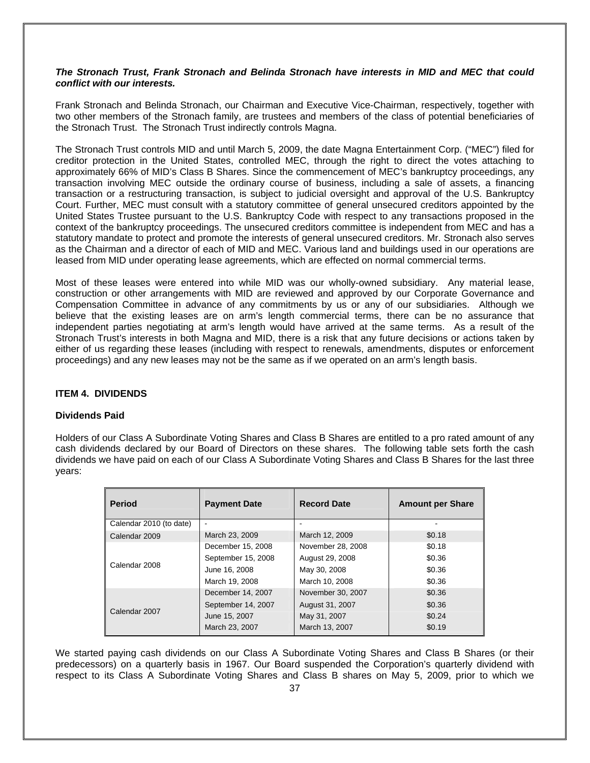***The Stronach Trust, Frank Stronach and Belinda Stronach have interests in MID and MEC that could conflict with our interests.***

Frank Stronach and Belinda Stronach, our Chairman and Executive Vice-Chairman, respectively, together with two other members of the Stronach family, are trustees and members of the class of potential beneficiaries of the Stronach Trust. The Stronach Trust indirectly controls Magna.

The Stronach Trust controls MID and until March 5, 2009, the date Magna Entertainment Corp. ("MEC") filed for creditor protection in the United States, controlled MEC, through the right to direct the votes attaching to approximately 66% of MID's Class B Shares. Since the commencement of MEC's bankruptcy proceedings, any transaction involving MEC outside the ordinary course of business, including a sale of assets, a financing transaction or a restructuring transaction, is subject to judicial oversight and approval of the U.S. Bankruptcy Court. Further, MEC must consult with a statutory committee of general unsecured creditors appointed by the United States Trustee pursuant to the U.S. Bankruptcy Code with respect to any transactions proposed in the context of the bankruptcy proceedings. The unsecured creditors committee is independent from MEC and has a statutory mandate to protect and promote the interests of general unsecured creditors. Mr. Stronach also serves as the Chairman and a director of each of MID and MEC. Various land and buildings used in our operations are leased from MID under operating lease agreements, which are effected on normal commercial terms.

Most of these leases were entered into while MID was our wholly-owned subsidiary. Any material lease, construction or other arrangements with MID are reviewed and approved by our Corporate Governance and Compensation Committee in advance of any commitments by us or any of our subsidiaries. Although we believe that the existing leases are on arm's length commercial terms, there can be no assurance that independent parties negotiating at arm's length would have arrived at the same terms. As a result of the Stronach Trust's interests in both Magna and MID, there is a risk that any future decisions or actions taken by either of us regarding these leases (including with respect to renewals, amendments, disputes or enforcement proceedings) and any new leases may not be the same as if we operated on an arm's length basis.

## ITEM 4. DIVIDENDS

### Dividends Paid

Holders of our Class A Subordinate Voting Shares and Class B Shares are entitled to a pro rated amount of any cash dividends declared by our Board of Directors on these shares. The following table sets forth the cash dividends we have paid on each of our Class A Subordinate Voting Shares and Class B Shares for the last three years:

| Period | Payment Date | Record Date | Amount per Share |
|---|---|---|---|
| Calendar 2010 (to date) | - | - | - |
| Calendar 2009 | March 23, 2009 | March 12, 2009 | $0.18 |
| Calendar 2008 | December 15, 2008 | November 28, 2008 | $0.18 |
| | September 15, 2008 | August 29, 2008 | $0.36 |
| | June 16, 2008 | May 30, 2008 | $0.36 |
| | March 19, 2008 | March 10, 2008 | $0.36 |
| Calendar 2007 | December 14, 2007 | November 30, 2007 | $0.36 |
| | September 14, 2007 | August 31, 2007 | $0.36 |
| | June 15, 2007 | May 31, 2007 | $0.24 |
| | March 23, 2007 | March 13, 2007 | $0.19 |

We started paying cash dividends on our Class A Subordinate Voting Shares and Class B Shares (or their predecessors) on a quarterly basis in 1967. Our Board suspended the Corporation's quarterly dividend with respect to its Class A Subordinate Voting Shares and Class B shares on May 5, 2009, prior to which we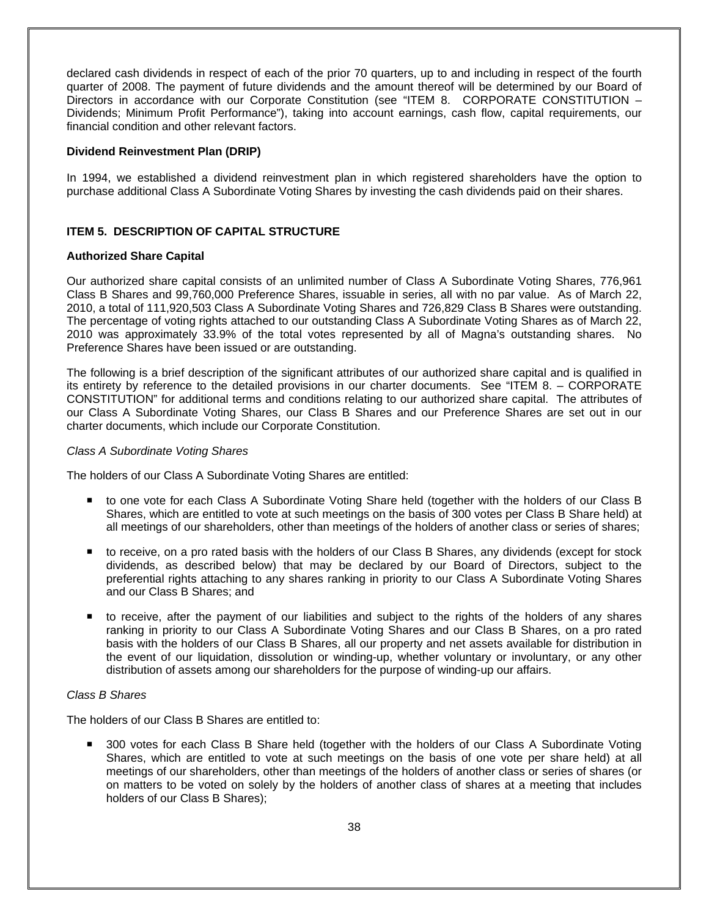declared cash dividends in respect of each of the prior 70 quarters, up to and including in respect of the fourth quarter of 2008. The payment of future dividends and the amount thereof will be determined by our Board of Directors in accordance with our Corporate Constitution (see "ITEM 8. CORPORATE CONSTITUTION – Dividends; Minimum Profit Performance"), taking into account earnings, cash flow, capital requirements, our financial condition and other relevant factors.

**Dividend Reinvestment Plan (DRIP)**

In 1994, we established a dividend reinvestment plan in which registered shareholders have the option to purchase additional Class A Subordinate Voting Shares by investing the cash dividends paid on their shares.

## ITEM 5. DESCRIPTION OF CAPITAL STRUCTURE

**Authorized Share Capital**

Our authorized share capital consists of an unlimited number of Class A Subordinate Voting Shares, 776,961 Class B Shares and 99,760,000 Preference Shares, issuable in series, all with no par value. As of March 22, 2010, a total of 111,920,503 Class A Subordinate Voting Shares and 726,829 Class B Shares were outstanding. The percentage of voting rights attached to our outstanding Class A Subordinate Voting Shares as of March 22, 2010 was approximately 33.9% of the total votes represented by all of Magna's outstanding shares. No Preference Shares have been issued or are outstanding.

The following is a brief description of the significant attributes of our authorized share capital and is qualified in its entirety by reference to the detailed provisions in our charter documents. See "ITEM 8. – CORPORATE CONSTITUTION" for additional terms and conditions relating to our authorized share capital. The attributes of our Class A Subordinate Voting Shares, our Class B Shares and our Preference Shares are set out in our charter documents, which include our Corporate Constitution.

*Class A Subordinate Voting Shares*

The holders of our Class A Subordinate Voting Shares are entitled:

- to one vote for each Class A Subordinate Voting Share held (together with the holders of our Class B Shares, which are entitled to vote at such meetings on the basis of 300 votes per Class B Share held) at all meetings of our shareholders, other than meetings of the holders of another class or series of shares;
- to receive, on a pro rated basis with the holders of our Class B Shares, any dividends (except for stock dividends, as described below) that may be declared by our Board of Directors, subject to the preferential rights attaching to any shares ranking in priority to our Class A Subordinate Voting Shares and our Class B Shares; and
- to receive, after the payment of our liabilities and subject to the rights of the holders of any shares ranking in priority to our Class A Subordinate Voting Shares and our Class B Shares, on a pro rated basis with the holders of our Class B Shares, all our property and net assets available for distribution in the event of our liquidation, dissolution or winding-up, whether voluntary or involuntary, or any other distribution of assets among our shareholders for the purpose of winding-up our affairs.

*Class B Shares*

The holders of our Class B Shares are entitled to:

- 300 votes for each Class B Share held (together with the holders of our Class A Subordinate Voting Shares, which are entitled to vote at such meetings on the basis of one vote per share held) at all meetings of our shareholders, other than meetings of the holders of another class or series of shares (or on matters to be voted on solely by the holders of another class of shares at a meeting that includes holders of our Class B Shares);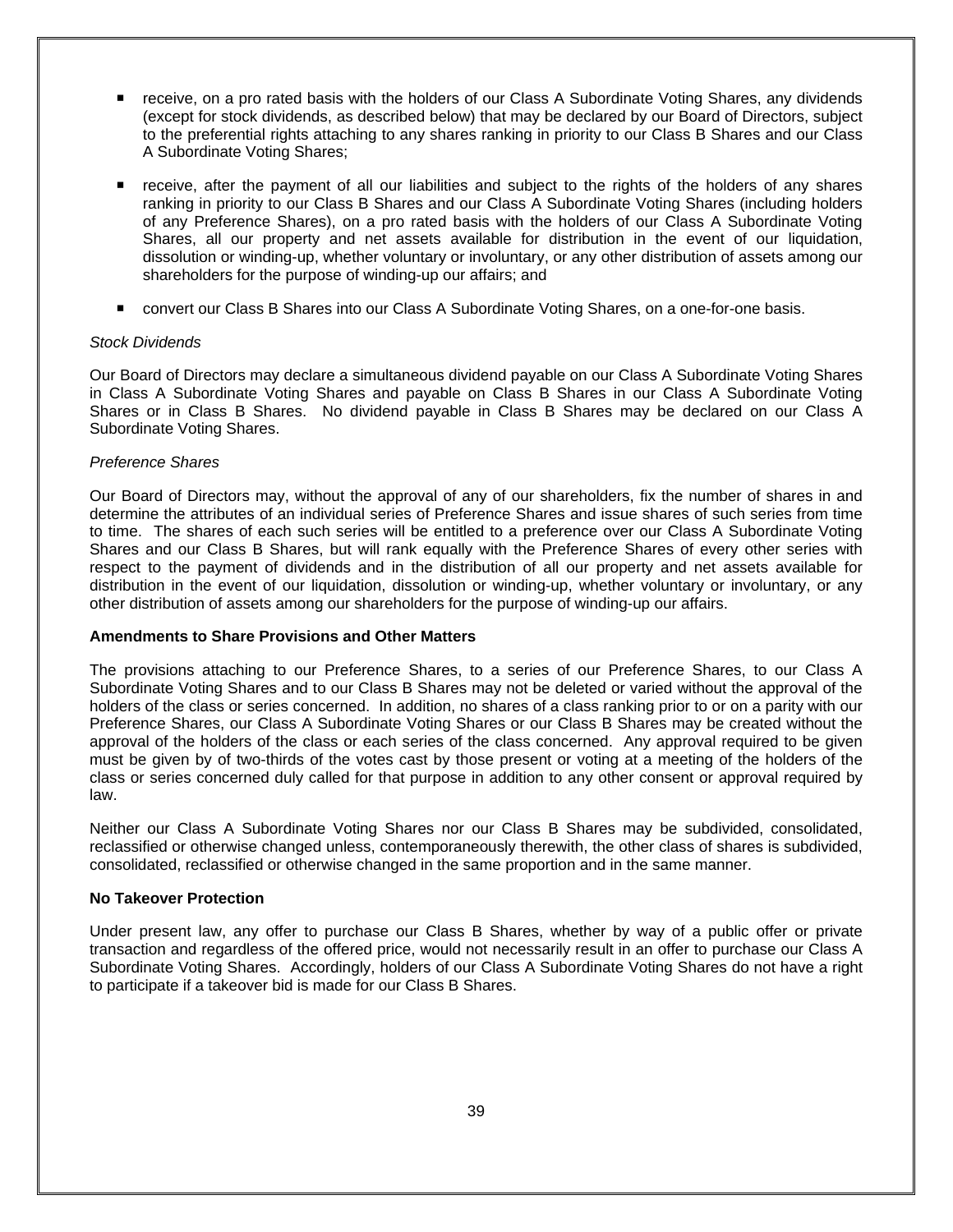- receive, on a pro rated basis with the holders of our Class A Subordinate Voting Shares, any dividends (except for stock dividends, as described below) that may be declared by our Board of Directors, subject to the preferential rights attaching to any shares ranking in priority to our Class B Shares and our Class A Subordinate Voting Shares;
- receive, after the payment of all our liabilities and subject to the rights of the holders of any shares ranking in priority to our Class B Shares and our Class A Subordinate Voting Shares (including holders of any Preference Shares), on a pro rated basis with the holders of our Class A Subordinate Voting Shares, all our property and net assets available for distribution in the event of our liquidation, dissolution or winding-up, whether voluntary or involuntary, or any other distribution of assets among our shareholders for the purpose of winding-up our affairs; and
- convert our Class B Shares into our Class A Subordinate Voting Shares, on a one-for-one basis.

*Stock Dividends*

Our Board of Directors may declare a simultaneous dividend payable on our Class A Subordinate Voting Shares in Class A Subordinate Voting Shares and payable on Class B Shares in our Class A Subordinate Voting Shares or in Class B Shares. No dividend payable in Class B Shares may be declared on our Class A Subordinate Voting Shares.

*Preference Shares*

Our Board of Directors may, without the approval of any of our shareholders, fix the number of shares in and determine the attributes of an individual series of Preference Shares and issue shares of such series from time to time. The shares of each such series will be entitled to a preference over our Class A Subordinate Voting Shares and our Class B Shares, but will rank equally with the Preference Shares of every other series with respect to the payment of dividends and in the distribution of all our property and net assets available for distribution in the event of our liquidation, dissolution or winding-up, whether voluntary or involuntary, or any other distribution of assets among our shareholders for the purpose of winding-up our affairs.

**Amendments to Share Provisions and Other Matters**

The provisions attaching to our Preference Shares, to a series of our Preference Shares, to our Class A Subordinate Voting Shares and to our Class B Shares may not be deleted or varied without the approval of the holders of the class or series concerned. In addition, no shares of a class ranking prior to or on a parity with our Preference Shares, our Class A Subordinate Voting Shares or our Class B Shares may be created without the approval of the holders of the class or each series of the class concerned. Any approval required to be given must be given by of two-thirds of the votes cast by those present or voting at a meeting of the holders of the class or series concerned duly called for that purpose in addition to any other consent or approval required by law.

Neither our Class A Subordinate Voting Shares nor our Class B Shares may be subdivided, consolidated, reclassified or otherwise changed unless, contemporaneously therewith, the other class of shares is subdivided, consolidated, reclassified or otherwise changed in the same proportion and in the same manner.

**No Takeover Protection**

Under present law, any offer to purchase our Class B Shares, whether by way of a public offer or private transaction and regardless of the offered price, would not necessarily result in an offer to purchase our Class A Subordinate Voting Shares. Accordingly, holders of our Class A Subordinate Voting Shares do not have a right to participate if a takeover bid is made for our Class B Shares.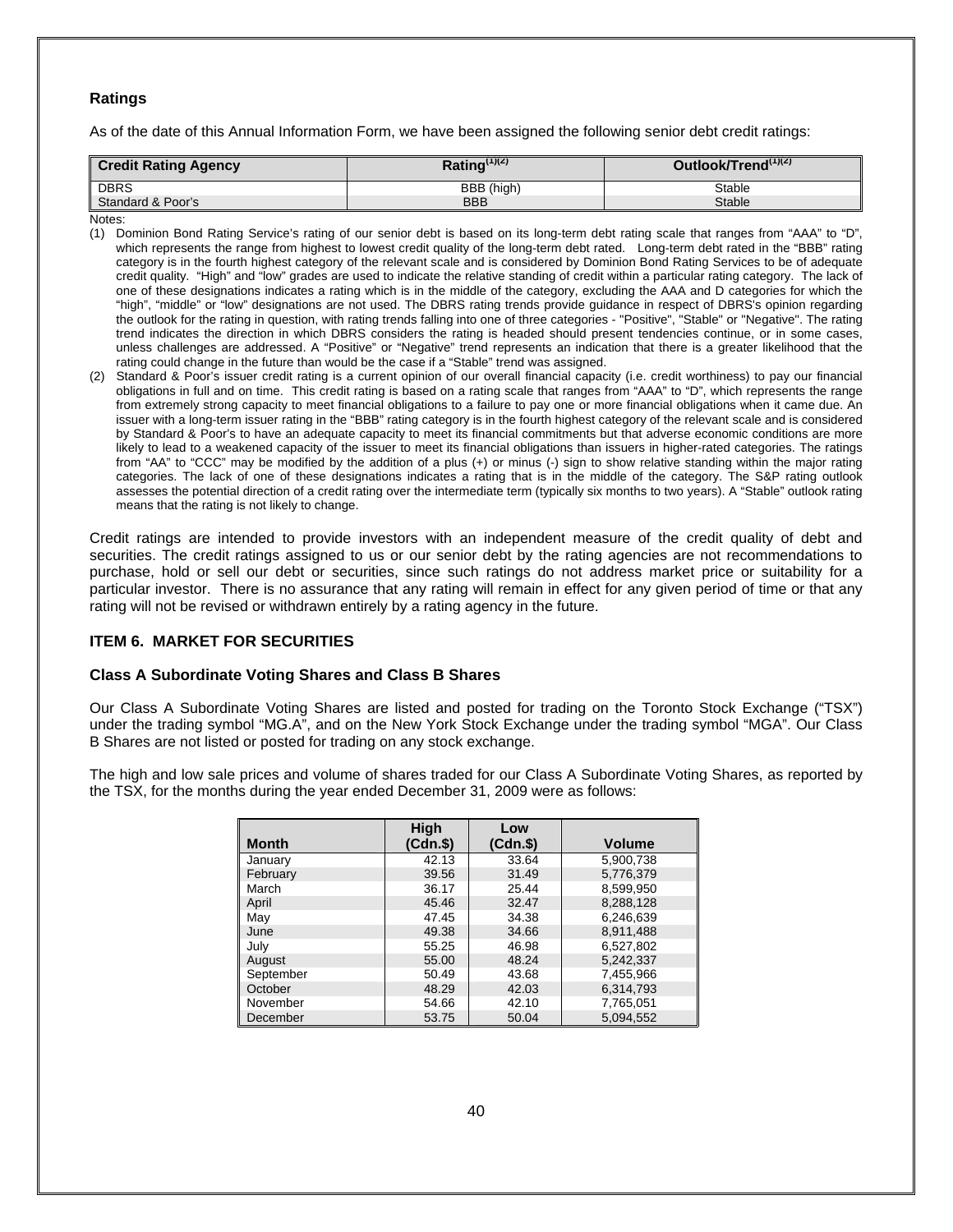### Ratings

As of the date of this Annual Information Form, we have been assigned the following senior debt credit ratings:

| Credit Rating Agency | Rating[(1)(2)] | Outlook/Trend[(1)(2)] |
|---|---|---|
| DBRS | BBB (high) | Stable |
| Standard & Poor's | BBB | Stable |

Notes:

(1) Dominion Bond Rating Service's rating of our senior debt is based on its long-term debt rating scale that ranges from "AAA" to "D", which represents the range from highest to lowest credit quality of the long-term debt rated. Long-term debt rated in the "BBB" rating category is in the fourth highest category of the relevant scale and is considered by Dominion Bond Rating Services to be of adequate credit quality. "High" and "low" grades are used to indicate the relative standing of credit within a particular rating category. The lack of one of these designations indicates a rating which is in the middle of the category, excluding the AAA and D categories for which the "high", "middle" or "low" designations are not used. The DBRS rating trends provide guidance in respect of DBRS's opinion regarding the outlook for the rating in question, with rating trends falling into one of three categories - "Positive", "Stable" or "Negative". The rating trend indicates the direction in which DBRS considers the rating is headed should present tendencies continue, or in some cases, unless challenges are addressed. A "Positive" or "Negative" trend represents an indication that there is a greater likelihood that the rating could change in the future than would be the case if a "Stable" trend was assigned.

(2) Standard & Poor's issuer credit rating is a current opinion of our overall financial capacity (i.e. credit worthiness) to pay our financial obligations in full and on time. This credit rating is based on a rating scale that ranges from "AAA" to "D", which represents the range from extremely strong capacity to meet financial obligations to a failure to pay one or more financial obligations when it came due. An issuer with a long-term issuer rating in the "BBB" rating category is in the fourth highest category of the relevant scale and is considered by Standard & Poor's to have an adequate capacity to meet its financial commitments but that adverse economic conditions are more likely to lead to a weakened capacity of the issuer to meet its financial obligations than issuers in higher-rated categories. The ratings from "AA" to "CCC" may be modified by the addition of a plus (+) or minus (-) sign to show relative standing within the major rating categories. The lack of one of these designations indicates a rating that is in the middle of the category. The S&P rating outlook assesses the potential direction of a credit rating over the intermediate term (typically six months to two years). A "Stable" outlook rating means that the rating is not likely to change.

Credit ratings are intended to provide investors with an independent measure of the credit quality of debt and securities. The credit ratings assigned to us or our senior debt by the rating agencies are not recommendations to purchase, hold or sell our debt or securities, since such ratings do not address market price or suitability for a particular investor. There is no assurance that any rating will remain in effect for any given period of time or that any rating will not be revised or withdrawn entirely by a rating agency in the future.

### ITEM 6. MARKET FOR SECURITIES

#### Class A Subordinate Voting Shares and Class B Shares

Our Class A Subordinate Voting Shares are listed and posted for trading on the Toronto Stock Exchange ("TSX") under the trading symbol "MG.A", and on the New York Stock Exchange under the trading symbol "MGA". Our Class B Shares are not listed or posted for trading on any stock exchange.

The high and low sale prices and volume of shares traded for our Class A Subordinate Voting Shares, as reported by the TSX, for the months during the year ended December 31, 2009 were as follows:

| Month | High (Cdn.$) | Low (Cdn.$) | Volume |
|---|---|---|---|
| January | 42.13 | 33.64 | 5,900,738 |
| February | 39.56 | 31.49 | 5,776,379 |
| March | 36.17 | 25.44 | 8,599,950 |
| April | 45.46 | 32.47 | 8,288,128 |
| May | 47.45 | 34.38 | 6,246,639 |
| June | 49.38 | 34.66 | 8,911,488 |
| July | 55.25 | 46.98 | 6,527,802 |
| August | 55.00 | 48.24 | 5,242,337 |
| September | 50.49 | 43.68 | 7,455,966 |
| October | 48.29 | 42.03 | 6,314,793 |
| November | 54.66 | 42.10 | 7,765,051 |
| December | 53.75 | 50.04 | 5,094,552 |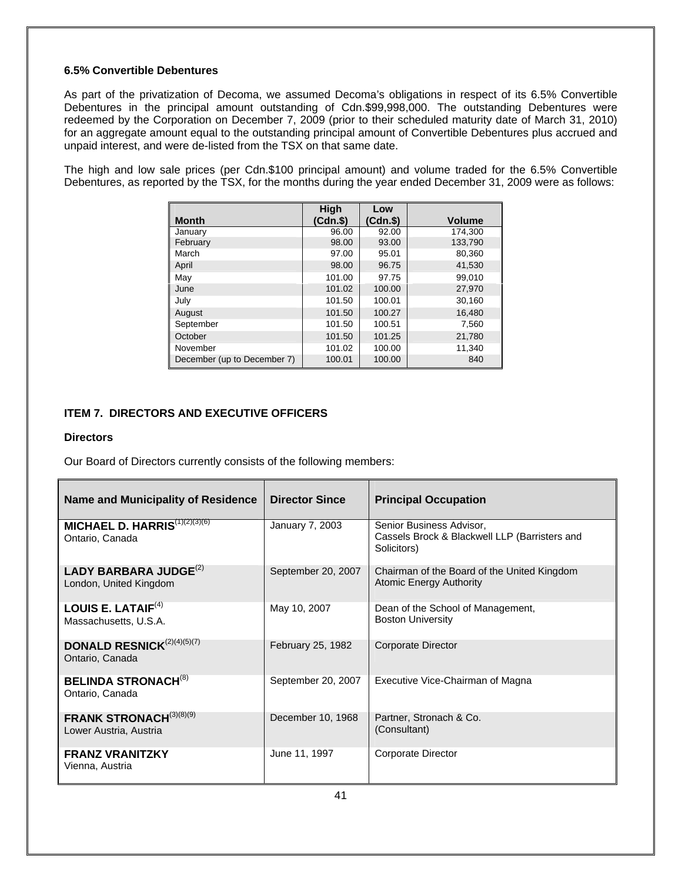**6.5% Convertible Debentures**

As part of the privatization of Decoma, we assumed Decoma's obligations in respect of its 6.5% Convertible Debentures in the principal amount outstanding of Cdn.$99,998,000. The outstanding Debentures were redeemed by the Corporation on December 7, 2009 (prior to their scheduled maturity date of March 31, 2010) for an aggregate amount equal to the outstanding principal amount of Convertible Debentures plus accrued and unpaid interest, and were de-listed from the TSX on that same date.

The high and low sale prices (per Cdn.$100 principal amount) and volume traded for the 6.5% Convertible Debentures, as reported by the TSX, for the months during the year ended December 31, 2009 were as follows:

| Month | High (Cdn.$) | Low (Cdn.$) | Volume |
|---|---|---|---|
| January | 96.00 | 92.00 | 174,300 |
| February | 98.00 | 93.00 | 133,790 |
| March | 97.00 | 95.01 | 80,360 |
| April | 98.00 | 96.75 | 41,530 |
| May | 101.00 | 97.75 | 99,010 |
| June | 101.02 | 100.00 | 27,970 |
| July | 101.50 | 100.01 | 30,160 |
| August | 101.50 | 100.27 | 16,480 |
| September | 101.50 | 100.51 | 7,560 |
| October | 101.50 | 101.25 | 21,780 |
| November | 101.02 | 100.00 | 11,340 |
| December (up to December 7) | 100.01 | 100.00 | 840 |

### ITEM 7. DIRECTORS AND EXECUTIVE OFFICERS

**Directors**

Our Board of Directors currently consists of the following members:

| Name and Municipality of Residence | Director Since | Principal Occupation |
|---|---|---|
| **MICHAEL D. HARRIS**(1)(2)(3)(6) Ontario, Canada | January 7, 2003 | Senior Business Advisor, Cassels Brock & Blackwell LLP (Barristers and Solicitors) |
| **LADY BARBARA JUDGE**(2) London, United Kingdom | September 20, 2007 | Chairman of the Board of the United Kingdom Atomic Energy Authority |
| **LOUIS E. LATAIF**(4) Massachusetts, U.S.A. | May 10, 2007 | Dean of the School of Management, Boston University |
| **DONALD RESNICK**(2)(4)(5)(7) Ontario, Canada | February 25, 1982 | Corporate Director |
| **BELINDA STRONACH**(8) Ontario, Canada | September 20, 2007 | Executive Vice-Chairman of Magna |
| **FRANK STRONACH**(3)(8)(9) Lower Austria, Austria | December 10, 1968 | Partner, Stronach & Co. (Consultant) |
| **FRANZ VRANITZKY** Vienna, Austria | June 11, 1997 | Corporate Director |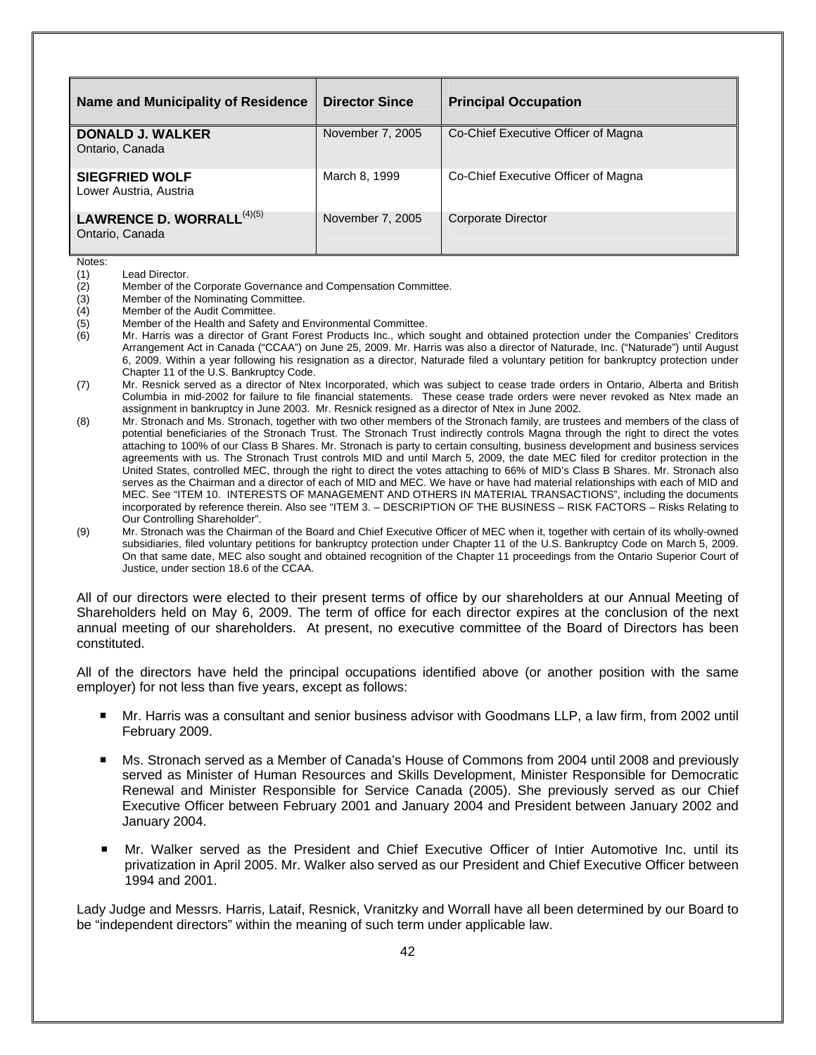| Name and Municipality of Residence | Director Since | Principal Occupation |
|---|---|---|
| **DONALD J. WALKER**<br>Ontario, Canada | November 7, 2005 | Co-Chief Executive Officer of Magna |
| **SIEGFRIED WOLF**<br>Lower Austria, Austria | March 8, 1999 | Co-Chief Executive Officer of Magna |
| **LAWRENCE D. WORRALL**(4)(5)<br>Ontario, Canada | November 7, 2005 | Corporate Director |

Notes:

(1) Lead Director.

(2) Member of the Corporate Governance and Compensation Committee.

(3) Member of the Nominating Committee.

(4) Member of the Audit Committee.

(5) Member of the Health and Safety and Environmental Committee.

(6) Mr. Harris was a director of Grant Forest Products Inc., which sought and obtained protection under the Companies' Creditors Arrangement Act in Canada ("CCAA") on June 25, 2009. Mr. Harris was also a director of Naturade, Inc. ("Naturade") until August 6, 2009. Within a year following his resignation as a director, Naturade filed a voluntary petition for bankruptcy protection under Chapter 11 of the U.S. Bankruptcy Code.

(7) Mr. Resnick served as a director of Ntex Incorporated, which was subject to cease trade orders in Ontario, Alberta and British Columbia in mid-2002 for failure to file financial statements. These cease trade orders were never revoked as Ntex made an assignment in bankruptcy in June 2003. Mr. Resnick resigned as a director of Ntex in June 2002.

(8) Mr. Stronach and Ms. Stronach, together with two other members of the Stronach family, are trustees and members of the class of potential beneficiaries of the Stronach Trust. The Stronach Trust indirectly controls Magna through the right to direct the votes attaching to 100% of our Class B Shares. Mr. Stronach is party to certain consulting, business development and business services agreements with us. The Stronach Trust controls MID and until March 5, 2009, the date MEC filed for creditor protection in the United States, controlled MEC, through the right to direct the votes attaching to 66% of MID's Class B Shares. Mr. Stronach also serves as the Chairman and a director of each of MID and MEC. We have or have had material relationships with each of MID and MEC. See "ITEM 10. INTERESTS OF MANAGEMENT AND OTHERS IN MATERIAL TRANSACTIONS", including the documents incorporated by reference therein. Also see "ITEM 3. – DESCRIPTION OF THE BUSINESS – RISK FACTORS – Risks Relating to Our Controlling Shareholder".

(9) Mr. Stronach was the Chairman of the Board and Chief Executive Officer of MEC when it, together with certain of its wholly-owned subsidiaries, filed voluntary petitions for bankruptcy protection under Chapter 11 of the U.S. Bankruptcy Code on March 5, 2009. On that same date, MEC also sought and obtained recognition of the Chapter 11 proceedings from the Ontario Superior Court of Justice, under section 18.6 of the CCAA.

All of our directors were elected to their present terms of office by our shareholders at our Annual Meeting of Shareholders held on May 6, 2009. The term of office for each director expires at the conclusion of the next annual meeting of our shareholders. At present, no executive committee of the Board of Directors has been constituted.

All of the directors have held the principal occupations identified above (or another position with the same employer) for not less than five years, except as follows:

- Mr. Harris was a consultant and senior business advisor with Goodmans LLP, a law firm, from 2002 until February 2009.
- Ms. Stronach served as a Member of Canada's House of Commons from 2004 until 2008 and previously served as Minister of Human Resources and Skills Development, Minister Responsible for Democratic Renewal and Minister Responsible for Service Canada (2005). She previously served as our Chief Executive Officer between February 2001 and January 2004 and President between January 2002 and January 2004.
- Mr. Walker served as the President and Chief Executive Officer of Intier Automotive Inc. until its privatization in April 2005. Mr. Walker also served as our President and Chief Executive Officer between 1994 and 2001.

Lady Judge and Messrs. Harris, Lataif, Resnick, Vranitzky and Worrall have all been determined by our Board to be "independent directors" within the meaning of such term under applicable law.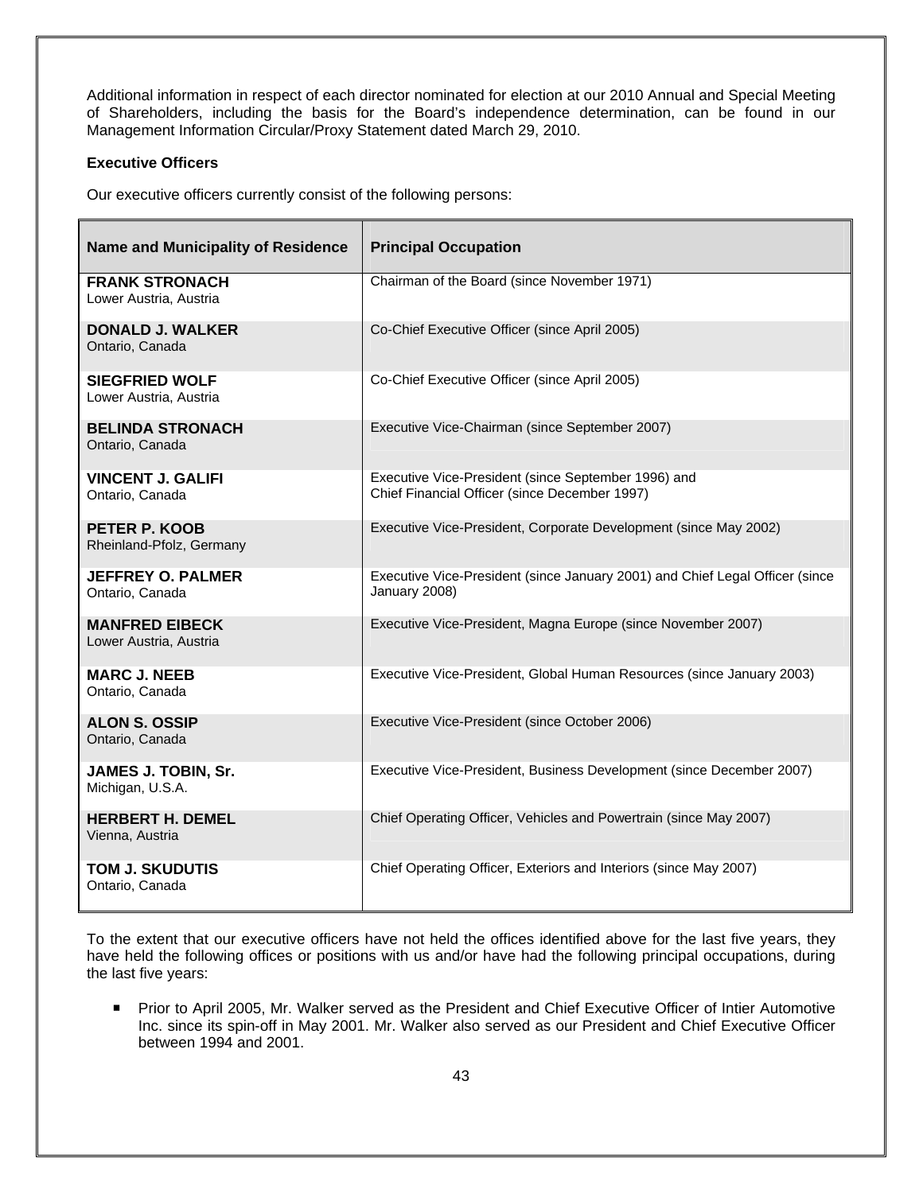Additional information in respect of each director nominated for election at our 2010 Annual and Special Meeting of Shareholders, including the basis for the Board's independence determination, can be found in our Management Information Circular/Proxy Statement dated March 29, 2010.

**Executive Officers**

Our executive officers currently consist of the following persons:

| Name and Municipality of Residence | Principal Occupation |
|---|---|
| **FRANK STRONACH**<br>Lower Austria, Austria | Chairman of the Board (since November 1971) |
| **DONALD J. WALKER**<br>Ontario, Canada | Co-Chief Executive Officer (since April 2005) |
| **SIEGFRIED WOLF**<br>Lower Austria, Austria | Co-Chief Executive Officer (since April 2005) |
| **BELINDA STRONACH**<br>Ontario, Canada | Executive Vice-Chairman (since September 2007) |
| **VINCENT J. GALIFI**<br>Ontario, Canada | Executive Vice-President (since September 1996) and Chief Financial Officer (since December 1997) |
| **PETER P. KOOB**<br>Rheinland-Pfolz, Germany | Executive Vice-President, Corporate Development (since May 2002) |
| **JEFFREY O. PALMER**<br>Ontario, Canada | Executive Vice-President (since January 2001) and Chief Legal Officer (since January 2008) |
| **MANFRED EIBECK**<br>Lower Austria, Austria | Executive Vice-President, Magna Europe (since November 2007) |
| **MARC J. NEEB**<br>Ontario, Canada | Executive Vice-President, Global Human Resources (since January 2003) |
| **ALON S. OSSIP**<br>Ontario, Canada | Executive Vice-President (since October 2006) |
| **JAMES J. TOBIN, Sr.**<br>Michigan, U.S.A. | Executive Vice-President, Business Development (since December 2007) |
| **HERBERT H. DEMEL**<br>Vienna, Austria | Chief Operating Officer, Vehicles and Powertrain (since May 2007) |
| **TOM J. SKUDUTIS**<br>Ontario, Canada | Chief Operating Officer, Exteriors and Interiors (since May 2007) |

To the extent that our executive officers have not held the offices identified above for the last five years, they have held the following offices or positions with us and/or have had the following principal occupations, during the last five years:

- Prior to April 2005, Mr. Walker served as the President and Chief Executive Officer of Intier Automotive Inc. since its spin-off in May 2001. Mr. Walker also served as our President and Chief Executive Officer between 1994 and 2001.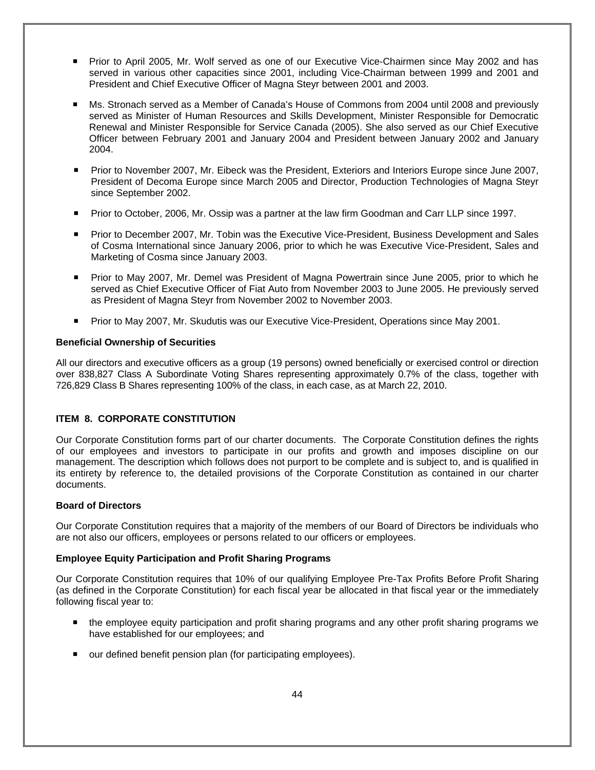- Prior to April 2005, Mr. Wolf served as one of our Executive Vice-Chairmen since May 2002 and has served in various other capacities since 2001, including Vice-Chairman between 1999 and 2001 and President and Chief Executive Officer of Magna Steyr between 2001 and 2003.
- Ms. Stronach served as a Member of Canada's House of Commons from 2004 until 2008 and previously served as Minister of Human Resources and Skills Development, Minister Responsible for Democratic Renewal and Minister Responsible for Service Canada (2005). She also served as our Chief Executive Officer between February 2001 and January 2004 and President between January 2002 and January 2004.
- Prior to November 2007, Mr. Eibeck was the President, Exteriors and Interiors Europe since June 2007, President of Decoma Europe since March 2005 and Director, Production Technologies of Magna Steyr since September 2002.
- Prior to October, 2006, Mr. Ossip was a partner at the law firm Goodman and Carr LLP since 1997.
- Prior to December 2007, Mr. Tobin was the Executive Vice-President, Business Development and Sales of Cosma International since January 2006, prior to which he was Executive Vice-President, Sales and Marketing of Cosma since January 2003.
- Prior to May 2007, Mr. Demel was President of Magna Powertrain since June 2005, prior to which he served as Chief Executive Officer of Fiat Auto from November 2003 to June 2005. He previously served as President of Magna Steyr from November 2002 to November 2003.
- Prior to May 2007, Mr. Skudutis was our Executive Vice-President, Operations since May 2001.

**Beneficial Ownership of Securities**

All our directors and executive officers as a group (19 persons) owned beneficially or exercised control or direction over 838,827 Class A Subordinate Voting Shares representing approximately 0.7% of the class, together with 726,829 Class B Shares representing 100% of the class, in each case, as at March 22, 2010.

## ITEM 8. CORPORATE CONSTITUTION

Our Corporate Constitution forms part of our charter documents. The Corporate Constitution defines the rights of our employees and investors to participate in our profits and growth and imposes discipline on our management. The description which follows does not purport to be complete and is subject to, and is qualified in its entirety by reference to, the detailed provisions of the Corporate Constitution as contained in our charter documents.

**Board of Directors**

Our Corporate Constitution requires that a majority of the members of our Board of Directors be individuals who are not also our officers, employees or persons related to our officers or employees.

**Employee Equity Participation and Profit Sharing Programs**

Our Corporate Constitution requires that 10% of our qualifying Employee Pre-Tax Profits Before Profit Sharing (as defined in the Corporate Constitution) for each fiscal year be allocated in that fiscal year or the immediately following fiscal year to:

- the employee equity participation and profit sharing programs and any other profit sharing programs we have established for our employees; and
- our defined benefit pension plan (for participating employees).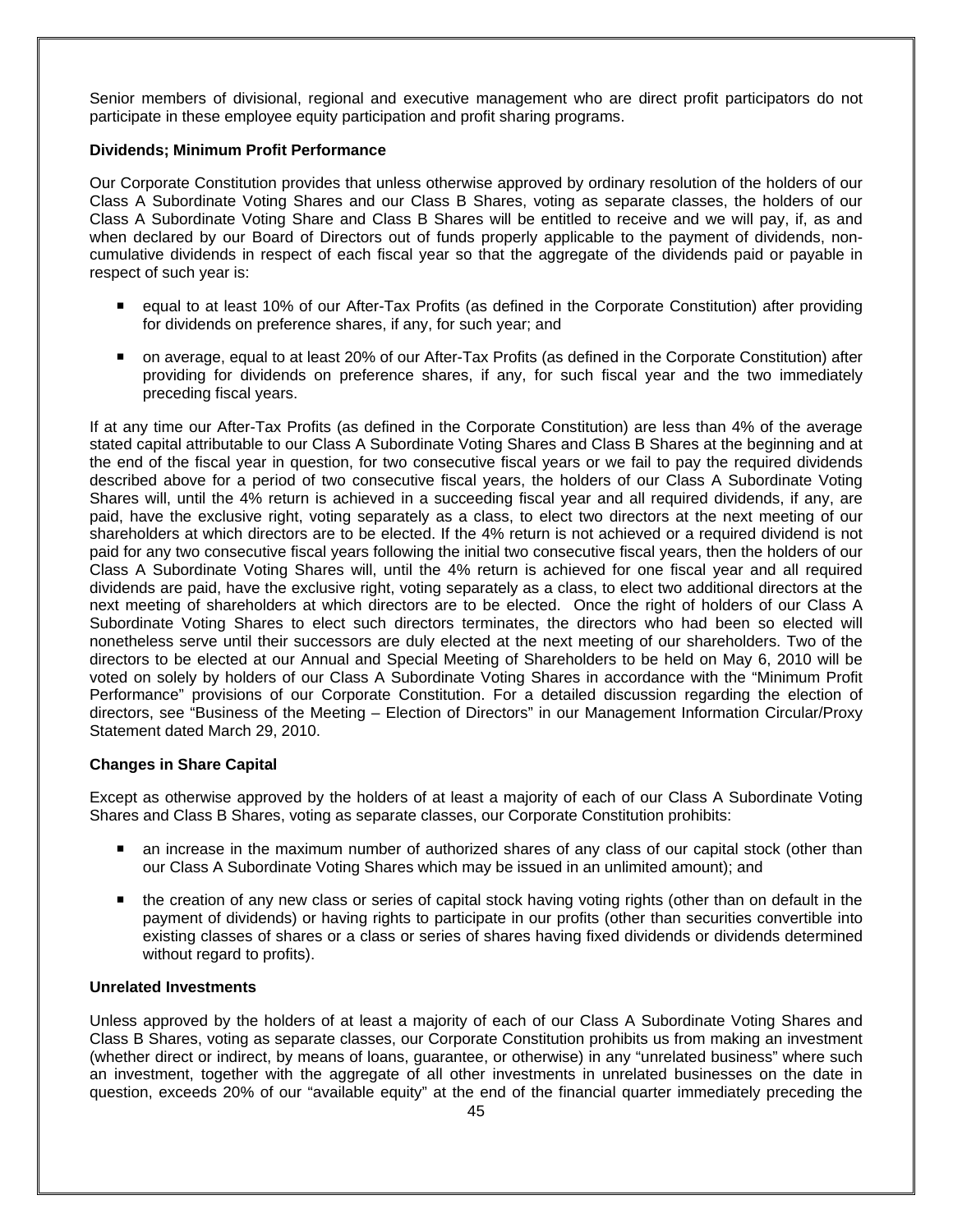Senior members of divisional, regional and executive management who are direct profit participators do not participate in these employee equity participation and profit sharing programs.

**Dividends; Minimum Profit Performance**

Our Corporate Constitution provides that unless otherwise approved by ordinary resolution of the holders of our Class A Subordinate Voting Shares and our Class B Shares, voting as separate classes, the holders of our Class A Subordinate Voting Share and Class B Shares will be entitled to receive and we will pay, if, as and when declared by our Board of Directors out of funds properly applicable to the payment of dividends, non-cumulative dividends in respect of each fiscal year so that the aggregate of the dividends paid or payable in respect of such year is:

- equal to at least 10% of our After-Tax Profits (as defined in the Corporate Constitution) after providing for dividends on preference shares, if any, for such year; and
- on average, equal to at least 20% of our After-Tax Profits (as defined in the Corporate Constitution) after providing for dividends on preference shares, if any, for such fiscal year and the two immediately preceding fiscal years.

If at any time our After-Tax Profits (as defined in the Corporate Constitution) are less than 4% of the average stated capital attributable to our Class A Subordinate Voting Shares and Class B Shares at the beginning and at the end of the fiscal year in question, for two consecutive fiscal years or we fail to pay the required dividends described above for a period of two consecutive fiscal years, the holders of our Class A Subordinate Voting Shares will, until the 4% return is achieved in a succeeding fiscal year and all required dividends, if any, are paid, have the exclusive right, voting separately as a class, to elect two directors at the next meeting of our shareholders at which directors are to be elected. If the 4% return is not achieved or a required dividend is not paid for any two consecutive fiscal years following the initial two consecutive fiscal years, then the holders of our Class A Subordinate Voting Shares will, until the 4% return is achieved for one fiscal year and all required dividends are paid, have the exclusive right, voting separately as a class, to elect two additional directors at the next meeting of shareholders at which directors are to be elected. Once the right of holders of our Class A Subordinate Voting Shares to elect such directors terminates, the directors who had been so elected will nonetheless serve until their successors are duly elected at the next meeting of our shareholders. Two of the directors to be elected at our Annual and Special Meeting of Shareholders to be held on May 6, 2010 will be voted on solely by holders of our Class A Subordinate Voting Shares in accordance with the "Minimum Profit Performance" provisions of our Corporate Constitution. For a detailed discussion regarding the election of directors, see "Business of the Meeting – Election of Directors" in our Management Information Circular/Proxy Statement dated March 29, 2010.

**Changes in Share Capital**

Except as otherwise approved by the holders of at least a majority of each of our Class A Subordinate Voting Shares and Class B Shares, voting as separate classes, our Corporate Constitution prohibits:

- an increase in the maximum number of authorized shares of any class of our capital stock (other than our Class A Subordinate Voting Shares which may be issued in an unlimited amount); and
- the creation of any new class or series of capital stock having voting rights (other than on default in the payment of dividends) or having rights to participate in our profits (other than securities convertible into existing classes of shares or a class or series of shares having fixed dividends or dividends determined without regard to profits).

**Unrelated Investments**

Unless approved by the holders of at least a majority of each of our Class A Subordinate Voting Shares and Class B Shares, voting as separate classes, our Corporate Constitution prohibits us from making an investment (whether direct or indirect, by means of loans, guarantee, or otherwise) in any "unrelated business" where such an investment, together with the aggregate of all other investments in unrelated businesses on the date in question, exceeds 20% of our "available equity" at the end of the financial quarter immediately preceding the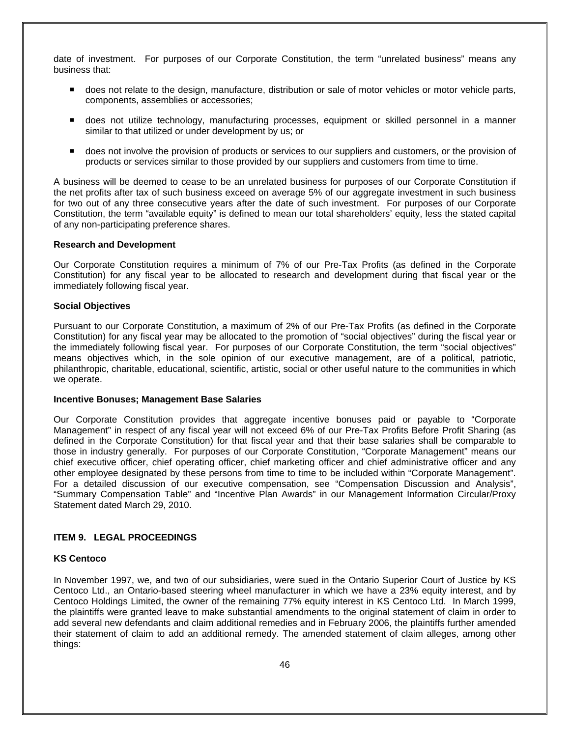date of investment. For purposes of our Corporate Constitution, the term "unrelated business" means any business that:

- does not relate to the design, manufacture, distribution or sale of motor vehicles or motor vehicle parts, components, assemblies or accessories;
- does not utilize technology, manufacturing processes, equipment or skilled personnel in a manner similar to that utilized or under development by us; or
- does not involve the provision of products or services to our suppliers and customers, or the provision of products or services similar to those provided by our suppliers and customers from time to time.

A business will be deemed to cease to be an unrelated business for purposes of our Corporate Constitution if the net profits after tax of such business exceed on average 5% of our aggregate investment in such business for two out of any three consecutive years after the date of such investment. For purposes of our Corporate Constitution, the term "available equity" is defined to mean our total shareholders' equity, less the stated capital of any non-participating preference shares.

**Research and Development**

Our Corporate Constitution requires a minimum of 7% of our Pre-Tax Profits (as defined in the Corporate Constitution) for any fiscal year to be allocated to research and development during that fiscal year or the immediately following fiscal year.

**Social Objectives**

Pursuant to our Corporate Constitution, a maximum of 2% of our Pre-Tax Profits (as defined in the Corporate Constitution) for any fiscal year may be allocated to the promotion of "social objectives" during the fiscal year or the immediately following fiscal year. For purposes of our Corporate Constitution, the term "social objectives" means objectives which, in the sole opinion of our executive management, are of a political, patriotic, philanthropic, charitable, educational, scientific, artistic, social or other useful nature to the communities in which we operate.

**Incentive Bonuses; Management Base Salaries**

Our Corporate Constitution provides that aggregate incentive bonuses paid or payable to "Corporate Management" in respect of any fiscal year will not exceed 6% of our Pre-Tax Profits Before Profit Sharing (as defined in the Corporate Constitution) for that fiscal year and that their base salaries shall be comparable to those in industry generally. For purposes of our Corporate Constitution, "Corporate Management" means our chief executive officer, chief operating officer, chief marketing officer and chief administrative officer and any other employee designated by these persons from time to time to be included within "Corporate Management". For a detailed discussion of our executive compensation, see "Compensation Discussion and Analysis", "Summary Compensation Table" and "Incentive Plan Awards" in our Management Information Circular/Proxy Statement dated March 29, 2010.

## ITEM 9. LEGAL PROCEEDINGS

**KS Centoco**

In November 1997, we, and two of our subsidiaries, were sued in the Ontario Superior Court of Justice by KS Centoco Ltd., an Ontario-based steering wheel manufacturer in which we have a 23% equity interest, and by Centoco Holdings Limited, the owner of the remaining 77% equity interest in KS Centoco Ltd. In March 1999, the plaintiffs were granted leave to make substantial amendments to the original statement of claim in order to add several new defendants and claim additional remedies and in February 2006, the plaintiffs further amended their statement of claim to add an additional remedy. The amended statement of claim alleges, among other things: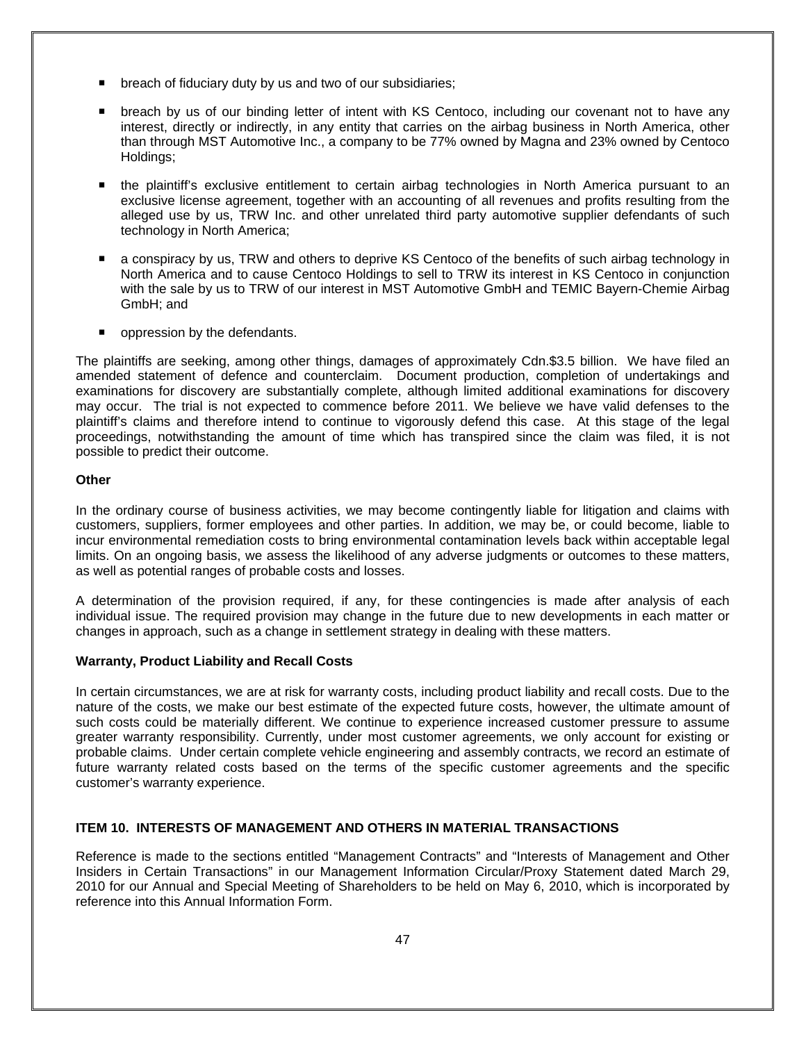- breach of fiduciary duty by us and two of our subsidiaries;
- breach by us of our binding letter of intent with KS Centoco, including our covenant not to have any interest, directly or indirectly, in any entity that carries on the airbag business in North America, other than through MST Automotive Inc., a company to be 77% owned by Magna and 23% owned by Centoco Holdings;
- the plaintiff's exclusive entitlement to certain airbag technologies in North America pursuant to an exclusive license agreement, together with an accounting of all revenues and profits resulting from the alleged use by us, TRW Inc. and other unrelated third party automotive supplier defendants of such technology in North America;
- a conspiracy by us, TRW and others to deprive KS Centoco of the benefits of such airbag technology in North America and to cause Centoco Holdings to sell to TRW its interest in KS Centoco in conjunction with the sale by us to TRW of our interest in MST Automotive GmbH and TEMIC Bayern-Chemie Airbag GmbH; and
- oppression by the defendants.

The plaintiffs are seeking, among other things, damages of approximately Cdn.$3.5 billion. We have filed an amended statement of defence and counterclaim. Document production, completion of undertakings and examinations for discovery are substantially complete, although limited additional examinations for discovery may occur. The trial is not expected to commence before 2011. We believe we have valid defenses to the plaintiff's claims and therefore intend to continue to vigorously defend this case. At this stage of the legal proceedings, notwithstanding the amount of time which has transpired since the claim was filed, it is not possible to predict their outcome.

**Other**

In the ordinary course of business activities, we may become contingently liable for litigation and claims with customers, suppliers, former employees and other parties. In addition, we may be, or could become, liable to incur environmental remediation costs to bring environmental contamination levels back within acceptable legal limits. On an ongoing basis, we assess the likelihood of any adverse judgments or outcomes to these matters, as well as potential ranges of probable costs and losses.

A determination of the provision required, if any, for these contingencies is made after analysis of each individual issue. The required provision may change in the future due to new developments in each matter or changes in approach, such as a change in settlement strategy in dealing with these matters.

**Warranty, Product Liability and Recall Costs**

In certain circumstances, we are at risk for warranty costs, including product liability and recall costs. Due to the nature of the costs, we make our best estimate of the expected future costs, however, the ultimate amount of such costs could be materially different. We continue to experience increased customer pressure to assume greater warranty responsibility. Currently, under most customer agreements, we only account for existing or probable claims. Under certain complete vehicle engineering and assembly contracts, we record an estimate of future warranty related costs based on the terms of the specific customer agreements and the specific customer's warranty experience.

## ITEM 10. INTERESTS OF MANAGEMENT AND OTHERS IN MATERIAL TRANSACTIONS

Reference is made to the sections entitled "Management Contracts" and "Interests of Management and Other Insiders in Certain Transactions" in our Management Information Circular/Proxy Statement dated March 29, 2010 for our Annual and Special Meeting of Shareholders to be held on May 6, 2010, which is incorporated by reference into this Annual Information Form.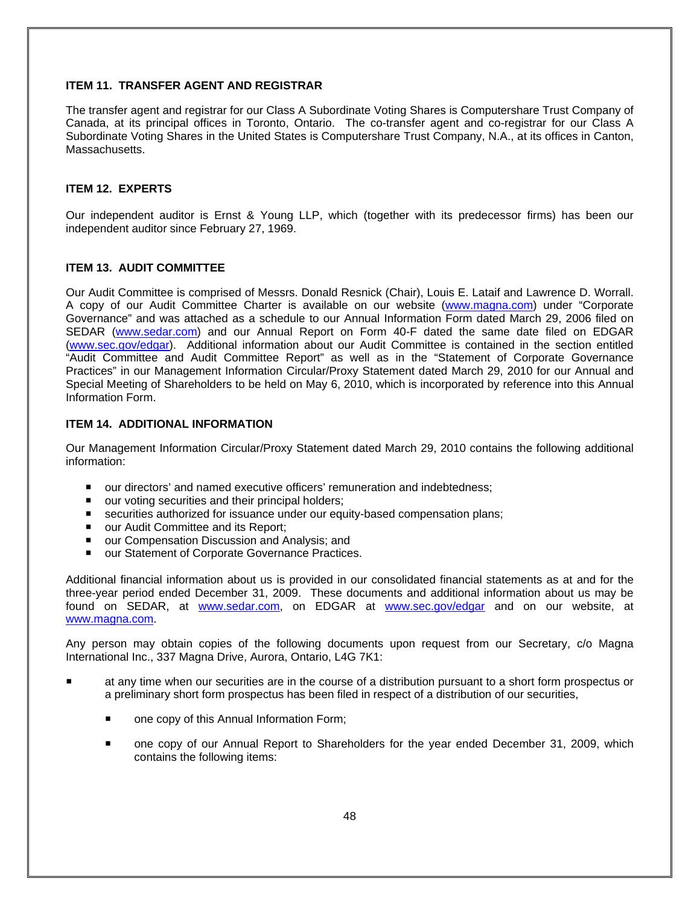### ITEM 11. TRANSFER AGENT AND REGISTRAR

The transfer agent and registrar for our Class A Subordinate Voting Shares is Computershare Trust Company of Canada, at its principal offices in Toronto, Ontario. The co-transfer agent and co-registrar for our Class A Subordinate Voting Shares in the United States is Computershare Trust Company, N.A., at its offices in Canton, Massachusetts.

### ITEM 12. EXPERTS

Our independent auditor is Ernst & Young LLP, which (together with its predecessor firms) has been our independent auditor since February 27, 1969.

### ITEM 13. AUDIT COMMITTEE

Our Audit Committee is comprised of Messrs. Donald Resnick (Chair), Louis E. Lataif and Lawrence D. Worrall. A copy of our Audit Committee Charter is available on our website (www.magna.com) under "Corporate Governance" and was attached as a schedule to our Annual Information Form dated March 29, 2006 filed on SEDAR (www.sedar.com) and our Annual Report on Form 40-F dated the same date filed on EDGAR (www.sec.gov/edgar). Additional information about our Audit Committee is contained in the section entitled "Audit Committee and Audit Committee Report" as well as in the "Statement of Corporate Governance Practices" in our Management Information Circular/Proxy Statement dated March 29, 2010 for our Annual and Special Meeting of Shareholders to be held on May 6, 2010, which is incorporated by reference into this Annual Information Form.

### ITEM 14. ADDITIONAL INFORMATION

Our Management Information Circular/Proxy Statement dated March 29, 2010 contains the following additional information:

- our directors' and named executive officers' remuneration and indebtedness;
- our voting securities and their principal holders;
- securities authorized for issuance under our equity-based compensation plans;
- our Audit Committee and its Report;
- our Compensation Discussion and Analysis; and
- our Statement of Corporate Governance Practices.

Additional financial information about us is provided in our consolidated financial statements as at and for the three-year period ended December 31, 2009. These documents and additional information about us may be found on SEDAR, at www.sedar.com, on EDGAR at www.sec.gov/edgar and on our website, at www.magna.com.

Any person may obtain copies of the following documents upon request from our Secretary, c/o Magna International Inc., 337 Magna Drive, Aurora, Ontario, L4G 7K1:

- at any time when our securities are in the course of a distribution pursuant to a short form prospectus or a preliminary short form prospectus has been filed in respect of a distribution of our securities,
  - one copy of this Annual Information Form;
  - one copy of our Annual Report to Shareholders for the year ended December 31, 2009, which contains the following items: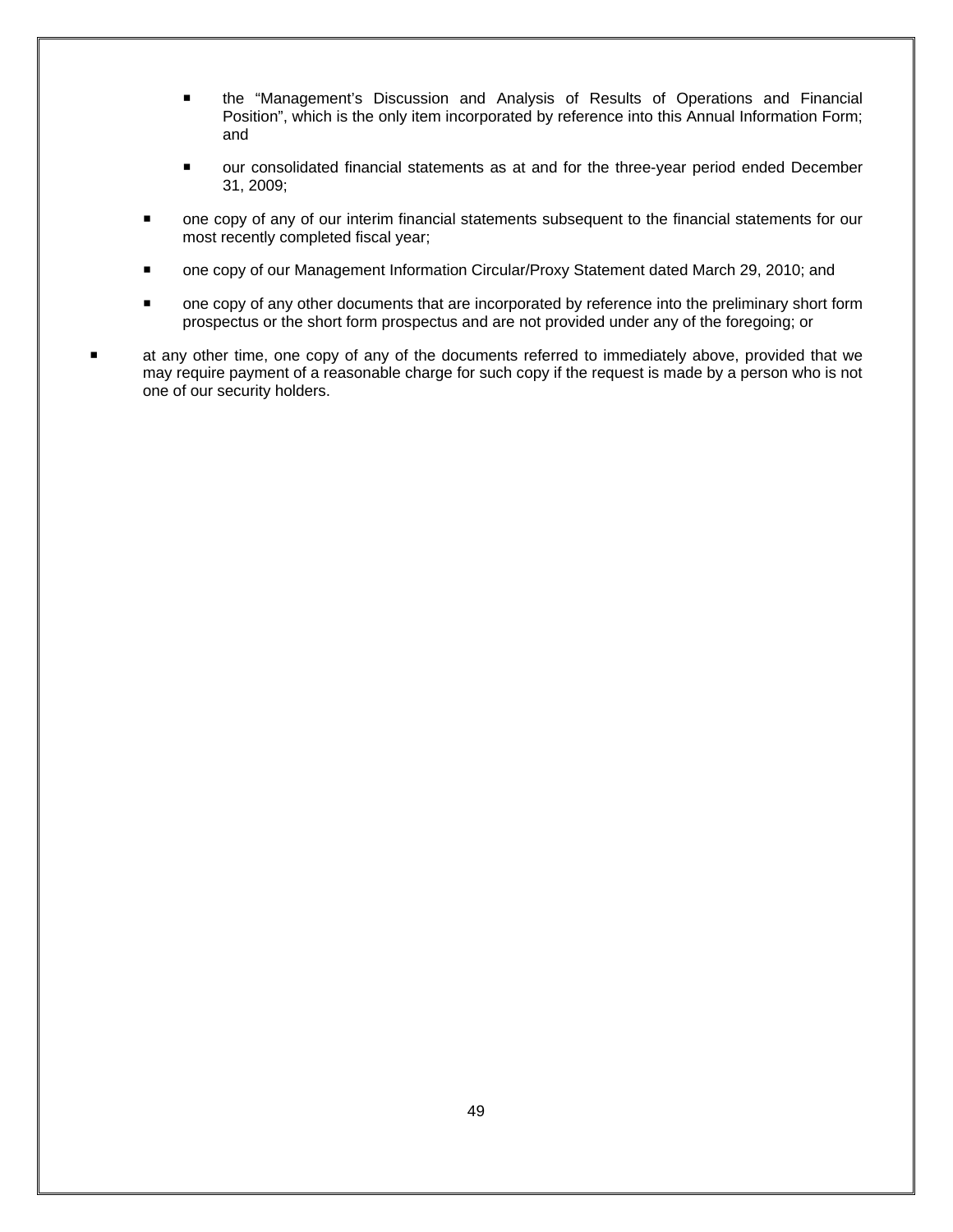- the "Management's Discussion and Analysis of Results of Operations and Financial Position", which is the only item incorporated by reference into this Annual Information Form; and

        - our consolidated financial statements as at and for the three-year period ended December 31, 2009;

    - one copy of any of our interim financial statements subsequent to the financial statements for our most recently completed fiscal year;

    - one copy of our Management Information Circular/Proxy Statement dated March 29, 2010; and

    - one copy of any other documents that are incorporated by reference into the preliminary short form prospectus or the short form prospectus and are not provided under any of the foregoing; or

- at any other time, one copy of any of the documents referred to immediately above, provided that we may require payment of a reasonable charge for such copy if the request is made by a person who is not one of our security holders.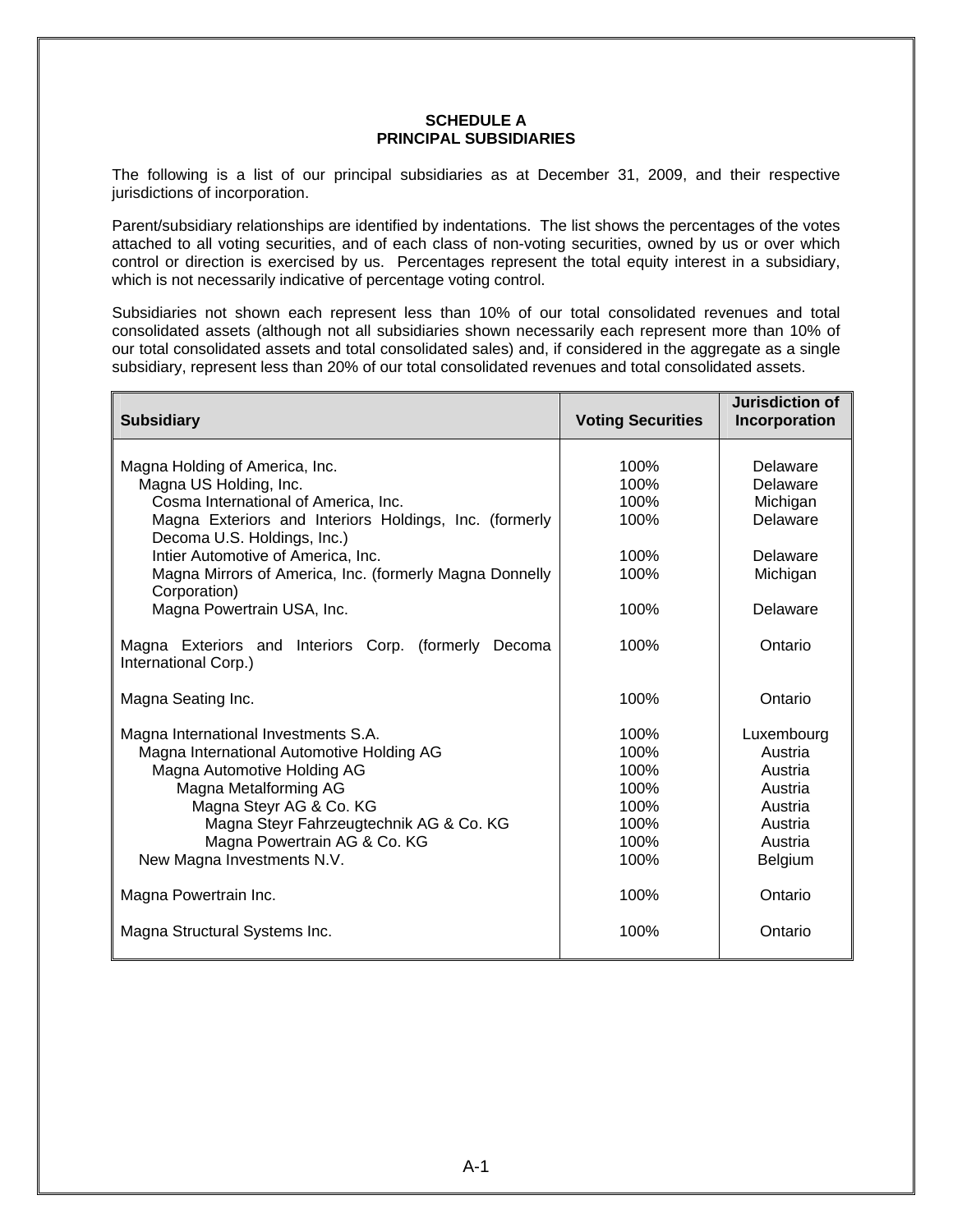# SCHEDULE A
## PRINCIPAL SUBSIDIARIES

The following is a list of our principal subsidiaries as at December 31, 2009, and their respective jurisdictions of incorporation.

Parent/subsidiary relationships are identified by indentations. The list shows the percentages of the votes attached to all voting securities, and of each class of non-voting securities, owned by us or over which control or direction is exercised by us. Percentages represent the total equity interest in a subsidiary, which is not necessarily indicative of percentage voting control.

Subsidiaries not shown each represent less than 10% of our total consolidated revenues and total consolidated assets (although not all subsidiaries shown necessarily each represent more than 10% of our total consolidated assets and total consolidated sales) and, if considered in the aggregate as a single subsidiary, represent less than 20% of our total consolidated revenues and total consolidated assets.

| Subsidiary | Voting Securities | Jurisdiction of Incorporation |
|---|---|---|
| Magna Holding of America, Inc. | 100% | Delaware |
| &nbsp;&nbsp;Magna US Holding, Inc. | 100% | Delaware |
| &nbsp;&nbsp;&nbsp;&nbsp;Cosma International of America, Inc. | 100% | Michigan |
| &nbsp;&nbsp;&nbsp;&nbsp;Magna Exteriors and Interiors Holdings, Inc. (formerly Decoma U.S. Holdings, Inc.) | 100% | Delaware |
| &nbsp;&nbsp;&nbsp;&nbsp;Intier Automotive of America, Inc. | 100% | Delaware |
| &nbsp;&nbsp;&nbsp;&nbsp;Magna Mirrors of America, Inc. (formerly Magna Donnelly Corporation) | 100% | Michigan |
| &nbsp;&nbsp;&nbsp;&nbsp;Magna Powertrain USA, Inc. | 100% | Delaware |
| Magna Exteriors and Interiors Corp. (formerly Decoma International Corp.) | 100% | Ontario |
| Magna Seating Inc. | 100% | Ontario |
| Magna International Investments S.A. | 100% | Luxembourg |
| &nbsp;&nbsp;Magna International Automotive Holding AG | 100% | Austria |
| &nbsp;&nbsp;&nbsp;&nbsp;Magna Automotive Holding AG | 100% | Austria |
| &nbsp;&nbsp;&nbsp;&nbsp;&nbsp;&nbsp;Magna Metalforming AG | 100% | Austria |
| &nbsp;&nbsp;&nbsp;&nbsp;&nbsp;&nbsp;&nbsp;&nbsp;Magna Steyr AG & Co. KG | 100% | Austria |
| &nbsp;&nbsp;&nbsp;&nbsp;&nbsp;&nbsp;&nbsp;&nbsp;&nbsp;&nbsp;Magna Steyr Fahrzeugtechnik AG & Co. KG | 100% | Austria |
| &nbsp;&nbsp;&nbsp;&nbsp;&nbsp;&nbsp;&nbsp;&nbsp;&nbsp;&nbsp;Magna Powertrain AG & Co. KG | 100% | Austria |
| &nbsp;&nbsp;New Magna Investments N.V. | 100% | Belgium |
| Magna Powertrain Inc. | 100% | Ontario |
| Magna Structural Systems Inc. | 100% | Ontario |